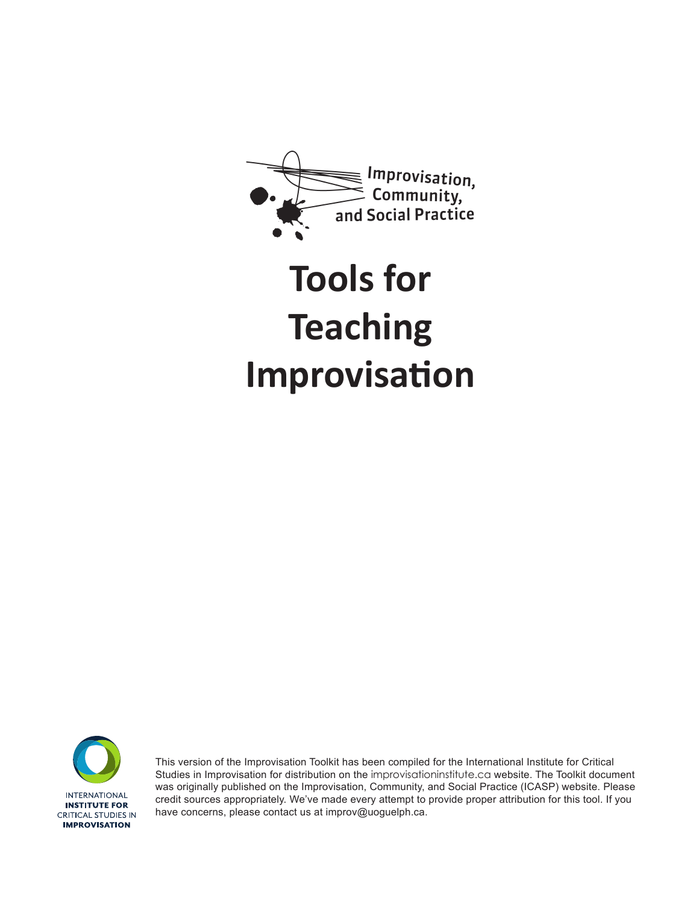Improvisation, Community, and Social Practice

# Tools for Teaching Improvisation

INTERNATIONAL INSTITUTE FOR CRITICAL STUDIES IN IMPROVISATION

This version of the Improvisation Toolkit has been compiled for the International Institute for Critical Studies in Improvisation for distribution on the improvisationinstitute.ca website. The Toolkit document was originally published on the Improvisation, Community, and Social Practice (ICASP) website. Please credit sources appropriately. We've made every attempt to provide proper attribution for this tool. If you have concerns, please contact us at improv@uoguelph.ca.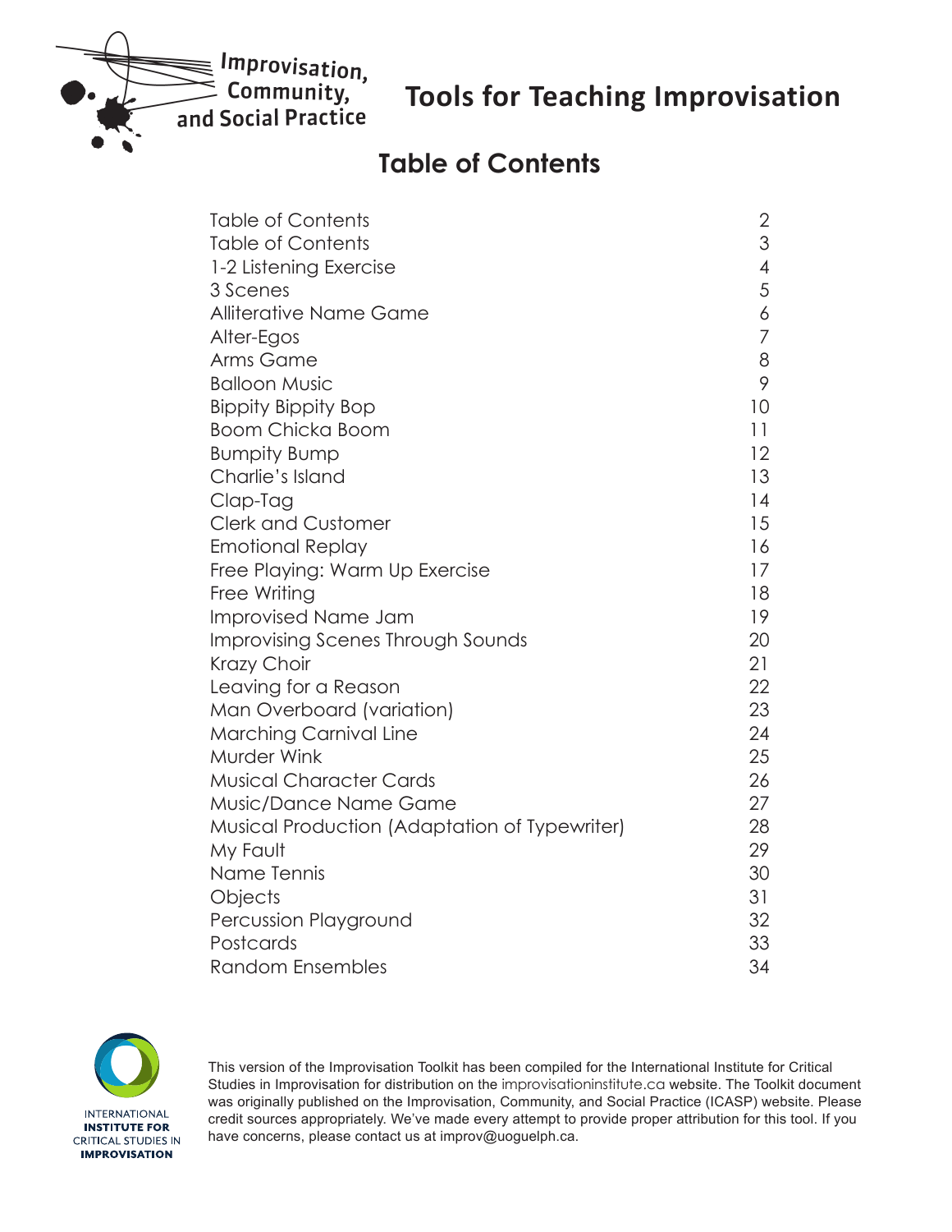Improvisation, Community, and Social Practice

# Tools for Teaching Improvisation

## Table of Contents

| | |
|---|---|
| Table of Contents | 2 |
| Table of Contents | 3 |
| 1-2 Listening Exercise | 4 |
| 3 Scenes | 5 |
| Alliterative Name Game | 6 |
| Alter-Egos | 7 |
| Arms Game | 8 |
| Balloon Music | 9 |
| Bippity Bippity Bop | 10 |
| Boom Chicka Boom | 11 |
| Bumpity Bump | 12 |
| Charlie's Island | 13 |
| Clap-Tag | 14 |
| Clerk and Customer | 15 |
| Emotional Replay | 16 |
| Free Playing: Warm Up Exercise | 17 |
| Free Writing | 18 |
| Improvised Name Jam | 19 |
| Improvising Scenes Through Sounds | 20 |
| Krazy Choir | 21 |
| Leaving for a Reason | 22 |
| Man Overboard (variation) | 23 |
| Marching Carnival Line | 24 |
| Murder Wink | 25 |
| Musical Character Cards | 26 |
| Music/Dance Name Game | 27 |
| Musical Production (Adaptation of Typewriter) | 28 |
| My Fault | 29 |
| Name Tennis | 30 |
| Objects | 31 |
| Percussion Playground | 32 |
| Postcards | 33 |
| Random Ensembles | 34 |

INTERNATIONAL **INSTITUTE FOR** CRITICAL STUDIES IN **IMPROVISATION**

This version of the Improvisation Toolkit has been compiled for the International Institute for Critical Studies in Improvisation for distribution on the improvisationinstitute.ca website. The Toolkit document was originally published on the Improvisation, Community, and Social Practice (ICASP) website. Please credit sources appropriately. We've made every attempt to provide proper attribution for this tool. If you have concerns, please contact us at improv@uoguelph.ca.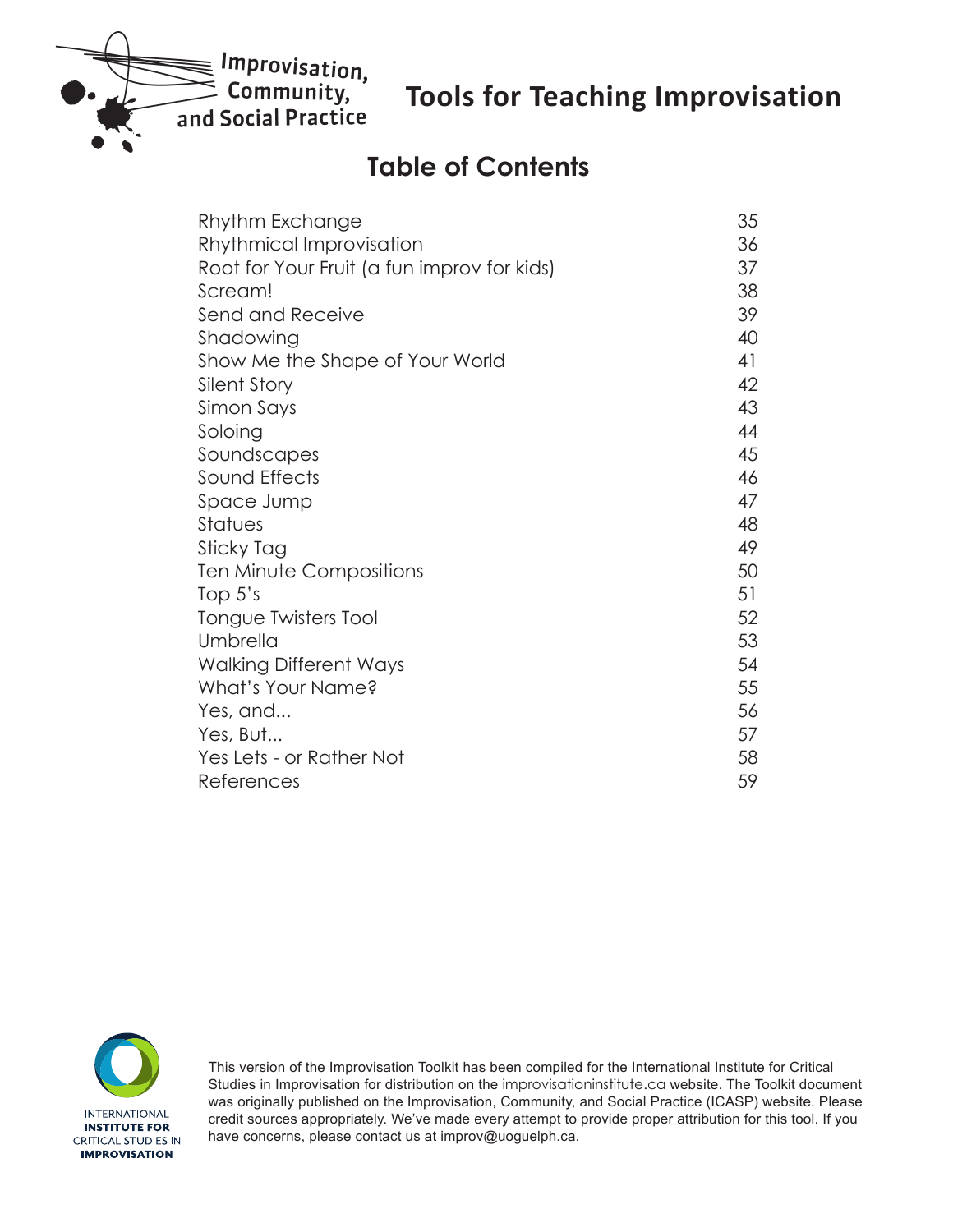# Tools for Teaching Improvisation

## Table of Contents

| | |
|---|---|
| Rhythm Exchange | 35 |
| Rhythmical Improvisation | 36 |
| Root for Your Fruit (a fun improv for kids) | 37 |
| Scream! | 38 |
| Send and Receive | 39 |
| Shadowing | 40 |
| Show Me the Shape of Your World | 41 |
| Silent Story | 42 |
| Simon Says | 43 |
| Soloing | 44 |
| Soundscapes | 45 |
| Sound Effects | 46 |
| Space Jump | 47 |
| Statues | 48 |
| Sticky Tag | 49 |
| Ten Minute Compositions | 50 |
| Top 5's | 51 |
| Tongue Twisters Tool | 52 |
| Umbrella | 53 |
| Walking Different Ways | 54 |
| What's Your Name? | 55 |
| Yes, and... | 56 |
| Yes, But... | 57 |
| Yes Lets - or Rather Not | 58 |
| References | 59 |

This version of the Improvisation Toolkit has been compiled for the International Institute for Critical Studies in Improvisation for distribution on the improvisationinstitute.ca website. The Toolkit document was originally published on the Improvisation, Community, and Social Practice (ICASP) website. Please credit sources appropriately. We've made every attempt to provide proper attribution for this tool. If you have concerns, please contact us at improv@uoguelph.ca.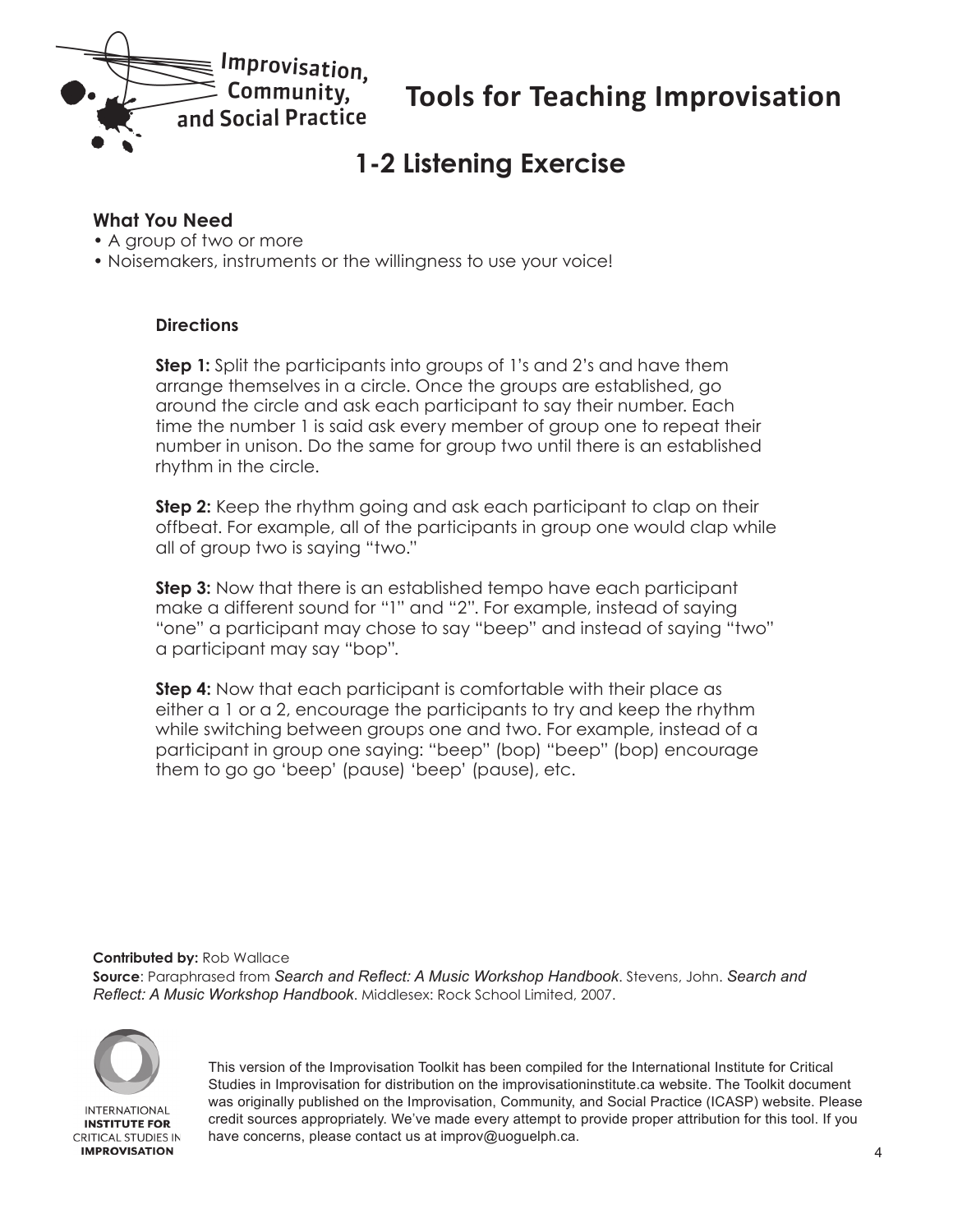# Tools for Teaching Improvisation

## 1-2 Listening Exercise

**What You Need**

- A group of two or more
- Noisemakers, instruments or the willingness to use your voice!

**Directions**

**Step 1:** Split the participants into groups of 1's and 2's and have them arrange themselves in a circle. Once the groups are established, go around the circle and ask each participant to say their number. Each time the number 1 is said ask every member of group one to repeat their number in unison. Do the same for group two until there is an established rhythm in the circle.

**Step 2:** Keep the rhythm going and ask each participant to clap on their offbeat. For example, all of the participants in group one would clap while all of group two is saying "two."

**Step 3:** Now that there is an established tempo have each participant make a different sound for "1" and "2". For example, instead of saying "one" a participant may chose to say "beep" and instead of saying "two" a participant may say "bop".

**Step 4:** Now that each participant is comfortable with their place as either a 1 or a 2, encourage the participants to try and keep the rhythm while switching between groups one and two. For example, instead of a participant in group one saying: "beep" (bop) "beep" (bop) encourage them to go go 'beep' (pause) 'beep' (pause), etc.

**Contributed by:** Rob Wallace
**Source**: Paraphrased from *Search and Reflect: A Music Workshop Handbook*. Stevens, John. *Search and Reflect: A Music Workshop Handbook*. Middlesex: Rock School Limited, 2007.

This version of the Improvisation Toolkit has been compiled for the International Institute for Critical Studies in Improvisation for distribution on the improvisationinstitute.ca website. The Toolkit document was originally published on the Improvisation, Community, and Social Practice (ICASP) website. Please credit sources appropriately. We've made every attempt to provide proper attribution for this tool. If you have concerns, please contact us at improv@uoguelph.ca.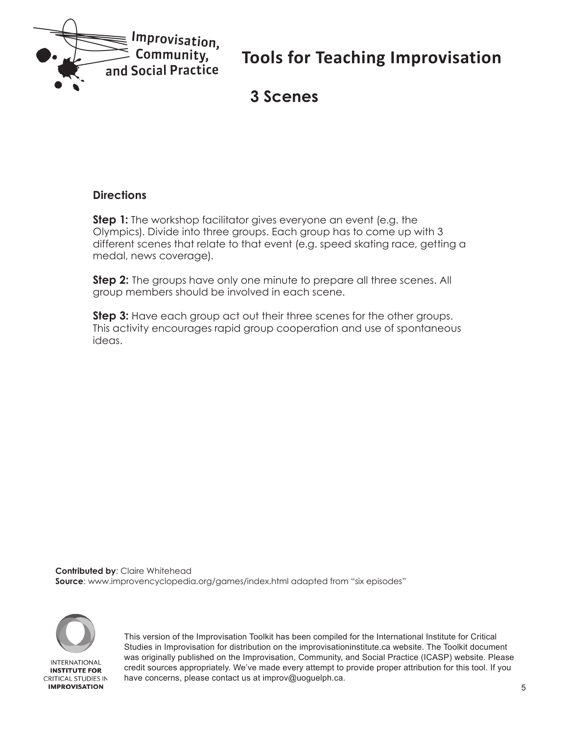# Tools for Teaching Improvisation

## 3 Scenes

### Directions

**Step 1:** The workshop facilitator gives everyone an event (e.g. the Olympics). Divide into three groups. Each group has to come up with 3 different scenes that relate to that event (e.g. speed skating race, getting a medal, news coverage).

**Step 2:** The groups have only one minute to prepare all three scenes. All group members should be involved in each scene.

**Step 3:** Have each group act out their three scenes for the other groups. This activity encourages rapid group cooperation and use of spontaneous ideas.

**Contributed by**: Claire Whitehead
**Source**: www.improvencyclopedia.org/games/index.html adapted from "six episodes"

This version of the Improvisation Toolkit has been compiled for the International Institute for Critical Studies in Improvisation for distribution on the improvisationinstitute.ca website. The Toolkit document was originally published on the Improvisation, Community, and Social Practice (ICASP) website. Please credit sources appropriately. We've made every attempt to provide proper attribution for this tool. If you have concerns, please contact us at improv@uoguelph.ca.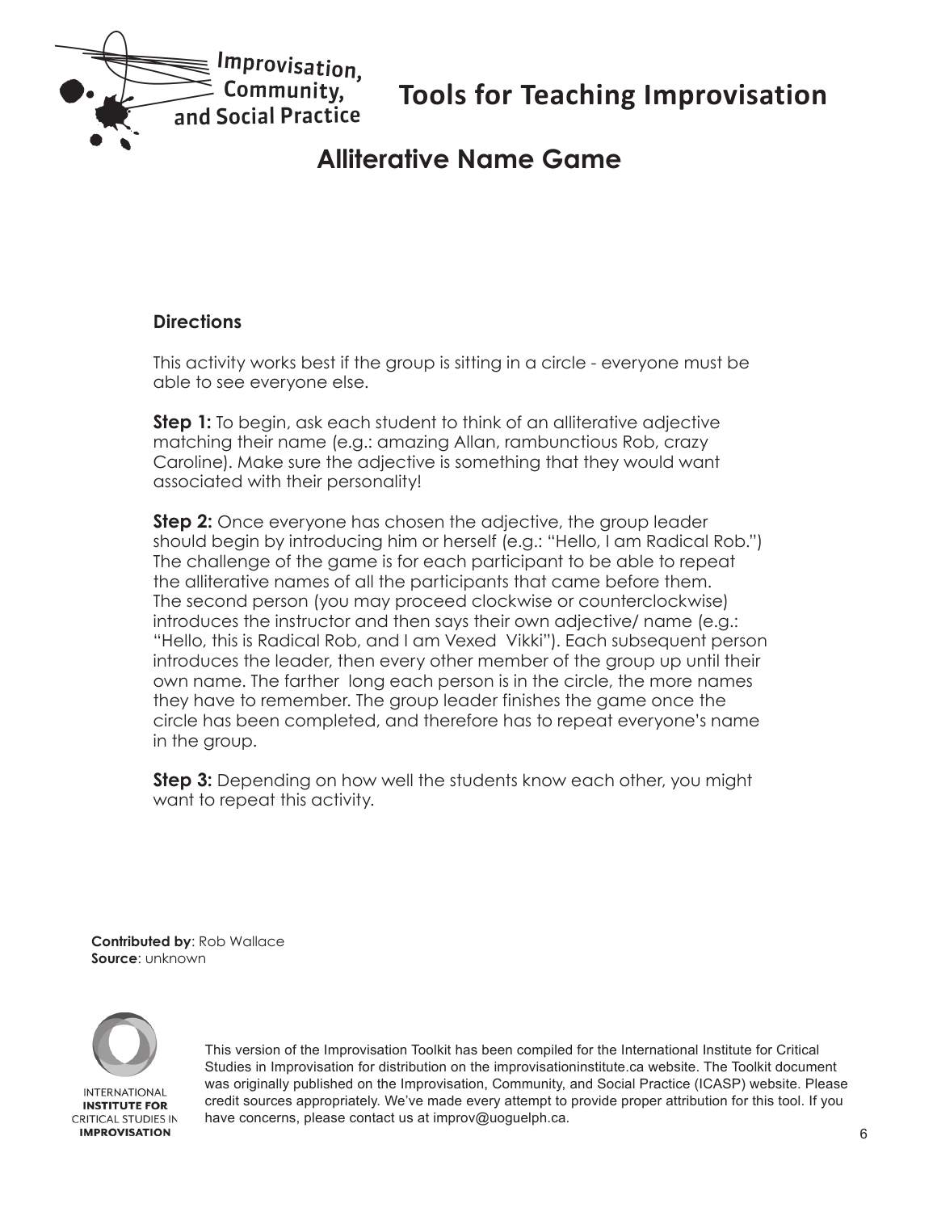# Tools for Teaching Improvisation

## Alliterative Name Game

**Directions**

This activity works best if the group is sitting in a circle - everyone must be able to see everyone else.

**Step 1:** To begin, ask each student to think of an alliterative adjective matching their name (e.g.: amazing Allan, rambunctious Rob, crazy Caroline). Make sure the adjective is something that they would want associated with their personality!

**Step 2:** Once everyone has chosen the adjective, the group leader should begin by introducing him or herself (e.g.: "Hello, I am Radical Rob.") The challenge of the game is for each participant to be able to repeat the alliterative names of all the participants that came before them. The second person (you may proceed clockwise or counterclockwise) introduces the instructor and then says their own adjective/ name (e.g.: "Hello, this is Radical Rob, and I am Vexed Vikki"). Each subsequent person introduces the leader, then every other member of the group up until their own name. The farther long each person is in the circle, the more names they have to remember. The group leader finishes the game once the circle has been completed, and therefore has to repeat everyone's name in the group.

**Step 3:** Depending on how well the students know each other, you might want to repeat this activity.

**Contributed by**: Rob Wallace
**Source**: unknown

This version of the Improvisation Toolkit has been compiled for the International Institute for Critical Studies in Improvisation for distribution on the improvisationinstitute.ca website. The Toolkit document was originally published on the Improvisation, Community, and Social Practice (ICASP) website. Please credit sources appropriately. We've made every attempt to provide proper attribution for this tool. If you have concerns, please contact us at improv@uoguelph.ca.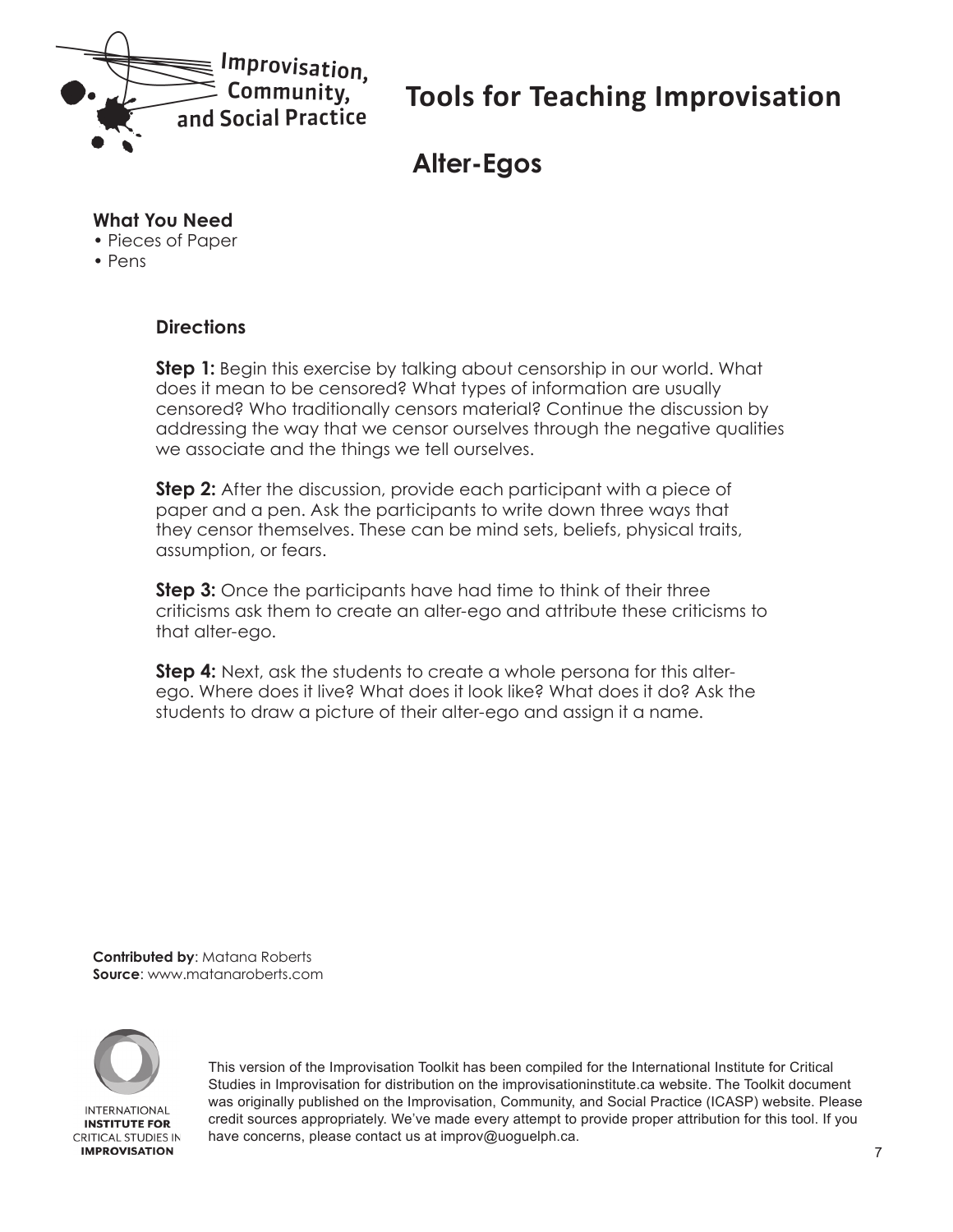# Tools for Teaching Improvisation

## Alter-Egos

**What You Need**

- Pieces of Paper
- Pens

### Directions

**Step 1:** Begin this exercise by talking about censorship in our world. What does it mean to be censored? What types of information are usually censored? Who traditionally censors material? Continue the discussion by addressing the way that we censor ourselves through the negative qualities we associate and the things we tell ourselves.

**Step 2:** After the discussion, provide each participant with a piece of paper and a pen. Ask the participants to write down three ways that they censor themselves. These can be mind sets, beliefs, physical traits, assumption, or fears.

**Step 3:** Once the participants have had time to think of their three criticisms ask them to create an alter-ego and attribute these criticisms to that alter-ego.

**Step 4:** Next, ask the students to create a whole persona for this alter-ego. Where does it live? What does it look like? What does it do? Ask the students to draw a picture of their alter-ego and assign it a name.

**Contributed by**: Matana Roberts
**Source**: www.matanaroberts.com

This version of the Improvisation Toolkit has been compiled for the International Institute for Critical Studies in Improvisation for distribution on the improvisationinstitute.ca website. The Toolkit document was originally published on the Improvisation, Community, and Social Practice (ICASP) website. Please credit sources appropriately. We've made every attempt to provide proper attribution for this tool. If you have concerns, please contact us at improv@uoguelph.ca.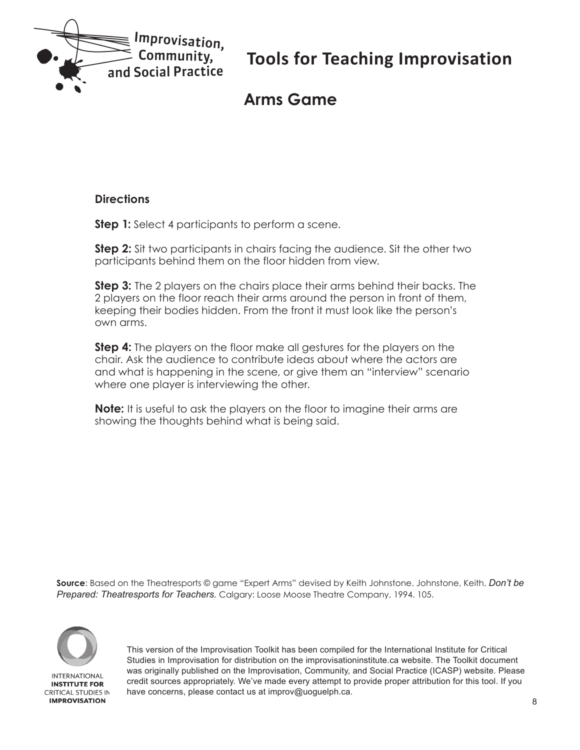# Tools for Teaching Improvisation

## Arms Game

**Directions**

**Step 1:** Select 4 participants to perform a scene.

**Step 2:** Sit two participants in chairs facing the audience. Sit the other two participants behind them on the floor hidden from view.

**Step 3:** The 2 players on the chairs place their arms behind their backs. The 2 players on the floor reach their arms around the person in front of them, keeping their bodies hidden. From the front it must look like the person's own arms.

**Step 4:** The players on the floor make all gestures for the players on the chair. Ask the audience to contribute ideas about where the actors are and what is happening in the scene, or give them an "interview" scenario where one player is interviewing the other.

**Note:** It is useful to ask the players on the floor to imagine their arms are showing the thoughts behind what is being said.

**Source**: Based on the Theatresports © game "Expert Arms" devised by Keith Johnstone. Johnstone, Keith. *Don't be Prepared: Theatresports for Teachers.* Calgary: Loose Moose Theatre Company, 1994. 105.

This version of the Improvisation Toolkit has been compiled for the International Institute for Critical Studies in Improvisation for distribution on the improvisationinstitute.ca website. The Toolkit document was originally published on the Improvisation, Community, and Social Practice (ICASP) website. Please credit sources appropriately. We've made every attempt to provide proper attribution for this tool. If you have concerns, please contact us at improv@uoguelph.ca.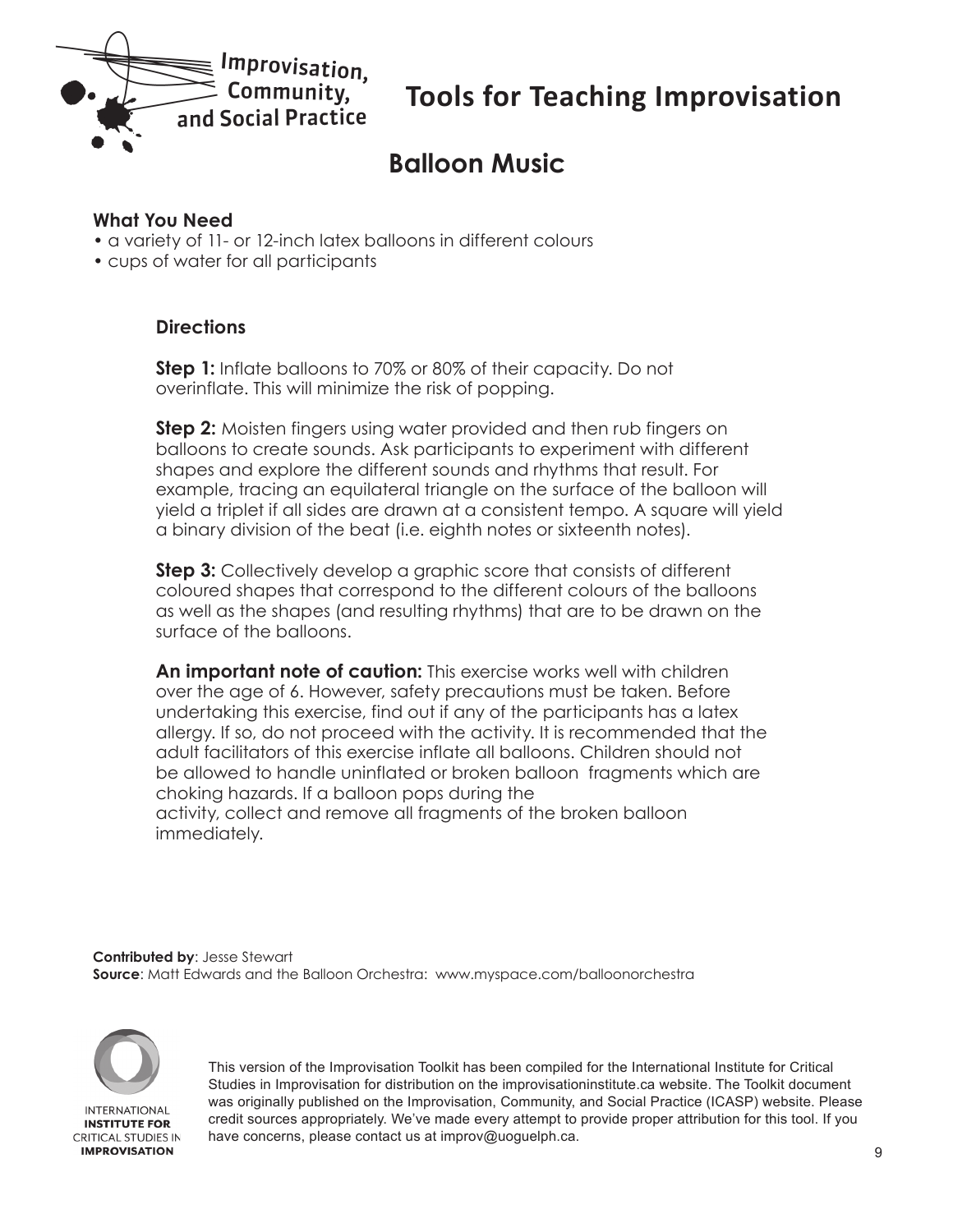# Tools for Teaching Improvisation

## Balloon Music

**What You Need**

- a variety of 11- or 12-inch latex balloons in different colours
- cups of water for all participants

**Directions**

**Step 1:** Inflate balloons to 70% or 80% of their capacity. Do not overinflate. This will minimize the risk of popping.

**Step 2:** Moisten fingers using water provided and then rub fingers on balloons to create sounds. Ask participants to experiment with different shapes and explore the different sounds and rhythms that result. For example, tracing an equilateral triangle on the surface of the balloon will yield a triplet if all sides are drawn at a consistent tempo. A square will yield a binary division of the beat (i.e. eighth notes or sixteenth notes).

**Step 3:** Collectively develop a graphic score that consists of different coloured shapes that correspond to the different colours of the balloons as well as the shapes (and resulting rhythms) that are to be drawn on the surface of the balloons.

**An important note of caution:** This exercise works well with children over the age of 6. However, safety precautions must be taken. Before undertaking this exercise, find out if any of the participants has a latex allergy. If so, do not proceed with the activity. It is recommended that the adult facilitators of this exercise inflate all balloons. Children should not be allowed to handle uninflated or broken balloon fragments which are choking hazards. If a balloon pops during the activity, collect and remove all fragments of the broken balloon immediately.

**Contributed by**: Jesse Stewart
**Source**: Matt Edwards and the Balloon Orchestra: www.myspace.com/balloonorchestra

This version of the Improvisation Toolkit has been compiled for the International Institute for Critical Studies in Improvisation for distribution on the improvisationinstitute.ca website. The Toolkit document was originally published on the Improvisation, Community, and Social Practice (ICASP) website. Please credit sources appropriately. We've made every attempt to provide proper attribution for this tool. If you have concerns, please contact us at improv@uoguelph.ca.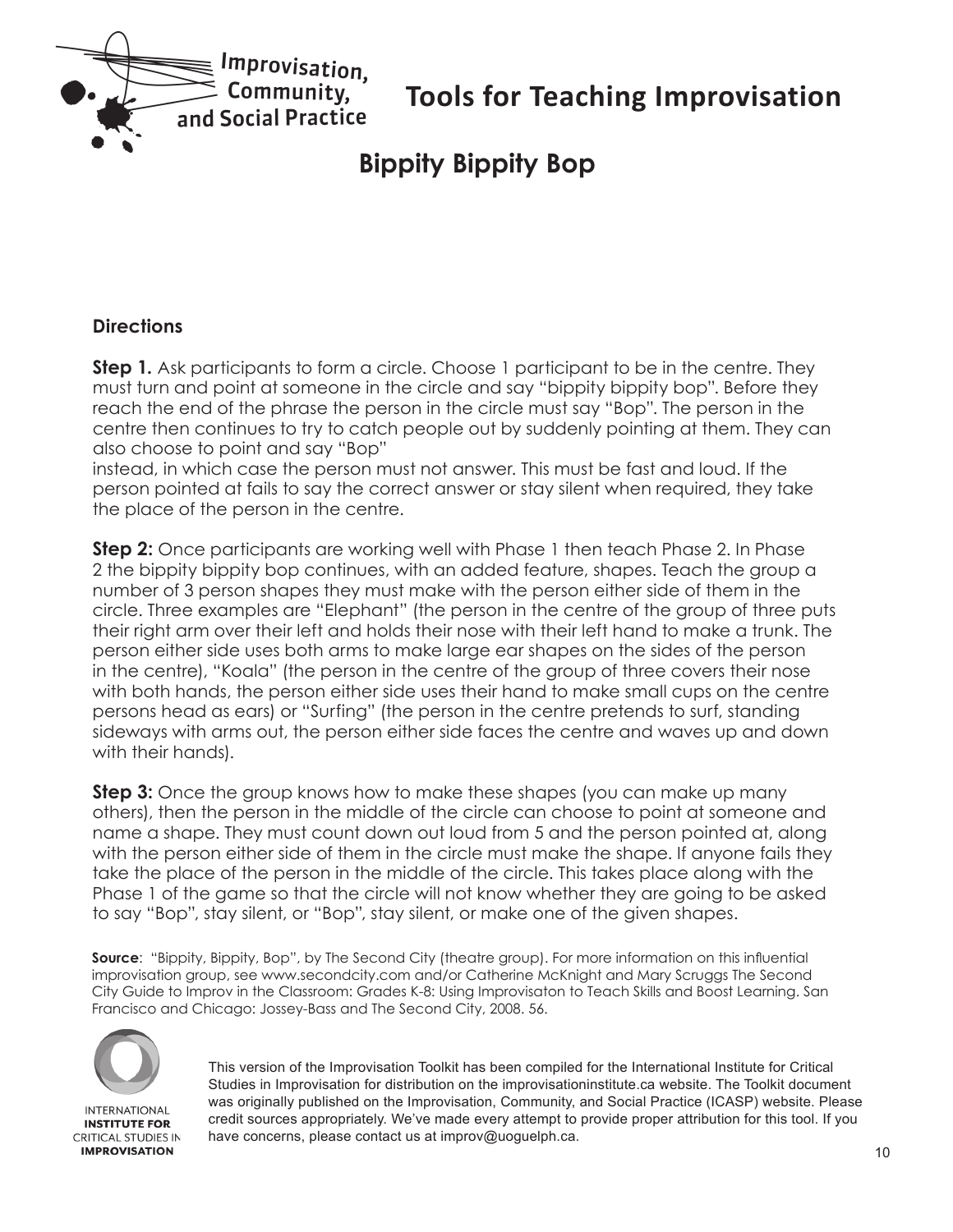# Tools for Teaching Improvisation

## Bippity Bippity Bop

### Directions

**Step 1.** Ask participants to form a circle. Choose 1 participant to be in the centre. They must turn and point at someone in the circle and say "bippity bippity bop". Before they reach the end of the phrase the person in the circle must say "Bop". The person in the centre then continues to try to catch people out by suddenly pointing at them. They can also choose to point and say "Bop"
instead, in which case the person must not answer. This must be fast and loud. If the person pointed at fails to say the correct answer or stay silent when required, they take the place of the person in the centre.

**Step 2:** Once participants are working well with Phase 1 then teach Phase 2. In Phase 2 the bippity bippity bop continues, with an added feature, shapes. Teach the group a number of 3 person shapes they must make with the person either side of them in the circle. Three examples are "Elephant" (the person in the centre of the group of three puts their right arm over their left and holds their nose with their left hand to make a trunk. The person either side uses both arms to make large ear shapes on the sides of the person in the centre), "Koala" (the person in the centre of the group of three covers their nose with both hands, the person either side uses their hand to make small cups on the centre persons head as ears) or "Surfing" (the person in the centre pretends to surf, standing sideways with arms out, the person either side faces the centre and waves up and down with their hands).

**Step 3:** Once the group knows how to make these shapes (you can make up many others), then the person in the middle of the circle can choose to point at someone and name a shape. They must count down out loud from 5 and the person pointed at, along with the person either side of them in the circle must make the shape. If anyone fails they take the place of the person in the middle of the circle. This takes place along with the Phase 1 of the game so that the circle will not know whether they are going to be asked to say "Bop", stay silent, or "Bop", stay silent, or make one of the given shapes.

**Source**: "Bippity, Bippity, Bop", by The Second City (theatre group). For more information on this influential improvisation group, see www.secondcity.com and/or Catherine McKnight and Mary Scruggs The Second City Guide to Improv in the Classroom: Grades K-8: Using Improvisaton to Teach Skills and Boost Learning. San Francisco and Chicago: Jossey-Bass and The Second City, 2008. 56.

This version of the Improvisation Toolkit has been compiled for the International Institute for Critical Studies in Improvisation for distribution on the improvisationinstitute.ca website. The Toolkit document was originally published on the Improvisation, Community, and Social Practice (ICASP) website. Please credit sources appropriately. We've made every attempt to provide proper attribution for this tool. If you have concerns, please contact us at improv@uoguelph.ca.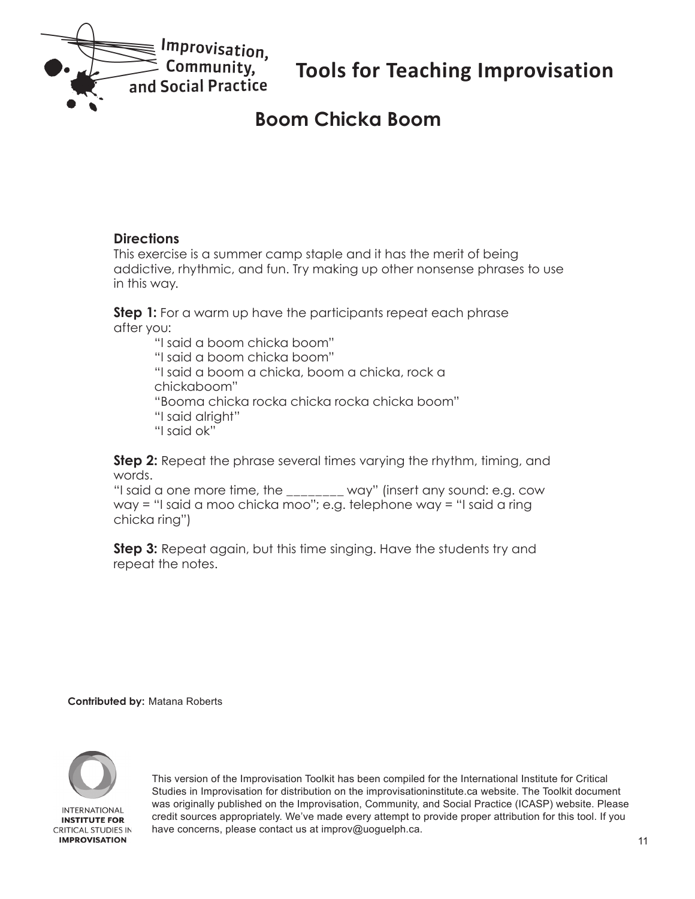# Tools for Teaching Improvisation

## Boom Chicka Boom

**Directions**

This exercise is a summer camp staple and it has the merit of being addictive, rhythmic, and fun. Try making up other nonsense phrases to use in this way.

**Step 1:** For a warm up have the participants repeat each phrase after you:

> "I said a boom chicka boom"
> "I said a boom chicka boom"
> "I said a boom a chicka, boom a chicka, rock a chickaboom"
> "Booma chicka rocka chicka rocka chicka boom"
> "I said alright"
> "I said ok"

**Step 2:** Repeat the phrase several times varying the rhythm, timing, and words.
"I said a one more time, the ________ way" (insert any sound: e.g. cow way = "I said a moo chicka moo"; e.g. telephone way = "I said a ring chicka ring")

**Step 3:** Repeat again, but this time singing. Have the students try and repeat the notes.

**Contributed by:** Matana Roberts

This version of the Improvisation Toolkit has been compiled for the International Institute for Critical Studies in Improvisation for distribution on the improvisationinstitute.ca website. The Toolkit document was originally published on the Improvisation, Community, and Social Practice (ICASP) website. Please credit sources appropriately. We've made every attempt to provide proper attribution for this tool. If you have concerns, please contact us at improv@uoguelph.ca.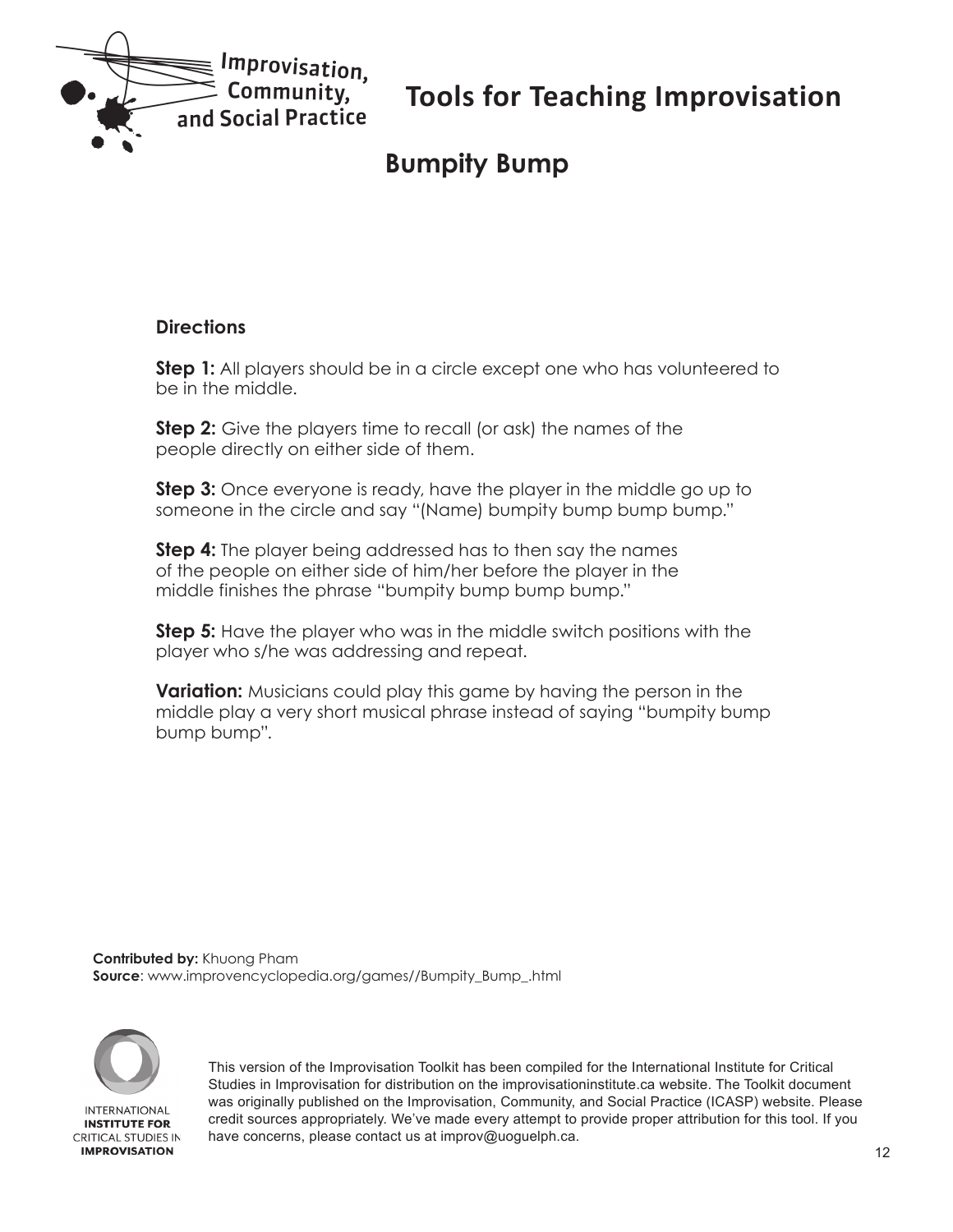# Tools for Teaching Improvisation

## Bumpity Bump

**Directions**

**Step 1:** All players should be in a circle except one who has volunteered to be in the middle.

**Step 2:** Give the players time to recall (or ask) the names of the people directly on either side of them.

**Step 3:** Once everyone is ready, have the player in the middle go up to someone in the circle and say "(Name) bumpity bump bump bump."

**Step 4:** The player being addressed has to then say the names of the people on either side of him/her before the player in the middle finishes the phrase "bumpity bump bump bump."

**Step 5:** Have the player who was in the middle switch positions with the player who s/he was addressing and repeat.

**Variation:** Musicians could play this game by having the person in the middle play a very short musical phrase instead of saying "bumpity bump bump bump".

**Contributed by:** Khuong Pham
**Source**: www.improvencyclopedia.org/games//Bumpity_Bump_.html

This version of the Improvisation Toolkit has been compiled for the International Institute for Critical Studies in Improvisation for distribution on the improvisationinstitute.ca website. The Toolkit document was originally published on the Improvisation, Community, and Social Practice (ICASP) website. Please credit sources appropriately. We've made every attempt to provide proper attribution for this tool. If you have concerns, please contact us at improv@uoguelph.ca.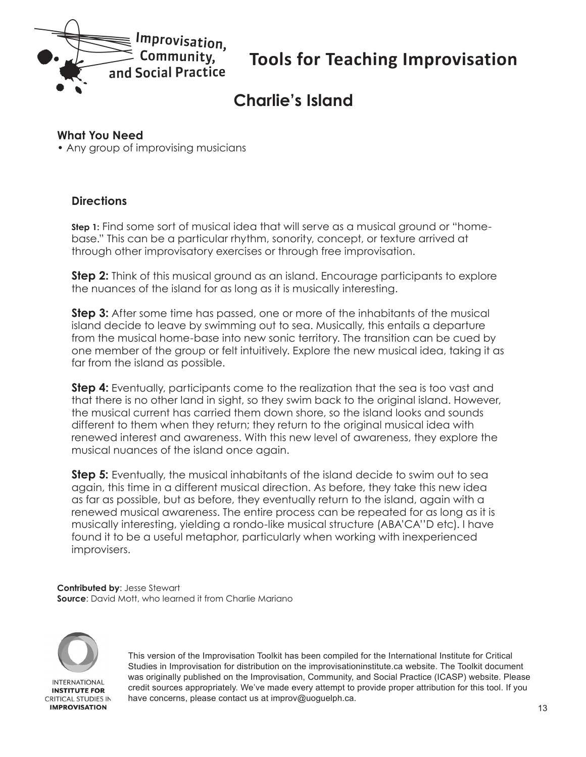# Tools for Teaching Improvisation

## Charlie's Island

**What You Need**

- Any group of improvising musicians

### Directions

**Step 1:** Find some sort of musical idea that will serve as a musical ground or "home-base." This can be a particular rhythm, sonority, concept, or texture arrived at through other improvisatory exercises or through free improvisation.

**Step 2:** Think of this musical ground as an island. Encourage participants to explore the nuances of the island for as long as it is musically interesting.

**Step 3:** After some time has passed, one or more of the inhabitants of the musical island decide to leave by swimming out to sea. Musically, this entails a departure from the musical home-base into new sonic territory. The transition can be cued by one member of the group or felt intuitively. Explore the new musical idea, taking it as far from the island as possible.

**Step 4:** Eventually, participants come to the realization that the sea is too vast and that there is no other land in sight, so they swim back to the original island. However, the musical current has carried them down shore, so the island looks and sounds different to them when they return; they return to the original musical idea with renewed interest and awareness. With this new level of awareness, they explore the musical nuances of the island once again.

**Step 5:** Eventually, the musical inhabitants of the island decide to swim out to sea again, this time in a different musical direction. As before, they take this new idea as far as possible, but as before, they eventually return to the island, again with a renewed musical awareness. The entire process can be repeated for as long as it is musically interesting, yielding a rondo-like musical structure (ABA'CA''D etc). I have found it to be a useful metaphor, particularly when working with inexperienced improvisers.

**Contributed by**: Jesse Stewart
**Source**: David Mott, who learned it from Charlie Mariano

This version of the Improvisation Toolkit has been compiled for the International Institute for Critical Studies in Improvisation for distribution on the improvisationinstitute.ca website. The Toolkit document was originally published on the Improvisation, Community, and Social Practice (ICASP) website. Please credit sources appropriately. We've made every attempt to provide proper attribution for this tool. If you have concerns, please contact us at improv@uoguelph.ca.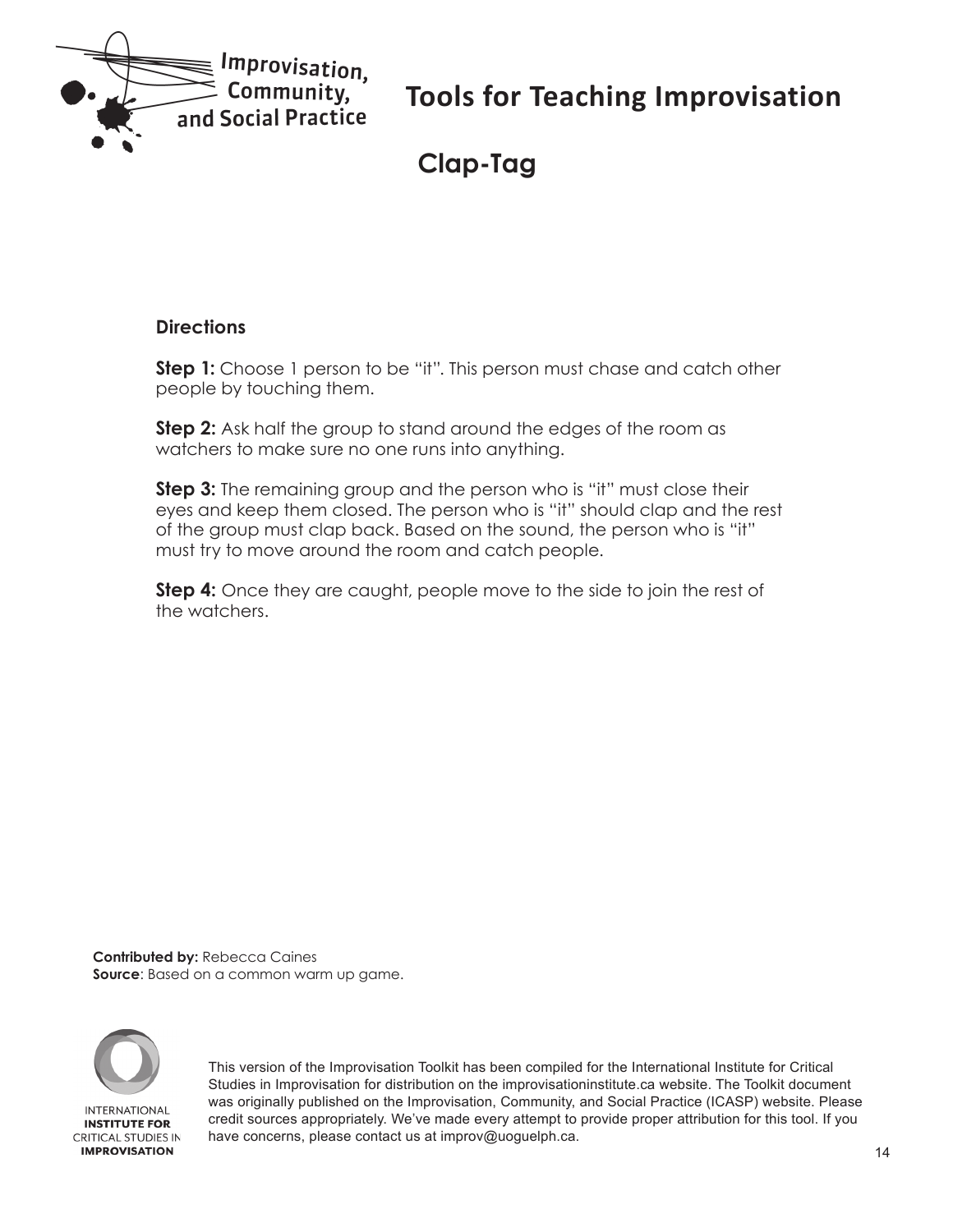# Tools for Teaching Improvisation

## Clap-Tag

### Directions

**Step 1:** Choose 1 person to be “it”. This person must chase and catch other people by touching them.

**Step 2:** Ask half the group to stand around the edges of the room as watchers to make sure no one runs into anything.

**Step 3:** The remaining group and the person who is “it” must close their eyes and keep them closed. The person who is “it” should clap and the rest of the group must clap back. Based on the sound, the person who is “it” must try to move around the room and catch people.

**Step 4:** Once they are caught, people move to the side to join the rest of the watchers.

**Contributed by:** Rebecca Caines
**Source**: Based on a common warm up game.

This version of the Improvisation Toolkit has been compiled for the International Institute for Critical Studies in Improvisation for distribution on the improvisationinstitute.ca website. The Toolkit document was originally published on the Improvisation, Community, and Social Practice (ICASP) website. Please credit sources appropriately. We’ve made every attempt to provide proper attribution for this tool. If you have concerns, please contact us at improv@uoguelph.ca.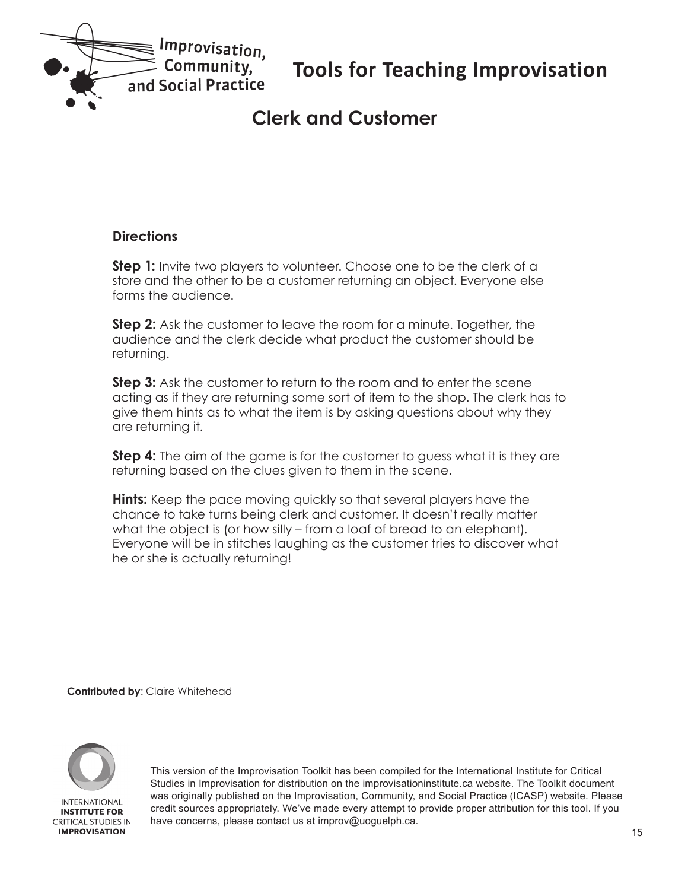# Clerk and Customer

### Directions

**Step 1:** Invite two players to volunteer. Choose one to be the clerk of a store and the other to be a customer returning an object. Everyone else forms the audience.

**Step 2:** Ask the customer to leave the room for a minute. Together, the audience and the clerk decide what product the customer should be returning.

**Step 3:** Ask the customer to return to the room and to enter the scene acting as if they are returning some sort of item to the shop. The clerk has to give them hints as to what the item is by asking questions about why they are returning it.

**Step 4:** The aim of the game is for the customer to guess what it is they are returning based on the clues given to them in the scene.

**Hints:** Keep the pace moving quickly so that several players have the chance to take turns being clerk and customer. It doesn't really matter what the object is (or how silly – from a loaf of bread to an elephant). Everyone will be in stitches laughing as the customer tries to discover what he or she is actually returning!

**Contributed by**: Claire Whitehead

This version of the Improvisation Toolkit has been compiled for the International Institute for Critical Studies in Improvisation for distribution on the improvisationinstitute.ca website. The Toolkit document was originally published on the Improvisation, Community, and Social Practice (ICASP) website. Please credit sources appropriately. We've made every attempt to provide proper attribution for this tool. If you have concerns, please contact us at improv@uoguelph.ca.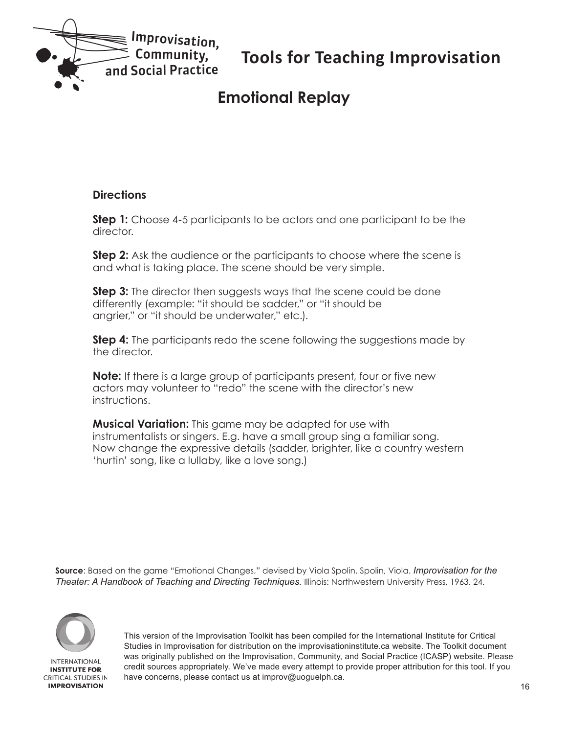# Tools for Teaching Improvisation

## Emotional Replay

### Directions

**Step 1:** Choose 4-5 participants to be actors and one participant to be the director.

**Step 2:** Ask the audience or the participants to choose where the scene is and what is taking place. The scene should be very simple.

**Step 3:** The director then suggests ways that the scene could be done differently (example: "it should be sadder," or "it should be angrier," or "it should be underwater," etc.).

**Step 4:** The participants redo the scene following the suggestions made by the director.

**Note:** If there is a large group of participants present, four or five new actors may volunteer to "redo" the scene with the director's new instructions.

**Musical Variation:** This game may be adapted for use with instrumentalists or singers. E.g. have a small group sing a familiar song. Now change the expressive details (sadder, brighter, like a country western 'hurtin' song, like a lullaby, like a love song.)

**Source**: Based on the game "Emotional Changes," devised by Viola Spolin. Spolin, Viola. *Improvisation for the Theater: A Handbook of Teaching and Directing Techniques.* Illinois: Northwestern University Press, 1963. 24.

This version of the Improvisation Toolkit has been compiled for the International Institute for Critical Studies in Improvisation for distribution on the improvisationinstitute.ca website. The Toolkit document was originally published on the Improvisation, Community, and Social Practice (ICASP) website. Please credit sources appropriately. We've made every attempt to provide proper attribution for this tool. If you have concerns, please contact us at improv@uoguelph.ca.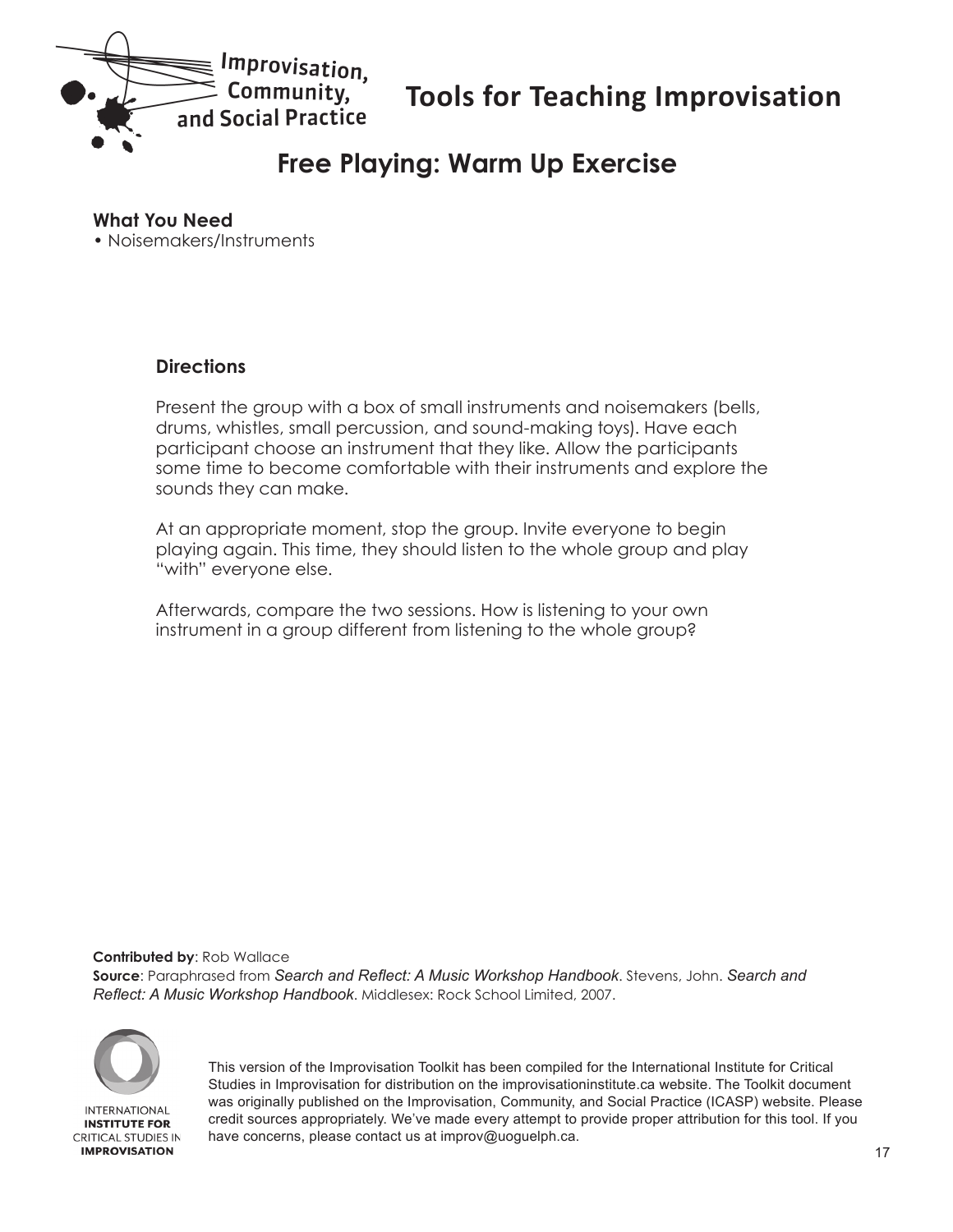# Tools for Teaching Improvisation

## Free Playing: Warm Up Exercise

**What You Need**

- Noisemakers/Instruments

### Directions

Present the group with a box of small instruments and noisemakers (bells, drums, whistles, small percussion, and sound-making toys). Have each participant choose an instrument that they like. Allow the participants some time to become comfortable with their instruments and explore the sounds they can make.

At an appropriate moment, stop the group. Invite everyone to begin playing again. This time, they should listen to the whole group and play "with" everyone else.

Afterwards, compare the two sessions. How is listening to your own instrument in a group different from listening to the whole group?

**Contributed by**: Rob Wallace
**Source**: Paraphrased from *Search and Reflect: A Music Workshop Handbook*. Stevens, John. *Search and Reflect: A Music Workshop Handbook*. Middlesex: Rock School Limited, 2007.

This version of the Improvisation Toolkit has been compiled for the International Institute for Critical Studies in Improvisation for distribution on the improvisationinstitute.ca website. The Toolkit document was originally published on the Improvisation, Community, and Social Practice (ICASP) website. Please credit sources appropriately. We've made every attempt to provide proper attribution for this tool. If you have concerns, please contact us at improv@uoguelph.ca.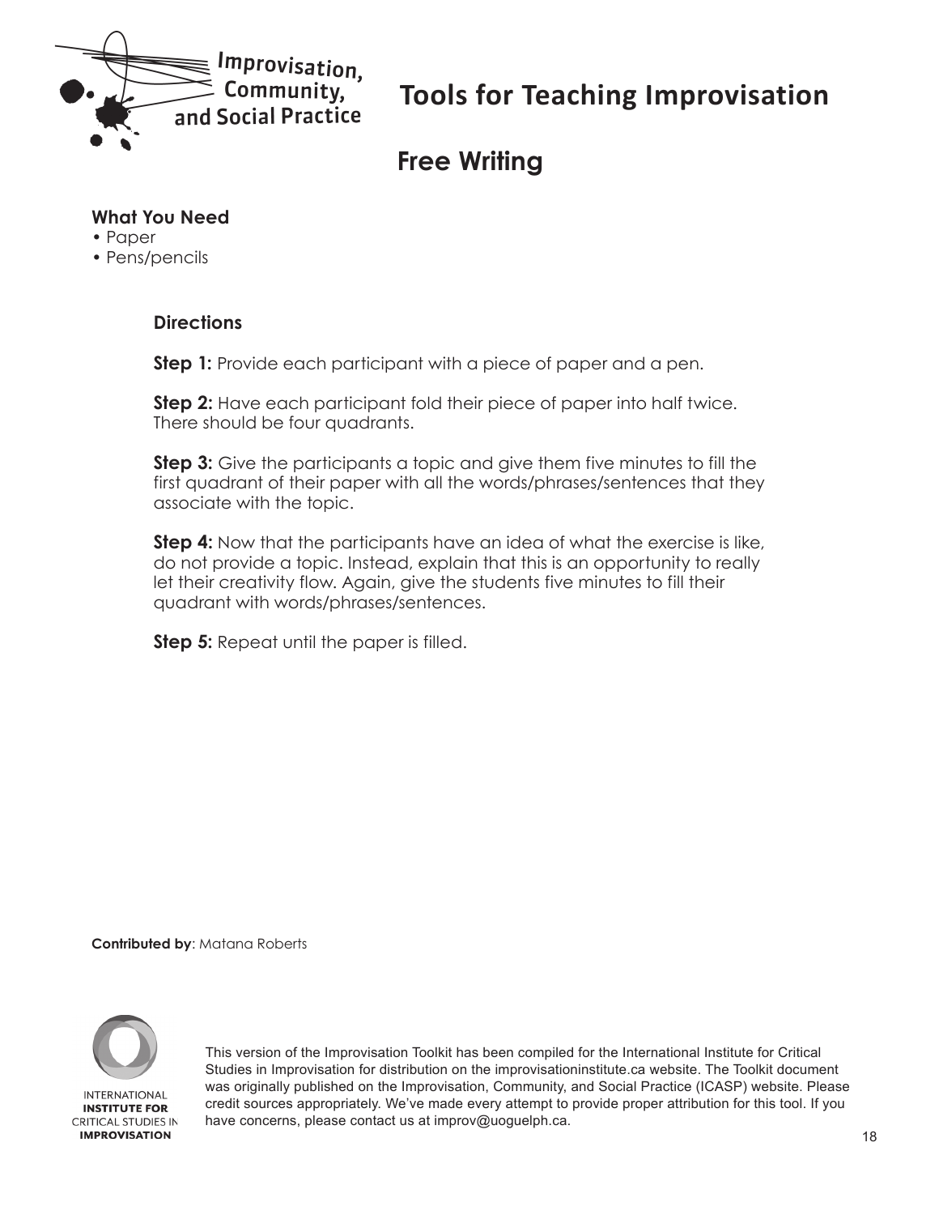# Tools for Teaching Improvisation

## Free Writing

**What You Need**

- Paper
- Pens/pencils

### Directions

**Step 1:** Provide each participant with a piece of paper and a pen.

**Step 2:** Have each participant fold their piece of paper into half twice. There should be four quadrants.

**Step 3:** Give the participants a topic and give them five minutes to fill the first quadrant of their paper with all the words/phrases/sentences that they associate with the topic.

**Step 4:** Now that the participants have an idea of what the exercise is like, do not provide a topic. Instead, explain that this is an opportunity to really let their creativity flow. Again, give the students five minutes to fill their quadrant with words/phrases/sentences.

**Step 5:** Repeat until the paper is filled.

**Contributed by**: Matana Roberts

This version of the Improvisation Toolkit has been compiled for the International Institute for Critical Studies in Improvisation for distribution on the improvisationinstitute.ca website. The Toolkit document was originally published on the Improvisation, Community, and Social Practice (ICASP) website. Please credit sources appropriately. We've made every attempt to provide proper attribution for this tool. If you have concerns, please contact us at improv@uoguelph.ca.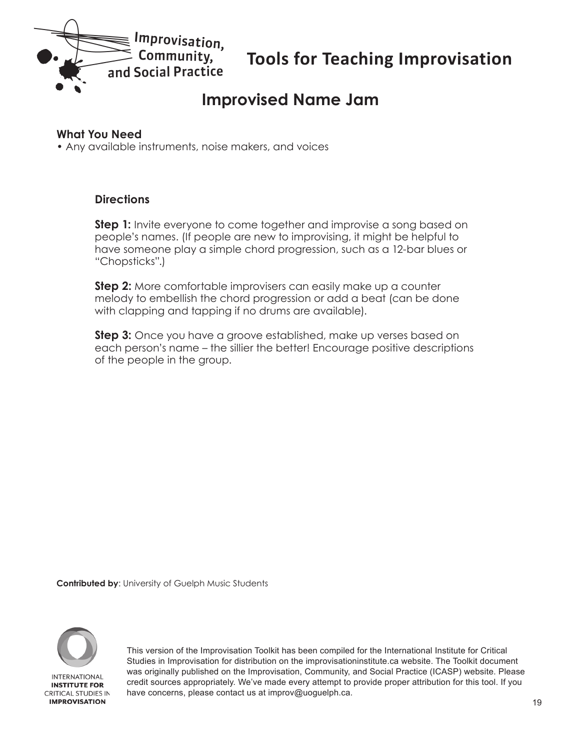# Improvised Name Jam

### What You Need

- Any available instruments, noise makers, and voices

### Directions

**Step 1:** Invite everyone to come together and improvise a song based on people's names. (If people are new to improvising, it might be helpful to have someone play a simple chord progression, such as a 12-bar blues or "Chopsticks".)

**Step 2:** More comfortable improvisers can easily make up a counter melody to embellish the chord progression or add a beat (can be done with clapping and tapping if no drums are available).

**Step 3:** Once you have a groove established, make up verses based on each person's name – the sillier the better! Encourage positive descriptions of the people in the group.

**Contributed by**: University of Guelph Music Students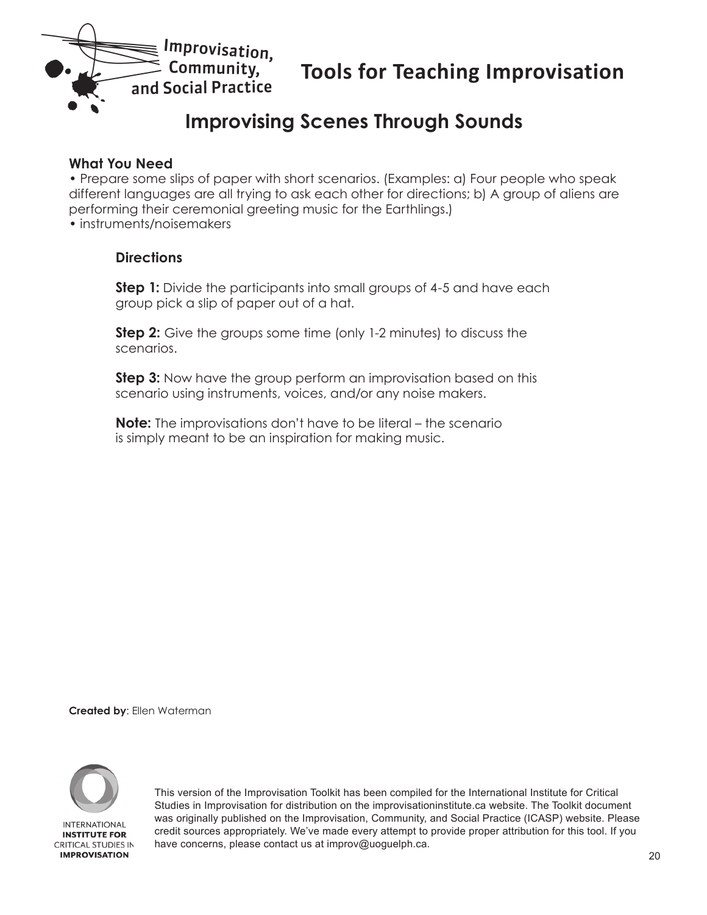# Improvising Scenes Through Sounds

**What You Need**

- Prepare some slips of paper with short scenarios. (Examples: a) Four people who speak different languages are all trying to ask each other for directions; b) A group of aliens are performing their ceremonial greeting music for the Earthlings.)
- instruments/noisemakers

## Directions

**Step 1:** Divide the participants into small groups of 4-5 and have each group pick a slip of paper out of a hat.

**Step 2:** Give the groups some time (only 1-2 minutes) to discuss the scenarios.

**Step 3:** Now have the group perform an improvisation based on this scenario using instruments, voices, and/or any noise makers.

**Note:** The improvisations don't have to be literal – the scenario is simply meant to be an inspiration for making music.

**Created by**: Ellen Waterman

This version of the Improvisation Toolkit has been compiled for the International Institute for Critical Studies in Improvisation for distribution on the improvisationinstitute.ca website. The Toolkit document was originally published on the Improvisation, Community, and Social Practice (ICASP) website. Please credit sources appropriately. We've made every attempt to provide proper attribution for this tool. If you have concerns, please contact us at improv@uoguelph.ca.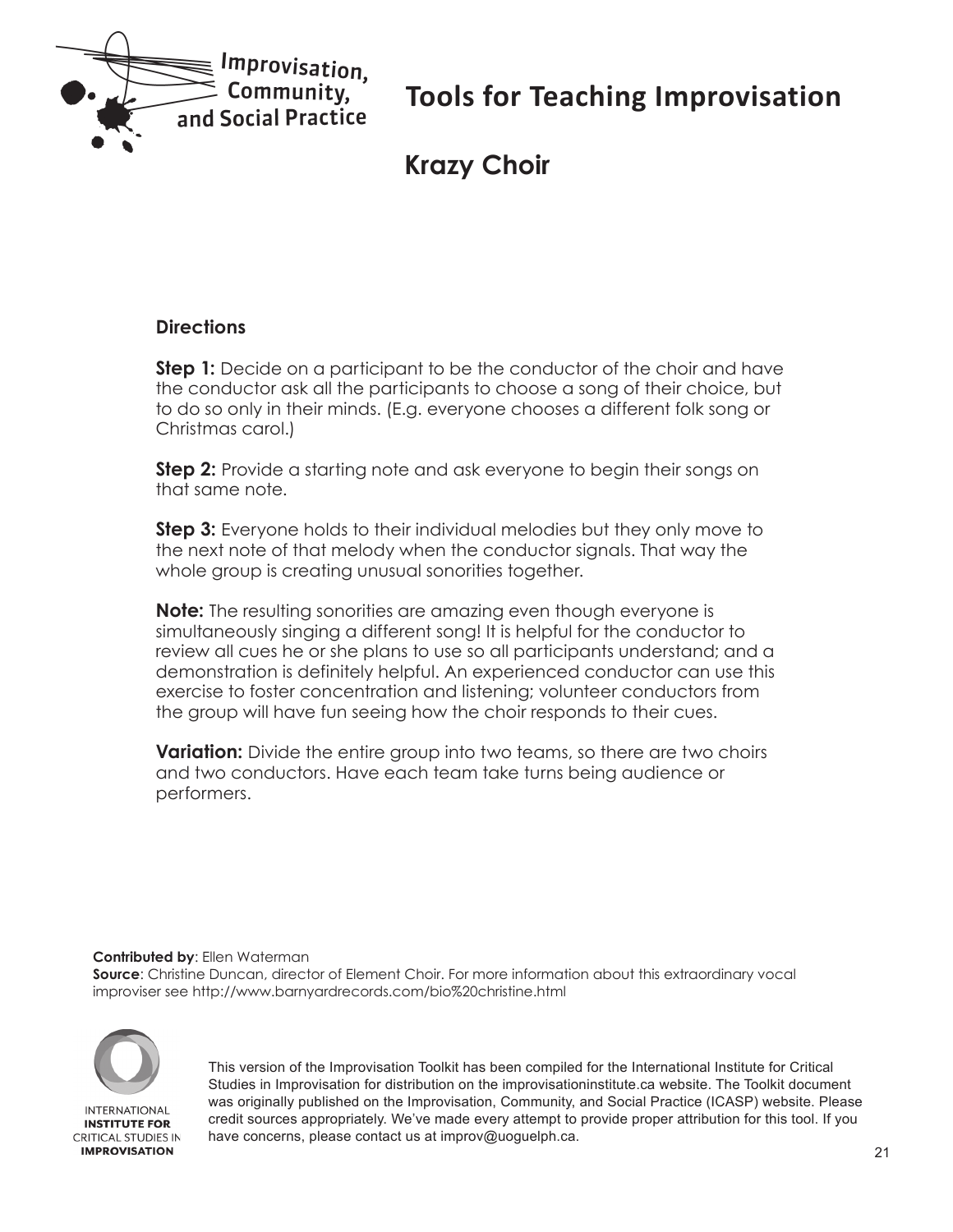# Tools for Teaching Improvisation

## Krazy Choir

### Directions

**Step 1:** Decide on a participant to be the conductor of the choir and have the conductor ask all the participants to choose a song of their choice, but to do so only in their minds. (E.g. everyone chooses a different folk song or Christmas carol.)

**Step 2:** Provide a starting note and ask everyone to begin their songs on that same note.

**Step 3:** Everyone holds to their individual melodies but they only move to the next note of that melody when the conductor signals. That way the whole group is creating unusual sonorities together.

**Note:** The resulting sonorities are amazing even though everyone is simultaneously singing a different song! It is helpful for the conductor to review all cues he or she plans to use so all participants understand; and a demonstration is definitely helpful. An experienced conductor can use this exercise to foster concentration and listening; volunteer conductors from the group will have fun seeing how the choir responds to their cues.

**Variation:** Divide the entire group into two teams, so there are two choirs and two conductors. Have each team take turns being audience or performers.

**Contributed by**: Ellen Waterman
**Source**: Christine Duncan, director of Element Choir. For more information about this extraordinary vocal improviser see http://www.barnyardrecords.com/bio%20christine.html

This version of the Improvisation Toolkit has been compiled for the International Institute for Critical Studies in Improvisation for distribution on the improvisationinstitute.ca website. The Toolkit document was originally published on the Improvisation, Community, and Social Practice (ICASP) website. Please credit sources appropriately. We've made every attempt to provide proper attribution for this tool. If you have concerns, please contact us at improv@uoguelph.ca.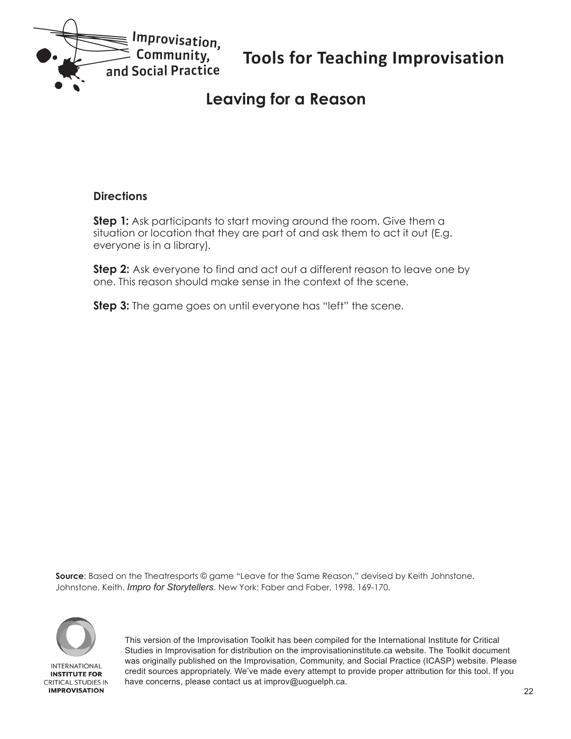# Tools for Teaching Improvisation

## Leaving for a Reason

### Directions

**Step 1:** Ask participants to start moving around the room. Give them a situation or location that they are part of and ask them to act it out (E.g. everyone is in a library).

**Step 2:** Ask everyone to find and act out a different reason to leave one by one. This reason should make sense in the context of the scene.

**Step 3:** The game goes on until everyone has "left" the scene.

**Source**: Based on the Theatresports © game "Leave for the Same Reason," devised by Keith Johnstone. Johnstone, Keith. *Impro for Storytellers.* New York: Faber and Faber, 1998. 169-170.

This version of the Improvisation Toolkit has been compiled for the International Institute for Critical Studies in Improvisation for distribution on the improvisationinstitute.ca website. The Toolkit document was originally published on the Improvisation, Community, and Social Practice (ICASP) website. Please credit sources appropriately. We've made every attempt to provide proper attribution for this tool. If you have concerns, please contact us at improv@uoguelph.ca.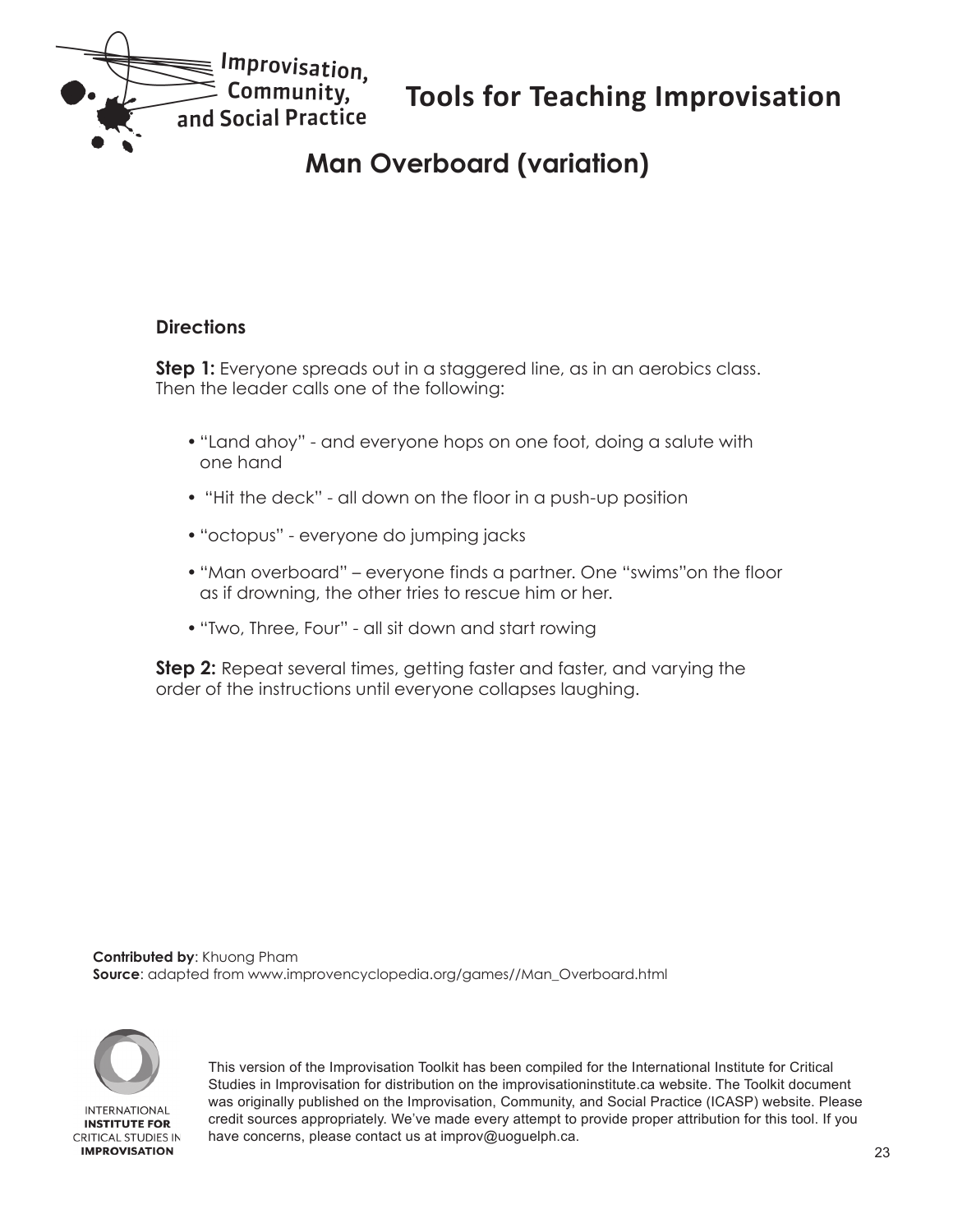# Man Overboard (variation)

### Directions

**Step 1:** Everyone spreads out in a staggered line, as in an aerobics class. Then the leader calls one of the following:

- "Land ahoy" - and everyone hops on one foot, doing a salute with one hand
- "Hit the deck" - all down on the floor in a push-up position
- "octopus" - everyone do jumping jacks
- "Man overboard" – everyone finds a partner. One "swims"on the floor as if drowning, the other tries to rescue him or her.
- "Two, Three, Four" - all sit down and start rowing

**Step 2:** Repeat several times, getting faster and faster, and varying the order of the instructions until everyone collapses laughing.

**Contributed by**: Khuong Pham
**Source**: adapted from www.improvencyclopedia.org/games//Man_Overboard.html

This version of the Improvisation Toolkit has been compiled for the International Institute for Critical Studies in Improvisation for distribution on the improvisationinstitute.ca website. The Toolkit document was originally published on the Improvisation, Community, and Social Practice (ICASP) website. Please credit sources appropriately. We've made every attempt to provide proper attribution for this tool. If you have concerns, please contact us at improv@uoguelph.ca.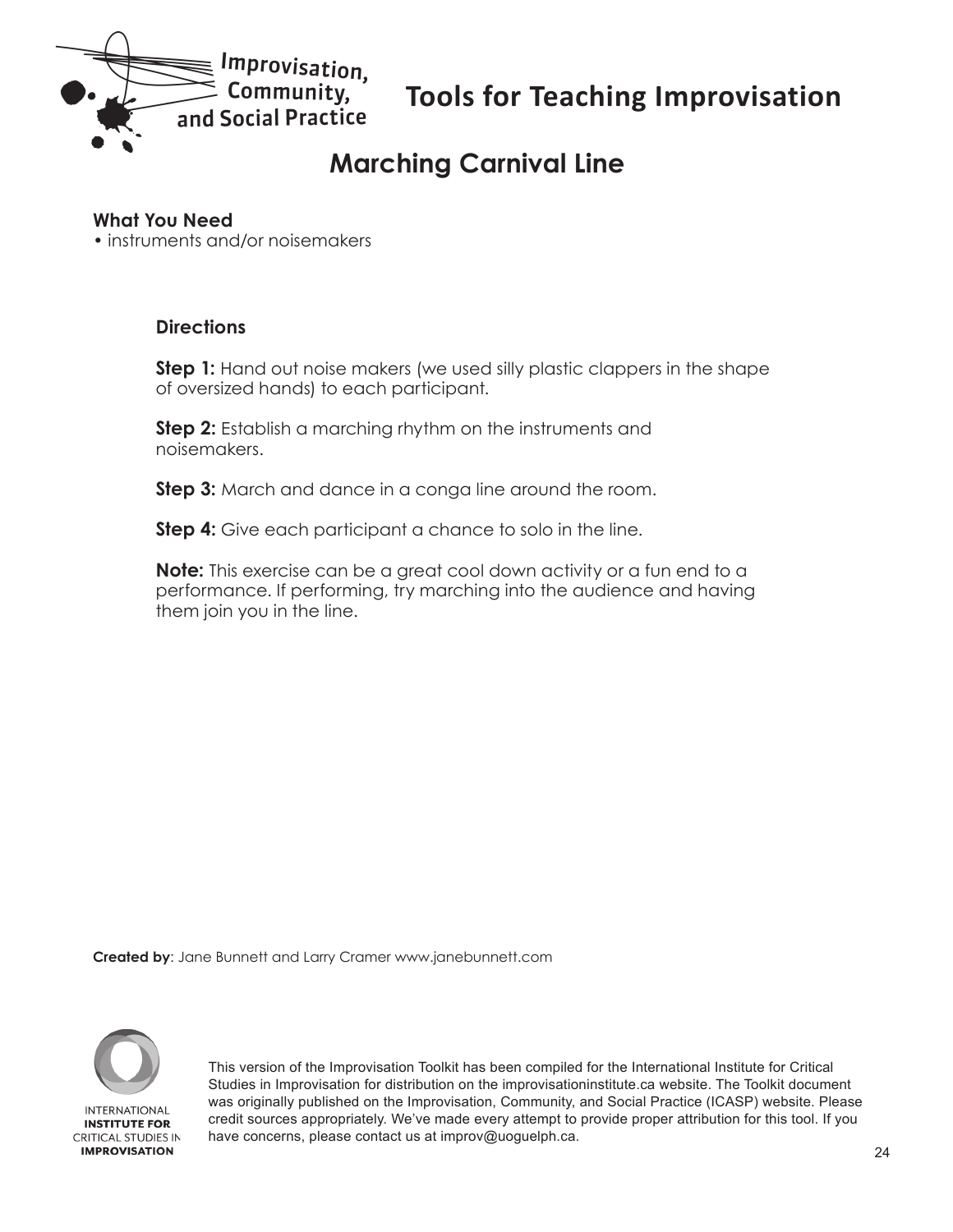# Tools for Teaching Improvisation

## Marching Carnival Line

**What You Need**
• instruments and/or noisemakers

**Directions**

**Step 1:** Hand out noise makers (we used silly plastic clappers in the shape of oversized hands) to each participant.

**Step 2:** Establish a marching rhythm on the instruments and noisemakers.

**Step 3:** March and dance in a conga line around the room.

**Step 4:** Give each participant a chance to solo in the line.

**Note:** This exercise can be a great cool down activity or a fun end to a performance. If performing, try marching into the audience and having them join you in the line.

**Created by**: Jane Bunnett and Larry Cramer www.janebunnett.com

This version of the Improvisation Toolkit has been compiled for the International Institute for Critical Studies in Improvisation for distribution on the improvisationinstitute.ca website. The Toolkit document was originally published on the Improvisation, Community, and Social Practice (ICASP) website. Please credit sources appropriately. We've made every attempt to provide proper attribution for this tool. If you have concerns, please contact us at improv@uoguelph.ca.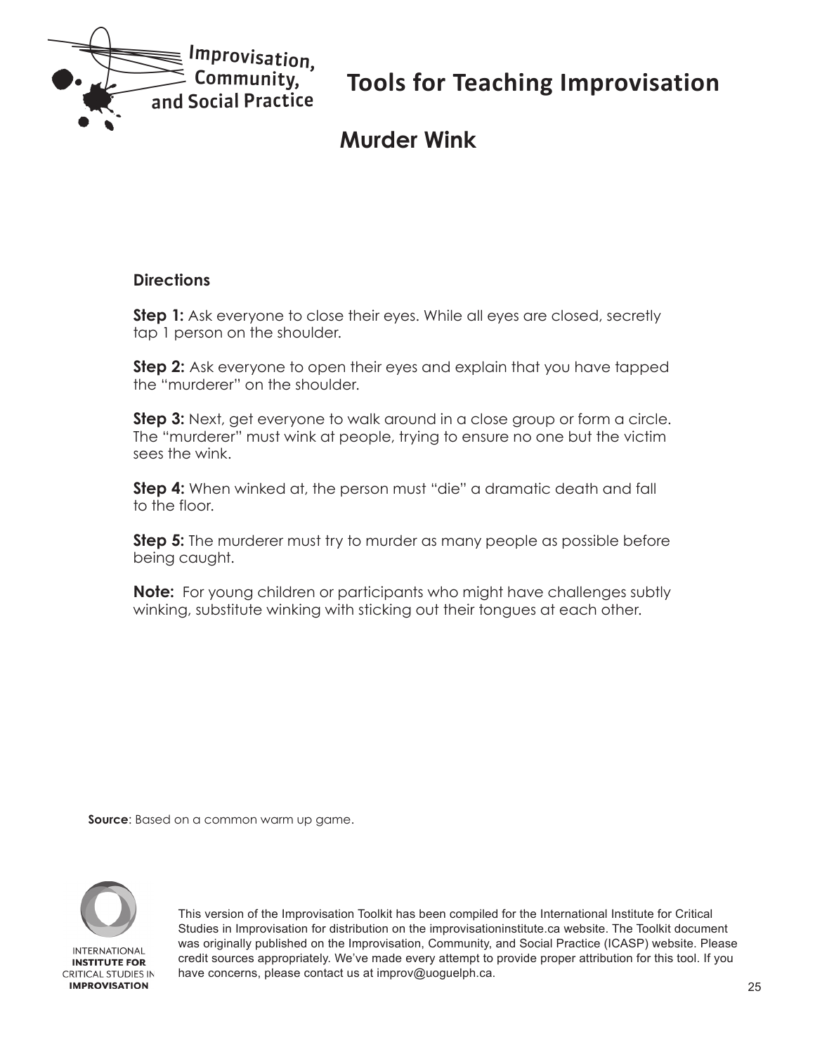# Tools for Teaching Improvisation

## Murder Wink

### Directions

**Step 1:** Ask everyone to close their eyes. While all eyes are closed, secretly tap 1 person on the shoulder.

**Step 2:** Ask everyone to open their eyes and explain that you have tapped the "murderer" on the shoulder.

**Step 3:** Next, get everyone to walk around in a close group or form a circle. The "murderer" must wink at people, trying to ensure no one but the victim sees the wink.

**Step 4:** When winked at, the person must "die" a dramatic death and fall to the floor.

**Step 5:** The murderer must try to murder as many people as possible before being caught.

**Note:** For young children or participants who might have challenges subtly winking, substitute winking with sticking out their tongues at each other.

**Source**: Based on a common warm up game.

This version of the Improvisation Toolkit has been compiled for the International Institute for Critical Studies in Improvisation for distribution on the improvisationinstitute.ca website. The Toolkit document was originally published on the Improvisation, Community, and Social Practice (ICASP) website. Please credit sources appropriately. We've made every attempt to provide proper attribution for this tool. If you have concerns, please contact us at improv@uoguelph.ca.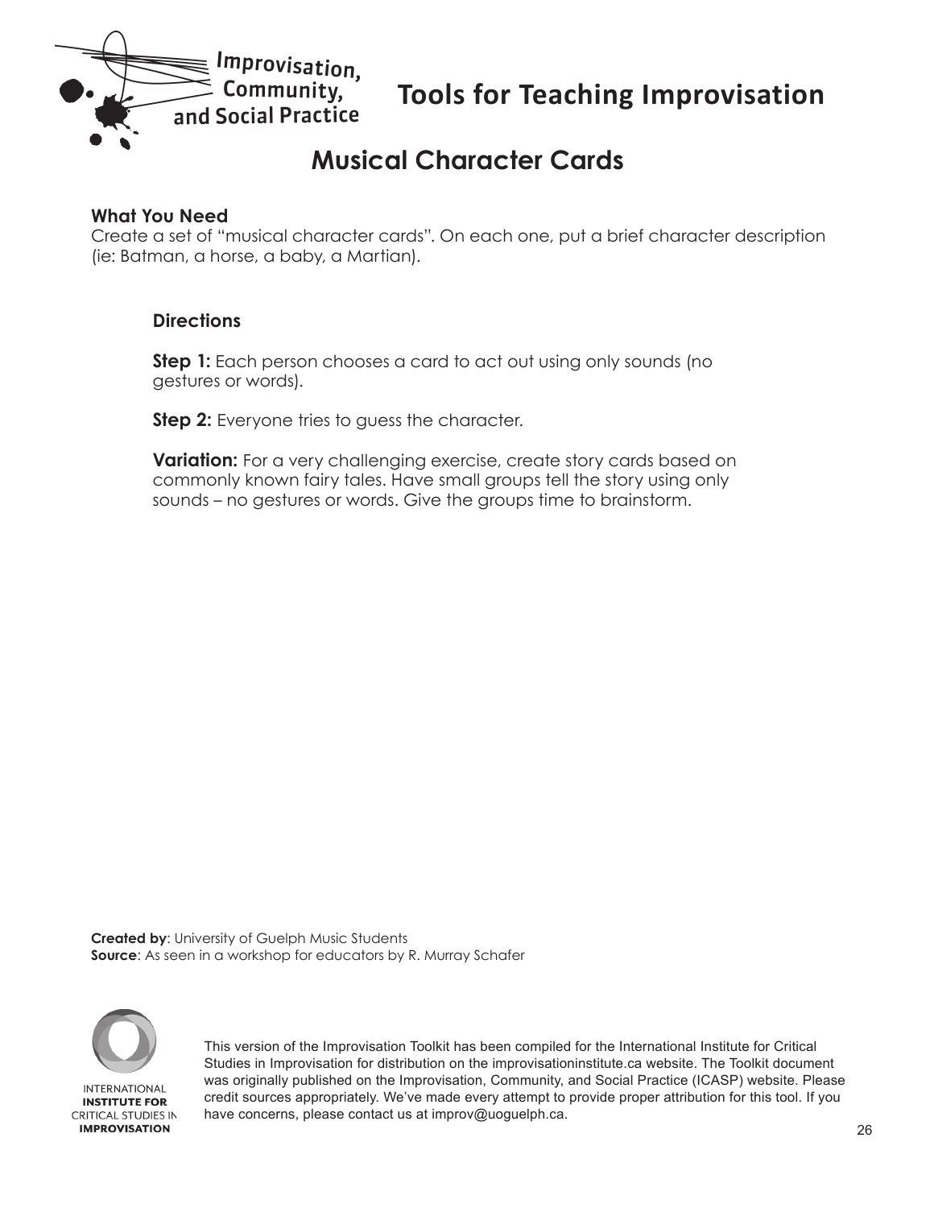# Musical Character Cards

**What You Need**

Create a set of "musical character cards". On each one, put a brief character description (ie: Batman, a horse, a baby, a Martian).

**Directions**

**Step 1:** Each person chooses a card to act out using only sounds (no gestures or words).

**Step 2:** Everyone tries to guess the character.

**Variation:** For a very challenging exercise, create story cards based on commonly known fairy tales. Have small groups tell the story using only sounds – no gestures or words. Give the groups time to brainstorm.

**Created by**: University of Guelph Music Students
**Source**: As seen in a workshop for educators by R. Murray Schafer

This version of the Improvisation Toolkit has been compiled for the International Institute for Critical Studies in Improvisation for distribution on the improvisationinstitute.ca website. The Toolkit document was originally published on the Improvisation, Community, and Social Practice (ICASP) website. Please credit sources appropriately. We've made every attempt to provide proper attribution for this tool. If you have concerns, please contact us at improv@uoguelph.ca.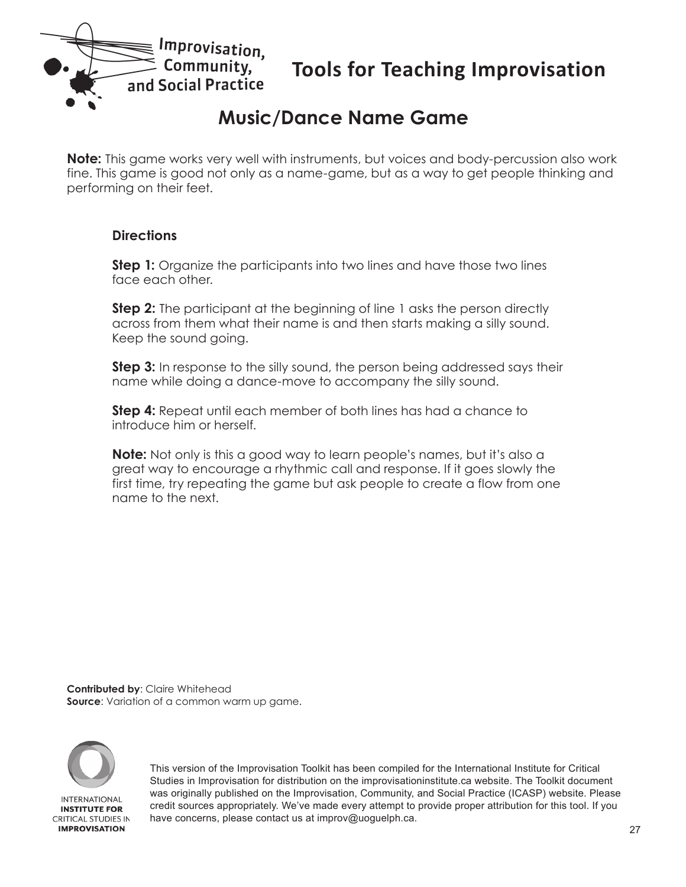# Music/Dance Name Game

**Note:** This game works very well with instruments, but voices and body-percussion also work fine. This game is good not only as a name-game, but as a way to get people thinking and performing on their feet.

### Directions

**Step 1:** Organize the participants into two lines and have those two lines face each other.

**Step 2:** The participant at the beginning of line 1 asks the person directly across from them what their name is and then starts making a silly sound. Keep the sound going.

**Step 3:** In response to the silly sound, the person being addressed says their name while doing a dance-move to accompany the silly sound.

**Step 4:** Repeat until each member of both lines has had a chance to introduce him or herself.

**Note:** Not only is this a good way to learn people's names, but it's also a great way to encourage a rhythmic call and response. If it goes slowly the first time, try repeating the game but ask people to create a flow from one name to the next.

**Contributed by**: Claire Whitehead
**Source**: Variation of a common warm up game.

This version of the Improvisation Toolkit has been compiled for the International Institute for Critical Studies in Improvisation for distribution on the improvisationinstitute.ca website. The Toolkit document was originally published on the Improvisation, Community, and Social Practice (ICASP) website. Please credit sources appropriately. We've made every attempt to provide proper attribution for this tool. If you have concerns, please contact us at improv@uoguelph.ca.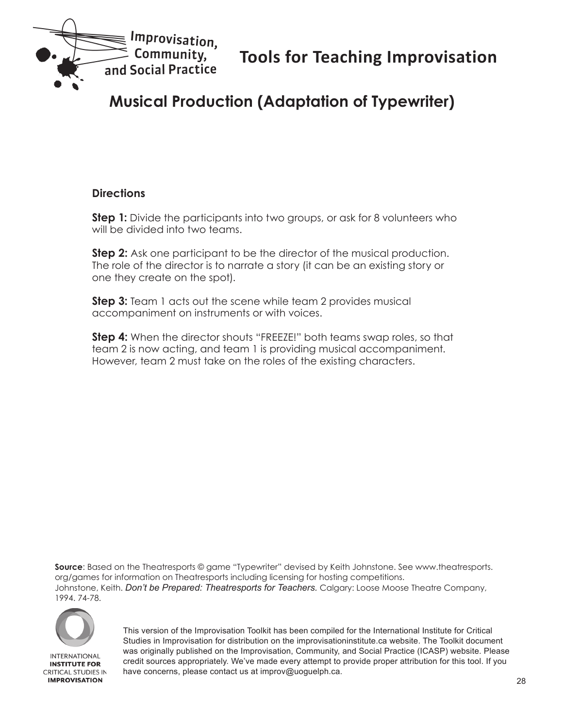# Tools for Teaching Improvisation

## Musical Production (Adaptation of Typewriter)

### Directions

**Step 1:** Divide the participants into two groups, or ask for 8 volunteers who will be divided into two teams.

**Step 2:** Ask one participant to be the director of the musical production. The role of the director is to narrate a story (it can be an existing story or one they create on the spot).

**Step 3:** Team 1 acts out the scene while team 2 provides musical accompaniment on instruments or with voices.

**Step 4:** When the director shouts "FREEZE!" both teams swap roles, so that team 2 is now acting, and team 1 is providing musical accompaniment. However, team 2 must take on the roles of the existing characters.

**Source**: Based on the Theatresports © game "Typewriter" devised by Keith Johnstone. See www.theatresports.org/games for information on Theatresports including licensing for hosting competitions.
Johnstone, Keith. *Don't be Prepared: Theatresports for Teachers.* Calgary: Loose Moose Theatre Company, 1994. 74-78.

This version of the Improvisation Toolkit has been compiled for the International Institute for Critical Studies in Improvisation for distribution on the improvisationinstitute.ca website. The Toolkit document was originally published on the Improvisation, Community, and Social Practice (ICASP) website. Please credit sources appropriately. We've made every attempt to provide proper attribution for this tool. If you have concerns, please contact us at improv@uoguelph.ca.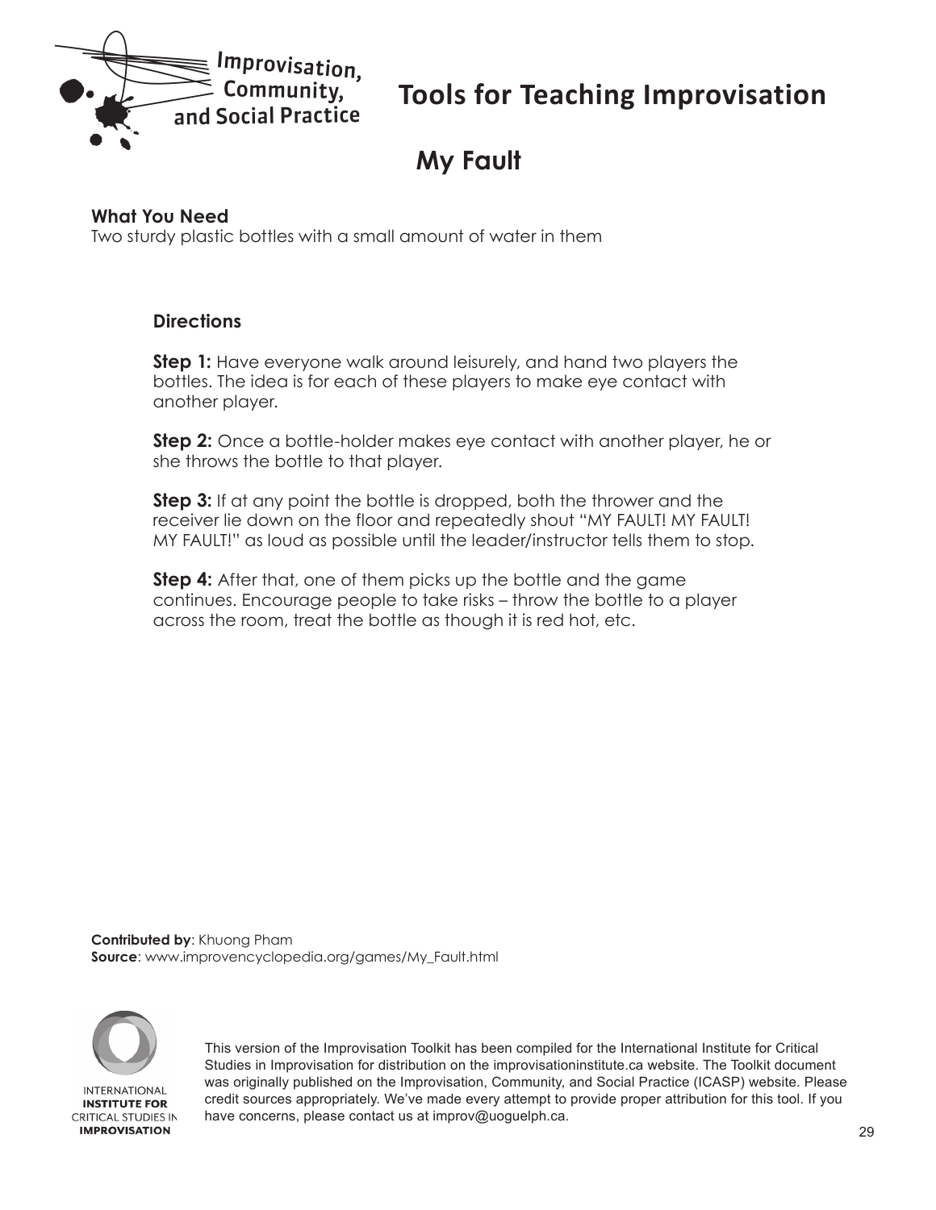# Tools for Teaching Improvisation

## My Fault

**What You Need**
Two sturdy plastic bottles with a small amount of water in them

### Directions

**Step 1:** Have everyone walk around leisurely, and hand two players the bottles. The idea is for each of these players to make eye contact with another player.

**Step 2:** Once a bottle-holder makes eye contact with another player, he or she throws the bottle to that player.

**Step 3:** If at any point the bottle is dropped, both the thrower and the receiver lie down on the floor and repeatedly shout "MY FAULT! MY FAULT! MY FAULT!" as loud as possible until the leader/instructor tells them to stop.

**Step 4:** After that, one of them picks up the bottle and the game continues. Encourage people to take risks – throw the bottle to a player across the room, treat the bottle as though it is red hot, etc.

**Contributed by**: Khuong Pham
**Source**: www.improvencyclopedia.org/games/My_Fault.html

This version of the Improvisation Toolkit has been compiled for the International Institute for Critical Studies in Improvisation for distribution on the improvisationinstitute.ca website. The Toolkit document was originally published on the Improvisation, Community, and Social Practice (ICASP) website. Please credit sources appropriately. We've made every attempt to provide proper attribution for this tool. If you have concerns, please contact us at improv@uoguelph.ca.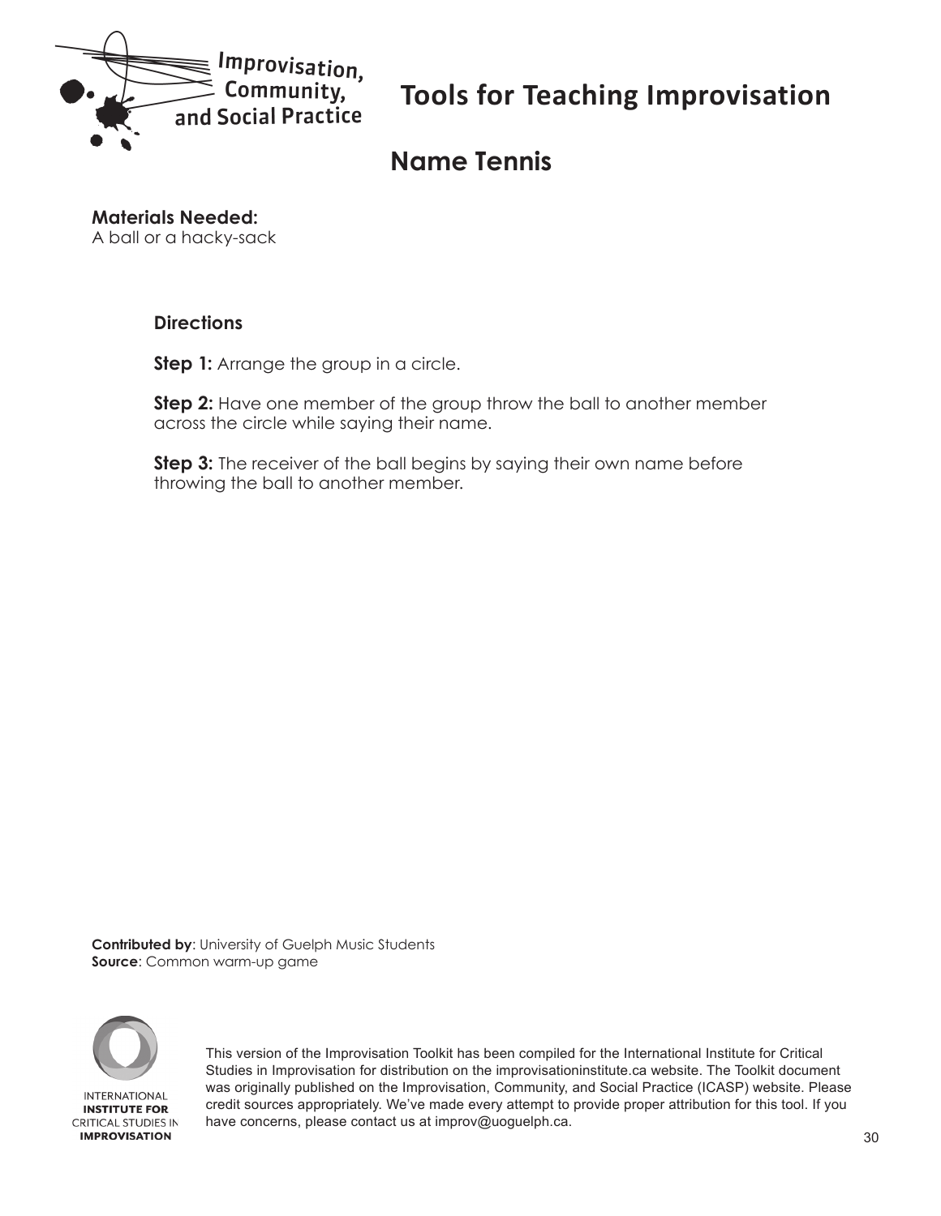# Tools for Teaching Improvisation

## Name Tennis

**Materials Needed:**
A ball or a hacky-sack

### Directions

**Step 1:** Arrange the group in a circle.

**Step 2:** Have one member of the group throw the ball to another member across the circle while saying their name.

**Step 3:** The receiver of the ball begins by saying their own name before throwing the ball to another member.

**Contributed by**: University of Guelph Music Students
**Source**: Common warm-up game

This version of the Improvisation Toolkit has been compiled for the International Institute for Critical Studies in Improvisation for distribution on the improvisationinstitute.ca website. The Toolkit document was originally published on the Improvisation, Community, and Social Practice (ICASP) website. Please credit sources appropriately. We've made every attempt to provide proper attribution for this tool. If you have concerns, please contact us at improv@uoguelph.ca.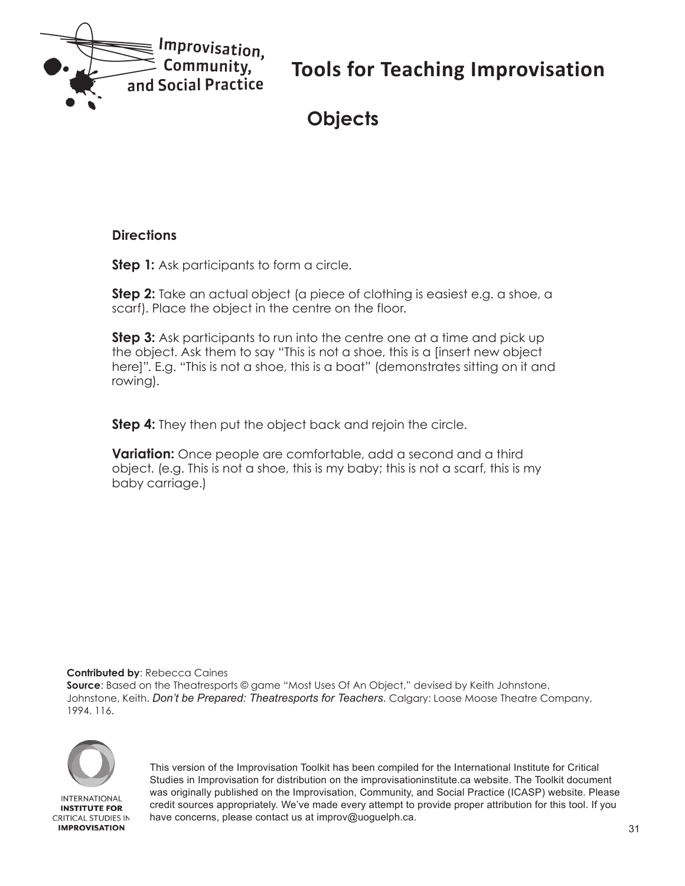# Tools for Teaching Improvisation

## Objects

**Directions**

**Step 1:** Ask participants to form a circle.

**Step 2:** Take an actual object (a piece of clothing is easiest e.g. a shoe, a scarf). Place the object in the centre on the floor.

**Step 3:** Ask participants to run into the centre one at a time and pick up the object. Ask them to say "This is not a shoe, this is a [insert new object here]". E.g. "This is not a shoe, this is a boat" (demonstrates sitting on it and rowing).

**Step 4:** They then put the object back and rejoin the circle.

**Variation:** Once people are comfortable, add a second and a third object. (e.g. This is not a shoe, this is my baby; this is not a scarf, this is my baby carriage.)

**Contributed by**: Rebecca Caines
**Source**: Based on the Theatresports © game "Most Uses Of An Object," devised by Keith Johnstone. Johnstone, Keith. *Don't be Prepared: Theatresports for Teachers.* Calgary: Loose Moose Theatre Company, 1994. 116.

This version of the Improvisation Toolkit has been compiled for the International Institute for Critical Studies in Improvisation for distribution on the improvisationinstitute.ca website. The Toolkit document was originally published on the Improvisation, Community, and Social Practice (ICASP) website. Please credit sources appropriately. We've made every attempt to provide proper attribution for this tool. If you have concerns, please contact us at improv@uoguelph.ca.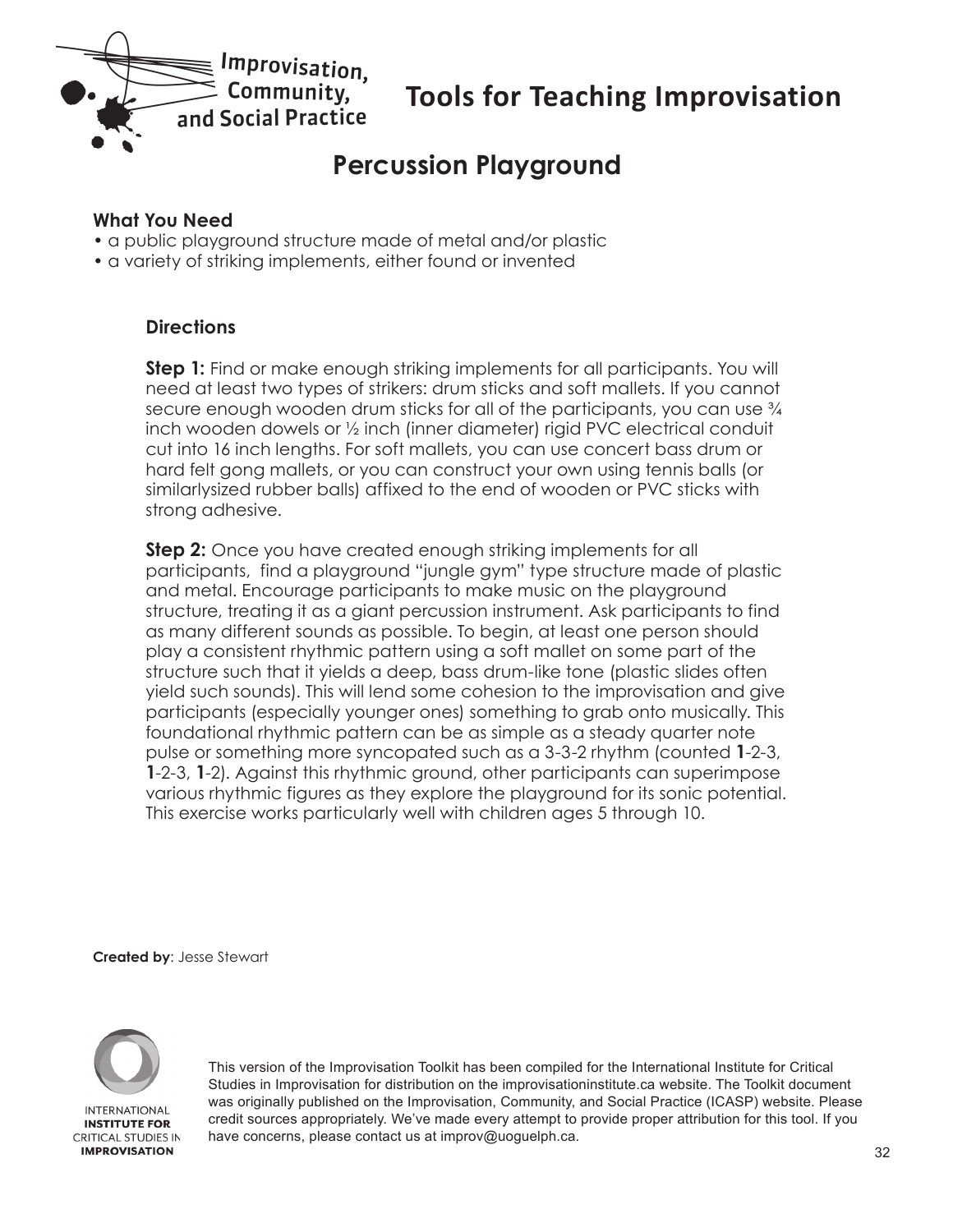# Tools for Teaching Improvisation

## Percussion Playground

**What You Need**

- a public playground structure made of metal and/or plastic
- a variety of striking implements, either found or invented

### Directions

**Step 1:** Find or make enough striking implements for all participants. You will need at least two types of strikers: drum sticks and soft mallets. If you cannot secure enough wooden drum sticks for all of the participants, you can use ¾ inch wooden dowels or ½ inch (inner diameter) rigid PVC electrical conduit cut into 16 inch lengths. For soft mallets, you can use concert bass drum or hard felt gong mallets, or you can construct your own using tennis balls (or similarlysized rubber balls) affixed to the end of wooden or PVC sticks with strong adhesive.

**Step 2:** Once you have created enough striking implements for all participants, find a playground "jungle gym" type structure made of plastic and metal. Encourage participants to make music on the playground structure, treating it as a giant percussion instrument. Ask participants to find as many different sounds as possible. To begin, at least one person should play a consistent rhythmic pattern using a soft mallet on some part of the structure such that it yields a deep, bass drum-like tone (plastic slides often yield such sounds). This will lend some cohesion to the improvisation and give participants (especially younger ones) something to grab onto musically. This foundational rhythmic pattern can be as simple as a steady quarter note pulse or something more syncopated such as a 3-3-2 rhythm (counted **1**-2-3, **1**-2-3, **1**-2). Against this rhythmic ground, other participants can superimpose various rhythmic figures as they explore the playground for its sonic potential. This exercise works particularly well with children ages 5 through 10.

**Created by**: Jesse Stewart

This version of the Improvisation Toolkit has been compiled for the International Institute for Critical Studies in Improvisation for distribution on the improvisationinstitute.ca website. The Toolkit document was originally published on the Improvisation, Community, and Social Practice (ICASP) website. Please credit sources appropriately. We've made every attempt to provide proper attribution for this tool. If you have concerns, please contact us at improv@uoguelph.ca.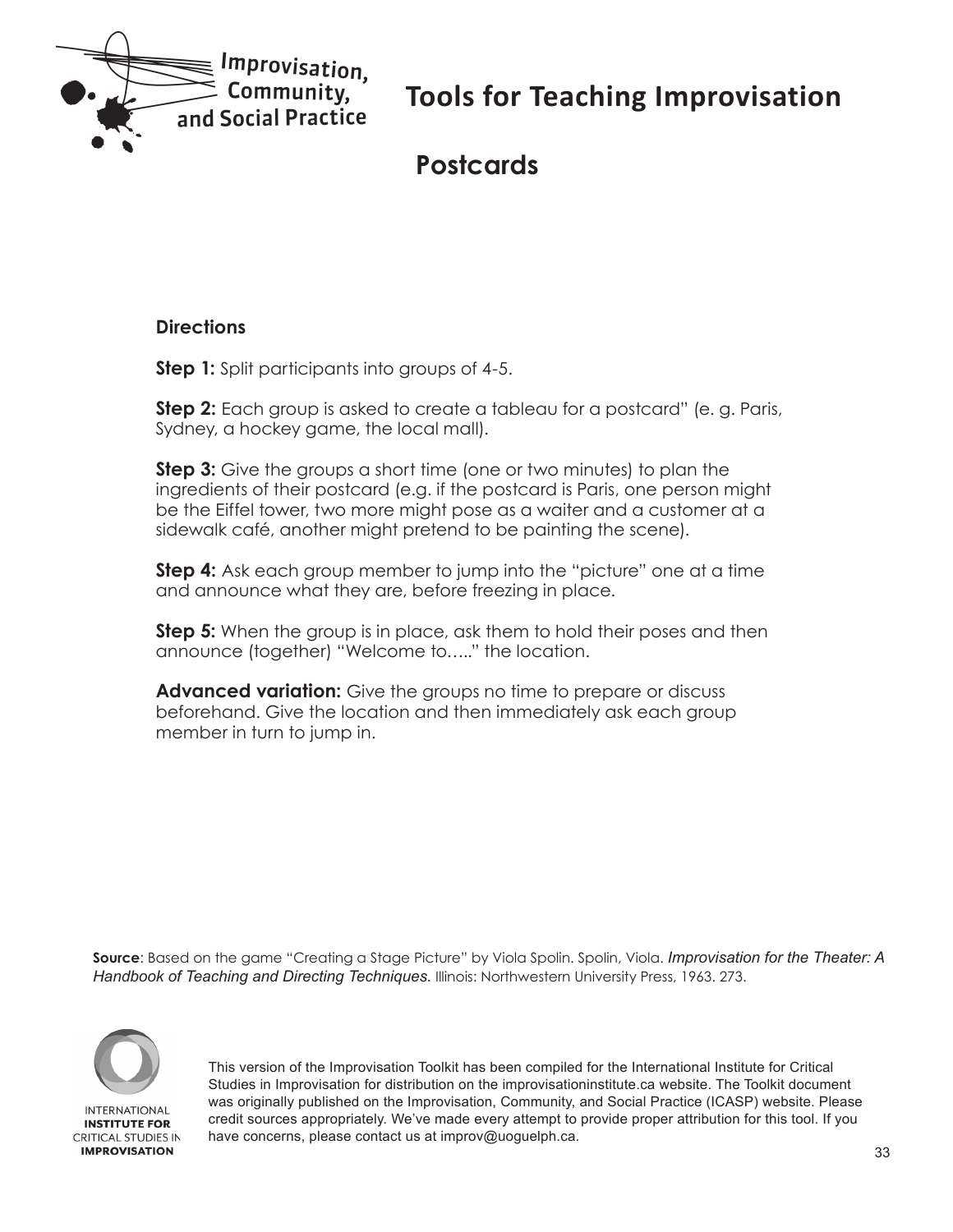# Tools for Teaching Improvisation

## Postcards

### Directions

**Step 1:** Split participants into groups of 4-5.

**Step 2:** Each group is asked to create a tableau for a postcard" (e. g. Paris, Sydney, a hockey game, the local mall).

**Step 3:** Give the groups a short time (one or two minutes) to plan the ingredients of their postcard (e.g. if the postcard is Paris, one person might be the Eiffel tower, two more might pose as a waiter and a customer at a sidewalk café, another might pretend to be painting the scene).

**Step 4:** Ask each group member to jump into the "picture" one at a time and announce what they are, before freezing in place.

**Step 5:** When the group is in place, ask them to hold their poses and then announce (together) "Welcome to….." the location.

**Advanced variation:** Give the groups no time to prepare or discuss beforehand. Give the location and then immediately ask each group member in turn to jump in.

**Source**: Based on the game "Creating a Stage Picture" by Viola Spolin. Spolin, Viola. *Improvisation for the Theater: A Handbook of Teaching and Directing Techniques.* Illinois: Northwestern University Press, 1963. 273.

This version of the Improvisation Toolkit has been compiled for the International Institute for Critical Studies in Improvisation for distribution on the improvisationinstitute.ca website. The Toolkit document was originally published on the Improvisation, Community, and Social Practice (ICASP) website. Please credit sources appropriately. We've made every attempt to provide proper attribution for this tool. If you have concerns, please contact us at improv@uoguelph.ca.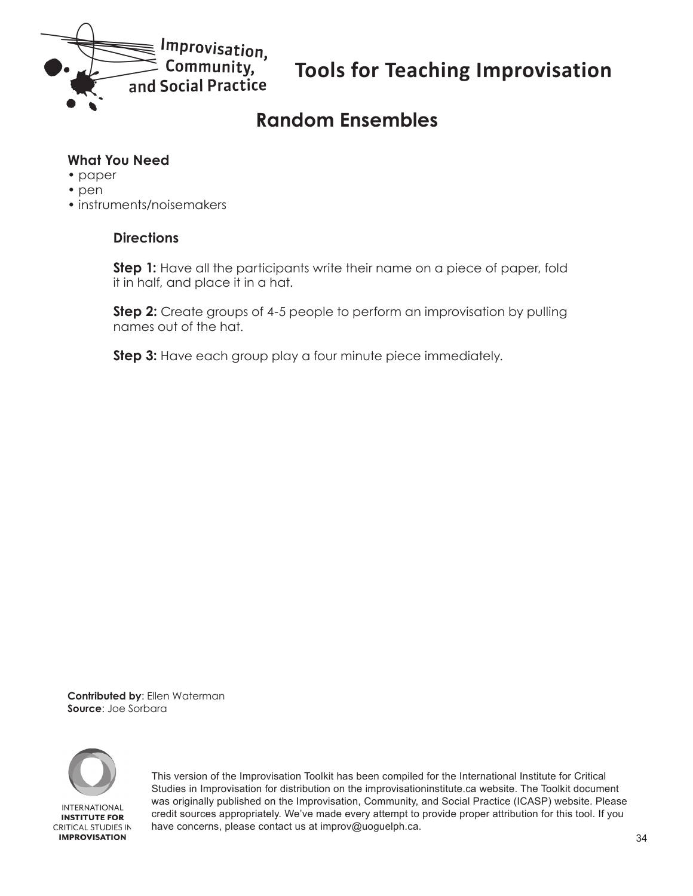# Tools for Teaching Improvisation

## Random Ensembles

**What You Need**
- paper
- pen
- instruments/noisemakers

**Directions**

**Step 1:** Have all the participants write their name on a piece of paper, fold it in half, and place it in a hat.

**Step 2:** Create groups of 4-5 people to perform an improvisation by pulling names out of the hat.

**Step 3:** Have each group play a four minute piece immediately.

**Contributed by**: Ellen Waterman
**Source**: Joe Sorbara

This version of the Improvisation Toolkit has been compiled for the International Institute for Critical Studies in Improvisation for distribution on the improvisationinstitute.ca website. The Toolkit document was originally published on the Improvisation, Community, and Social Practice (ICASP) website. Please credit sources appropriately. We've made every attempt to provide proper attribution for this tool. If you have concerns, please contact us at improv@uoguelph.ca.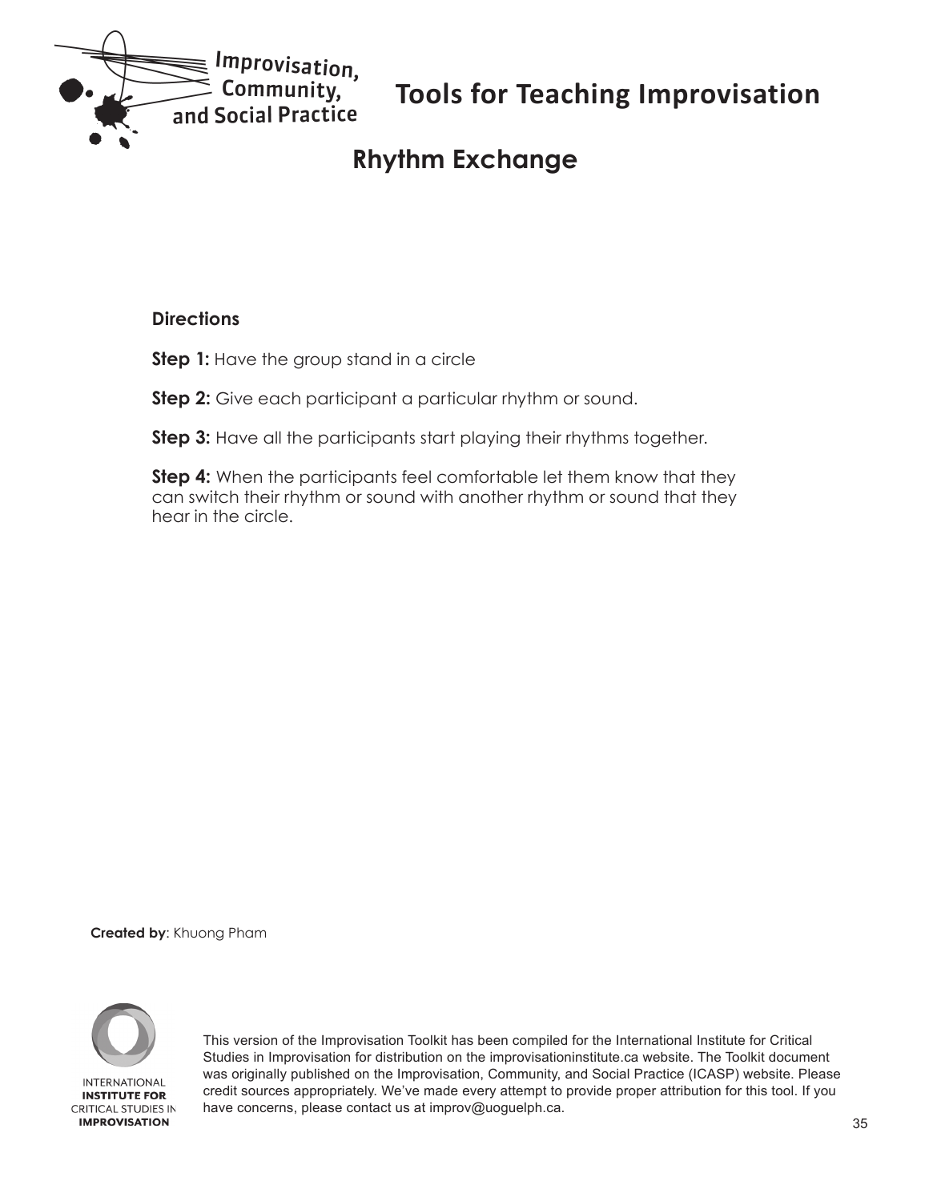# Tools for Teaching Improvisation

## Rhythm Exchange

**Directions**

**Step 1:** Have the group stand in a circle

**Step 2:** Give each participant a particular rhythm or sound.

**Step 3:** Have all the participants start playing their rhythms together.

**Step 4:** When the participants feel comfortable let them know that they can switch their rhythm or sound with another rhythm or sound that they hear in the circle.

**Created by**: Khuong Pham

This version of the Improvisation Toolkit has been compiled for the International Institute for Critical Studies in Improvisation for distribution on the improvisationinstitute.ca website. The Toolkit document was originally published on the Improvisation, Community, and Social Practice (ICASP) website. Please credit sources appropriately. We've made every attempt to provide proper attribution for this tool. If you have concerns, please contact us at improv@uoguelph.ca.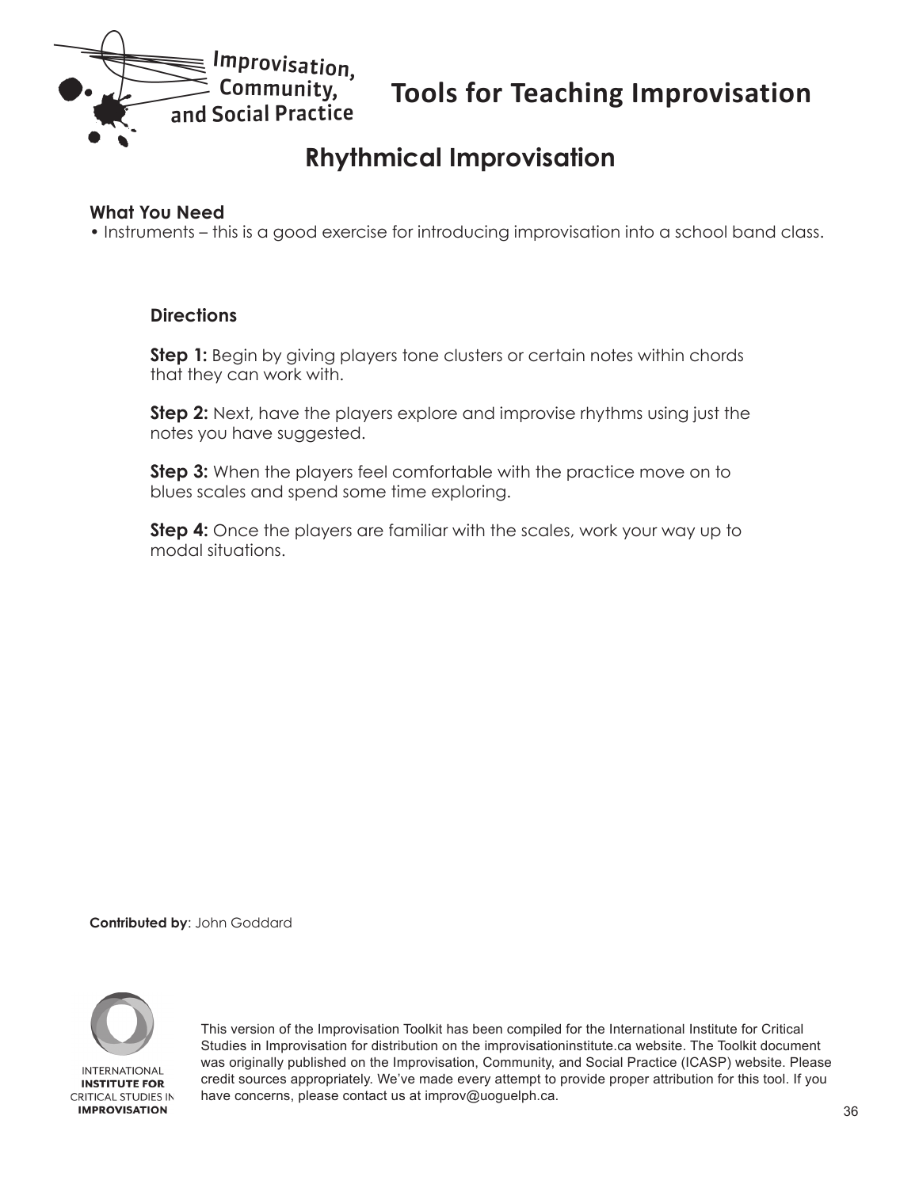# Rhythmical Improvisation

**What You Need**

- Instruments – this is a good exercise for introducing improvisation into a school band class.

**Directions**

**Step 1:** Begin by giving players tone clusters or certain notes within chords that they can work with.

**Step 2:** Next, have the players explore and improvise rhythms using just the notes you have suggested.

**Step 3:** When the players feel comfortable with the practice move on to blues scales and spend some time exploring.

**Step 4:** Once the players are familiar with the scales, work your way up to modal situations.

**Contributed by**: John Goddard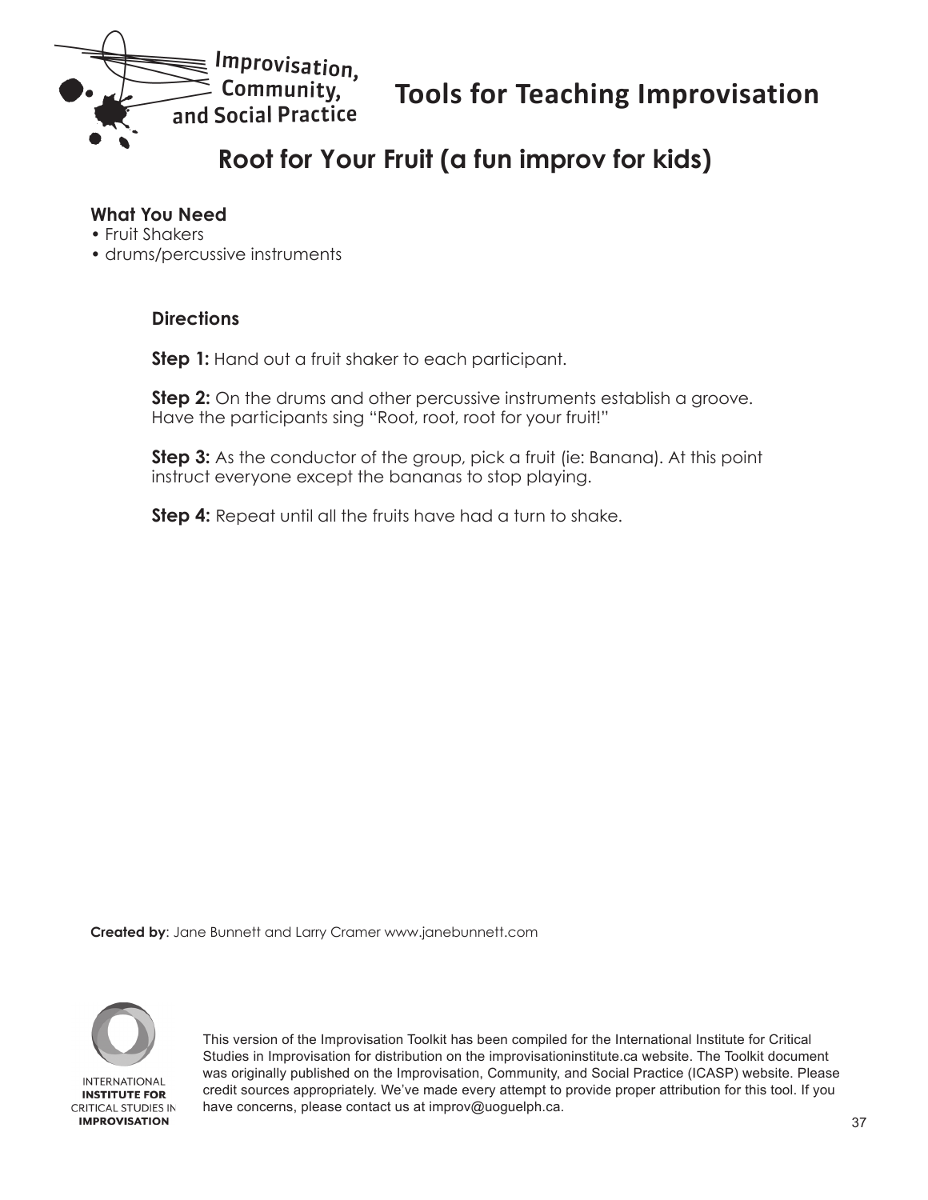# Tools for Teaching Improvisation

## Root for Your Fruit (a fun improv for kids)

**What You Need**

- Fruit Shakers
- drums/percussive instruments

**Directions**

**Step 1:** Hand out a fruit shaker to each participant.

**Step 2:** On the drums and other percussive instruments establish a groove. Have the participants sing "Root, root, root for your fruit!"

**Step 3:** As the conductor of the group, pick a fruit (ie: Banana). At this point instruct everyone except the bananas to stop playing.

**Step 4:** Repeat until all the fruits have had a turn to shake.

**Created by**: Jane Bunnett and Larry Cramer www.janebunnett.com

This version of the Improvisation Toolkit has been compiled for the International Institute for Critical Studies in Improvisation for distribution on the improvisationinstitute.ca website. The Toolkit document was originally published on the Improvisation, Community, and Social Practice (ICASP) website. Please credit sources appropriately. We've made every attempt to provide proper attribution for this tool. If you have concerns, please contact us at improv@uoguelph.ca.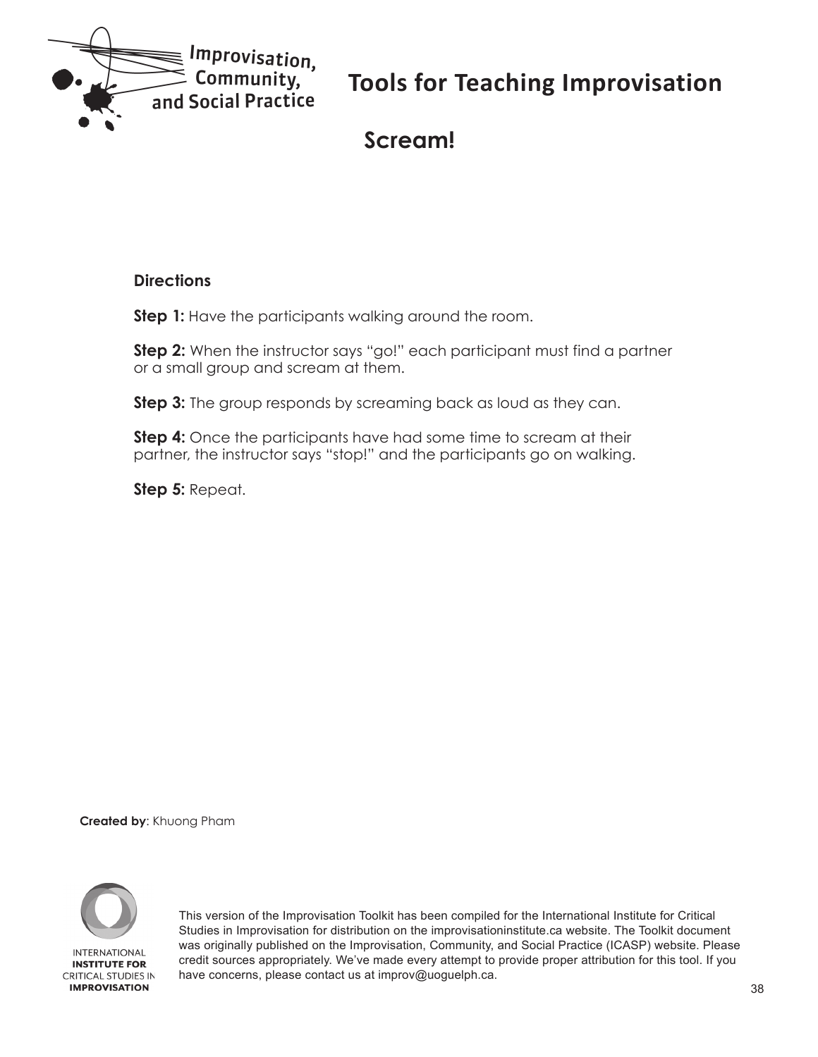Improvisation, Community, and Social Practice

# Tools for Teaching Improvisation

## Scream!

**Directions**

**Step 1:** Have the participants walking around the room.

**Step 2:** When the instructor says "go!" each participant must find a partner or a small group and scream at them.

**Step 3:** The group responds by screaming back as loud as they can.

**Step 4:** Once the participants have had some time to scream at their partner, the instructor says "stop!" and the participants go on walking.

**Step 5:** Repeat.

**Created by**: Khuong Pham

INTERNATIONAL **INSTITUTE FOR** CRITICAL STUDIES IN **IMPROVISATION**

This version of the Improvisation Toolkit has been compiled for the International Institute for Critical Studies in Improvisation for distribution on the improvisationinstitute.ca website. The Toolkit document was originally published on the Improvisation, Community, and Social Practice (ICASP) website. Please credit sources appropriately. We've made every attempt to provide proper attribution for this tool. If you have concerns, please contact us at improv@uoguelph.ca.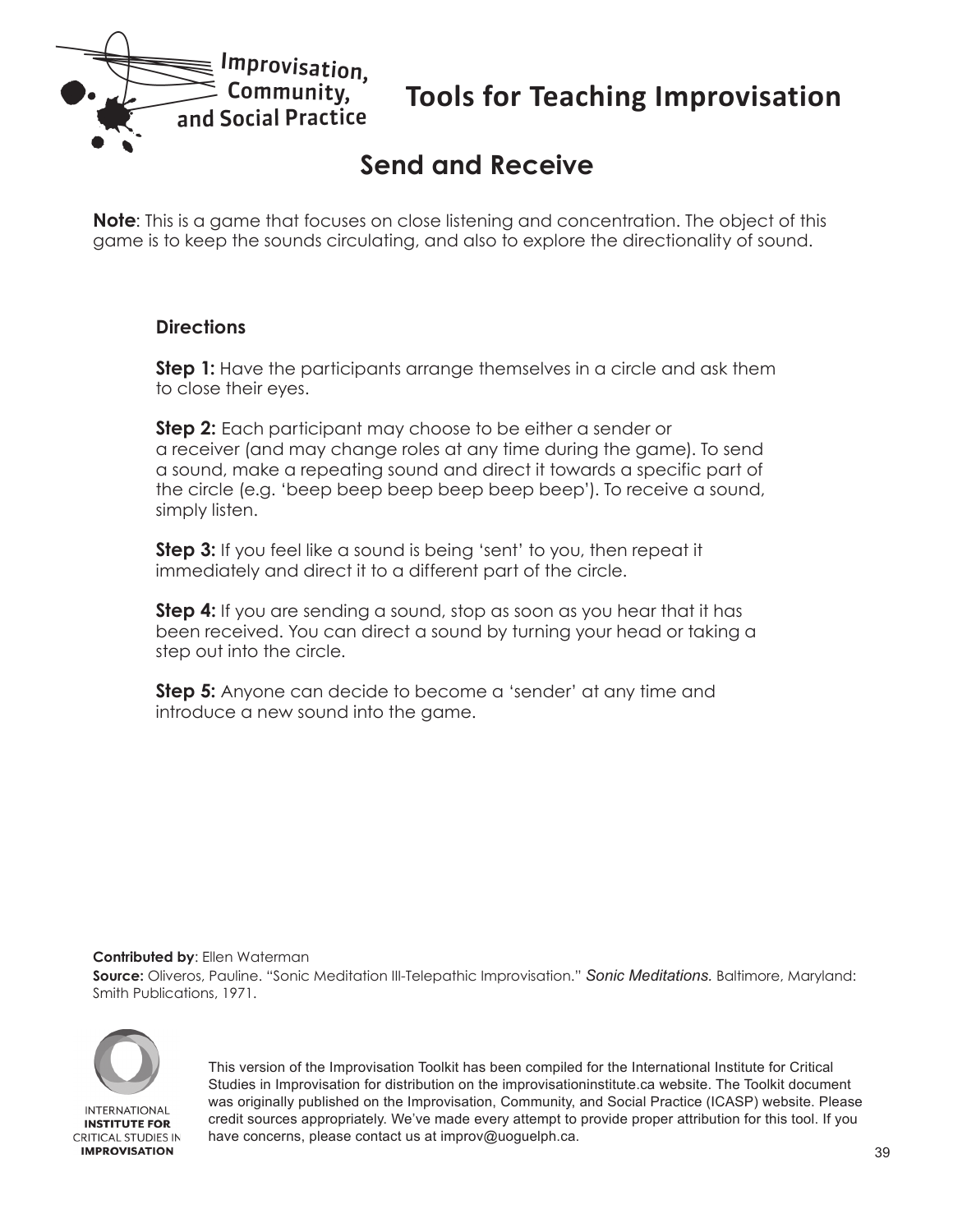# Tools for Teaching Improvisation

## Send and Receive

**Note**: This is a game that focuses on close listening and concentration. The object of this game is to keep the sounds circulating, and also to explore the directionality of sound.

### Directions

**Step 1:** Have the participants arrange themselves in a circle and ask them to close their eyes.

**Step 2:** Each participant may choose to be either a sender or a receiver (and may change roles at any time during the game). To send a sound, make a repeating sound and direct it towards a specific part of the circle (e.g. 'beep beep beep beep beep beep'). To receive a sound, simply listen.

**Step 3:** If you feel like a sound is being 'sent' to you, then repeat it immediately and direct it to a different part of the circle.

**Step 4:** If you are sending a sound, stop as soon as you hear that it has been received. You can direct a sound by turning your head or taking a step out into the circle.

**Step 5:** Anyone can decide to become a 'sender' at any time and introduce a new sound into the game.

**Contributed by**: Ellen Waterman

**Source:** Oliveros, Pauline. "Sonic Meditation III-Telepathic Improvisation." *Sonic Meditations.* Baltimore, Maryland: Smith Publications, 1971.

This version of the Improvisation Toolkit has been compiled for the International Institute for Critical Studies in Improvisation for distribution on the improvisationinstitute.ca website. The Toolkit document was originally published on the Improvisation, Community, and Social Practice (ICASP) website. Please credit sources appropriately. We've made every attempt to provide proper attribution for this tool. If you have concerns, please contact us at improv@uoguelph.ca.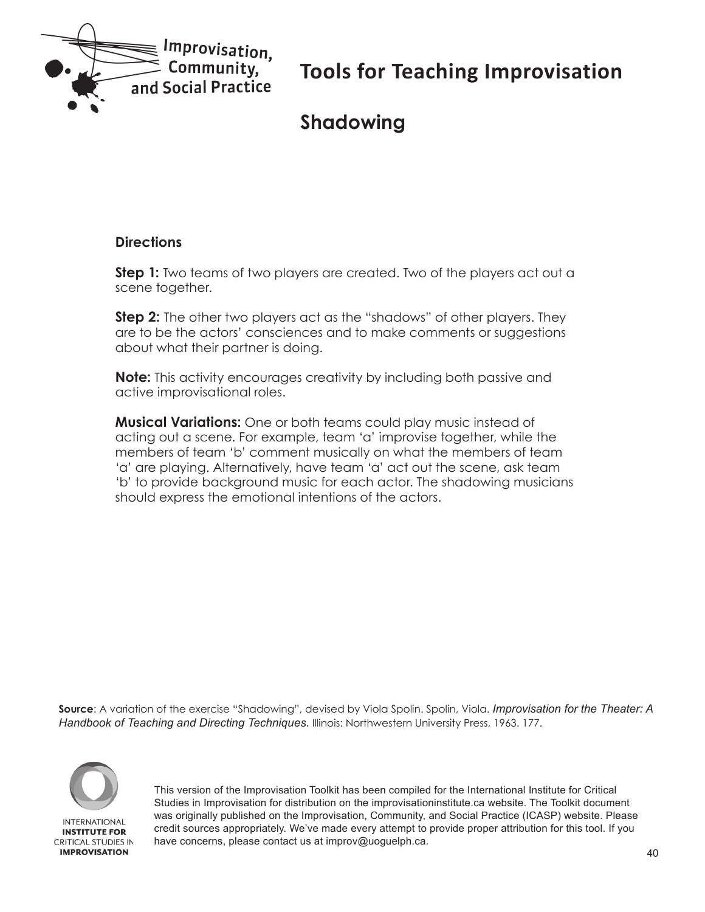# Tools for Teaching Improvisation

## Shadowing

**Directions**

**Step 1:** Two teams of two players are created. Two of the players act out a scene together.

**Step 2:** The other two players act as the "shadows" of other players. They are to be the actors' consciences and to make comments or suggestions about what their partner is doing.

**Note:** This activity encourages creativity by including both passive and active improvisational roles.

**Musical Variations:** One or both teams could play music instead of acting out a scene. For example, team 'a' improvise together, while the members of team 'b' comment musically on what the members of team 'a' are playing. Alternatively, have team 'a' act out the scene, ask team 'b' to provide background music for each actor. The shadowing musicians should express the emotional intentions of the actors.

**Source**: A variation of the exercise "Shadowing", devised by Viola Spolin. Spolin, Viola. *Improvisation for the Theater: A Handbook of Teaching and Directing Techniques.* Illinois: Northwestern University Press, 1963. 177.

This version of the Improvisation Toolkit has been compiled for the International Institute for Critical Studies in Improvisation for distribution on the improvisationinstitute.ca website. The Toolkit document was originally published on the Improvisation, Community, and Social Practice (ICASP) website. Please credit sources appropriately. We've made every attempt to provide proper attribution for this tool. If you have concerns, please contact us at improv@uoguelph.ca.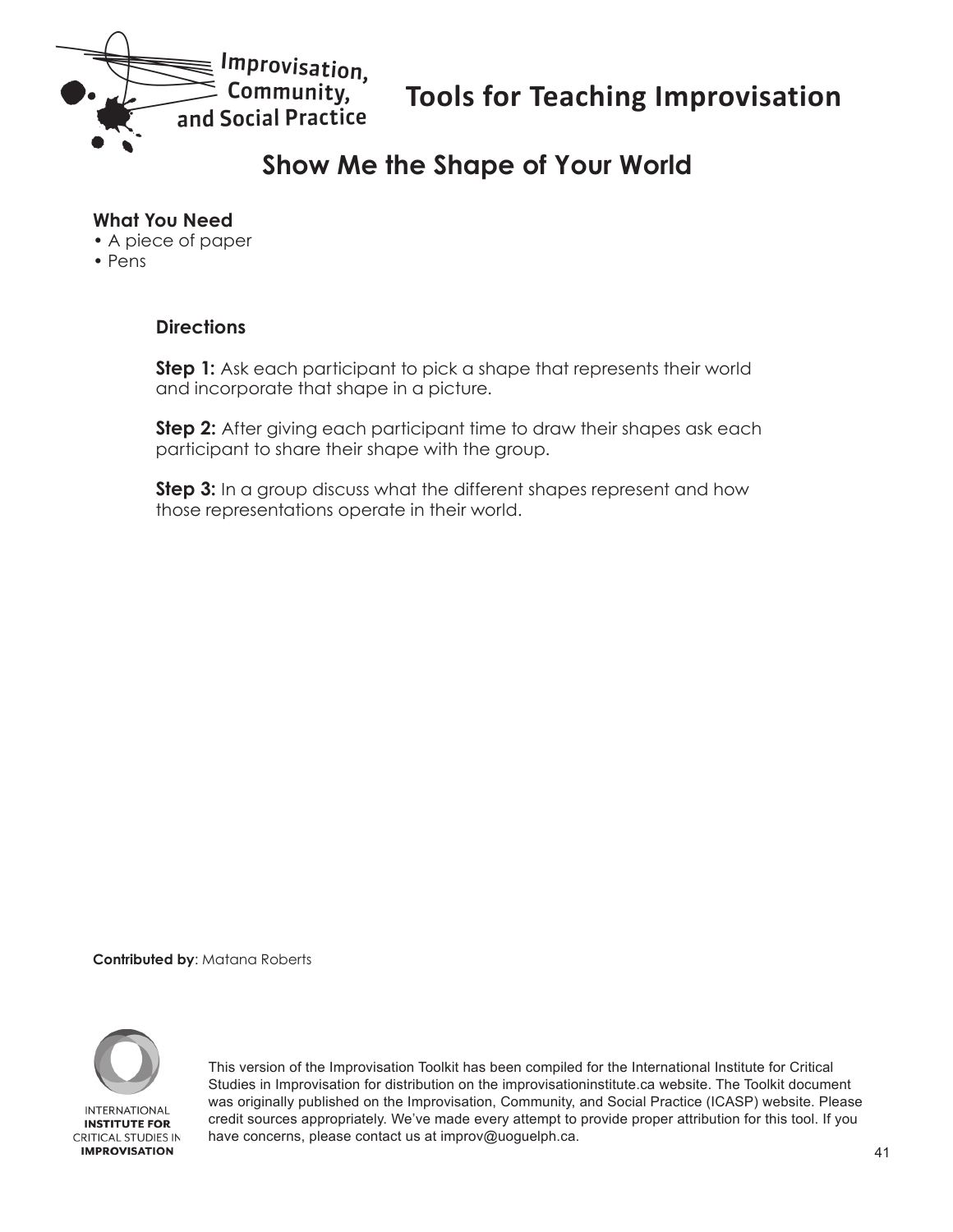# Show Me the Shape of Your World

**What You Need**
- A piece of paper
- Pens

### Directions

**Step 1:** Ask each participant to pick a shape that represents their world and incorporate that shape in a picture.

**Step 2:** After giving each participant time to draw their shapes ask each participant to share their shape with the group.

**Step 3:** In a group discuss what the different shapes represent and how those representations operate in their world.

**Contributed by**: Matana Roberts

This version of the Improvisation Toolkit has been compiled for the International Institute for Critical Studies in Improvisation for distribution on the improvisationinstitute.ca website. The Toolkit document was originally published on the Improvisation, Community, and Social Practice (ICASP) website. Please credit sources appropriately. We've made every attempt to provide proper attribution for this tool. If you have concerns, please contact us at improv@uoguelph.ca.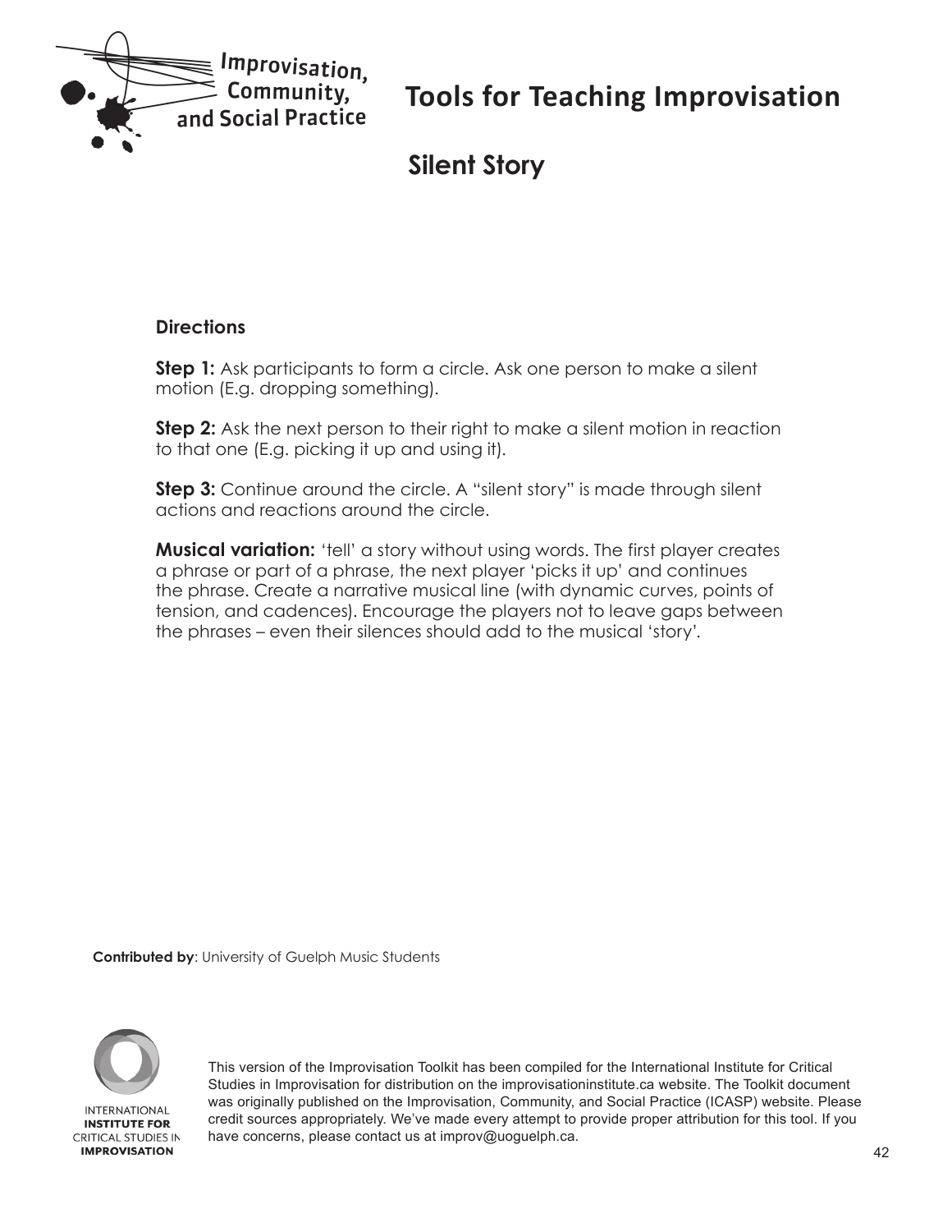# Tools for Teaching Improvisation

## Silent Story

### Directions

**Step 1:** Ask participants to form a circle. Ask one person to make a silent motion (E.g. dropping something).

**Step 2:** Ask the next person to their right to make a silent motion in reaction to that one (E.g. picking it up and using it).

**Step 3:** Continue around the circle. A "silent story" is made through silent actions and reactions around the circle.

**Musical variation:** 'tell' a story without using words. The first player creates a phrase or part of a phrase, the next player 'picks it up' and continues the phrase. Create a narrative musical line (with dynamic curves, points of tension, and cadences). Encourage the players not to leave gaps between the phrases – even their silences should add to the musical 'story'.

**Contributed by**: University of Guelph Music Students

This version of the Improvisation Toolkit has been compiled for the International Institute for Critical Studies in Improvisation for distribution on the improvisationinstitute.ca website. The Toolkit document was originally published on the Improvisation, Community, and Social Practice (ICASP) website. Please credit sources appropriately. We've made every attempt to provide proper attribution for this tool. If you have concerns, please contact us at improv@uoguelph.ca.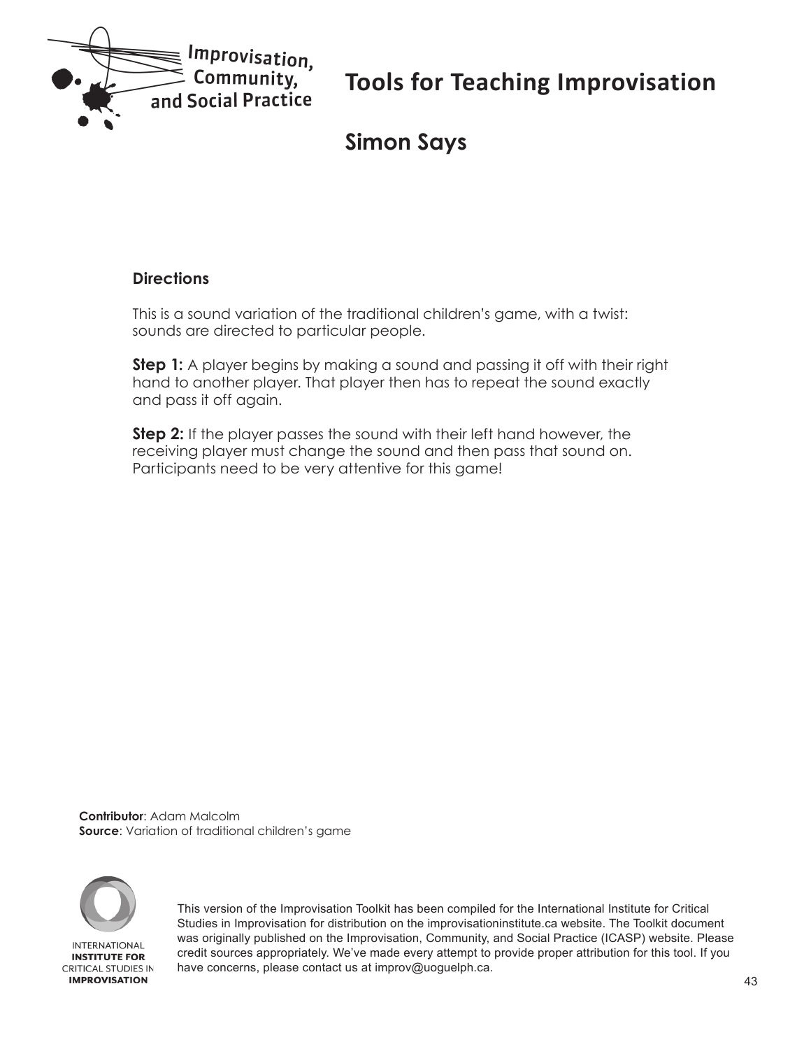# Tools for Teaching Improvisation

## Simon Says

### Directions

This is a sound variation of the traditional children's game, with a twist: sounds are directed to particular people.

**Step 1:** A player begins by making a sound and passing it off with their right hand to another player. That player then has to repeat the sound exactly and pass it off again.

**Step 2:** If the player passes the sound with their left hand however, the receiving player must change the sound and then pass that sound on. Participants need to be very attentive for this game!

**Contributor**: Adam Malcolm
**Source**: Variation of traditional children's game

This version of the Improvisation Toolkit has been compiled for the International Institute for Critical Studies in Improvisation for distribution on the improvisationinstitute.ca website. The Toolkit document was originally published on the Improvisation, Community, and Social Practice (ICASP) website. Please credit sources appropriately. We've made every attempt to provide proper attribution for this tool. If you have concerns, please contact us at improv@uoguelph.ca.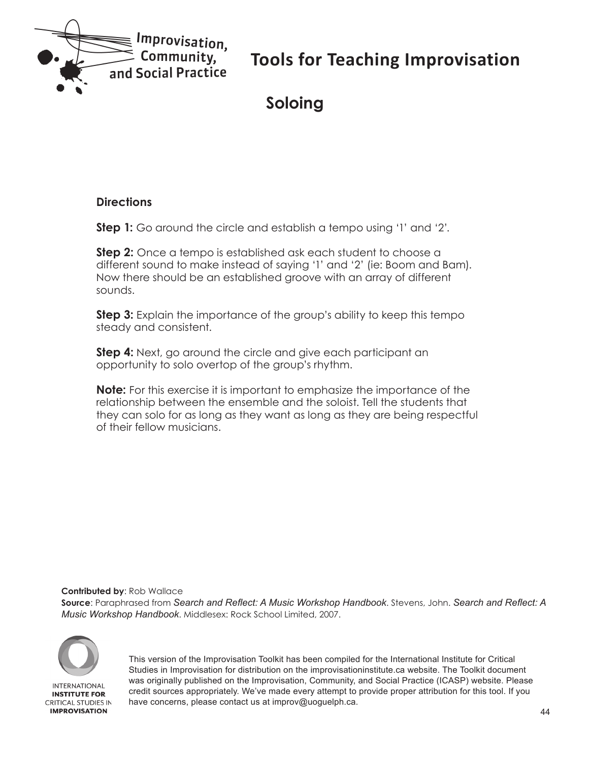# Tools for Teaching Improvisation

## Soloing

### Directions

**Step 1:** Go around the circle and establish a tempo using '1' and '2'.

**Step 2:** Once a tempo is established ask each student to choose a different sound to make instead of saying '1' and '2' (ie: Boom and Bam). Now there should be an established groove with an array of different sounds.

**Step 3:** Explain the importance of the group's ability to keep this tempo steady and consistent.

**Step 4:** Next, go around the circle and give each participant an opportunity to solo overtop of the group's rhythm.

**Note:** For this exercise it is important to emphasize the importance of the relationship between the ensemble and the soloist. Tell the students that they can solo for as long as they want as long as they are being respectful of their fellow musicians.

**Contributed by**: Rob Wallace
**Source**: Paraphrased from *Search and Reflect: A Music Workshop Handbook*. Stevens, John. *Search and Reflect: A Music Workshop Handbook*. Middlesex: Rock School Limited, 2007.

This version of the Improvisation Toolkit has been compiled for the International Institute for Critical Studies in Improvisation for distribution on the improvisationinstitute.ca website. The Toolkit document was originally published on the Improvisation, Community, and Social Practice (ICASP) website. Please credit sources appropriately. We've made every attempt to provide proper attribution for this tool. If you have concerns, please contact us at improv@uoguelph.ca.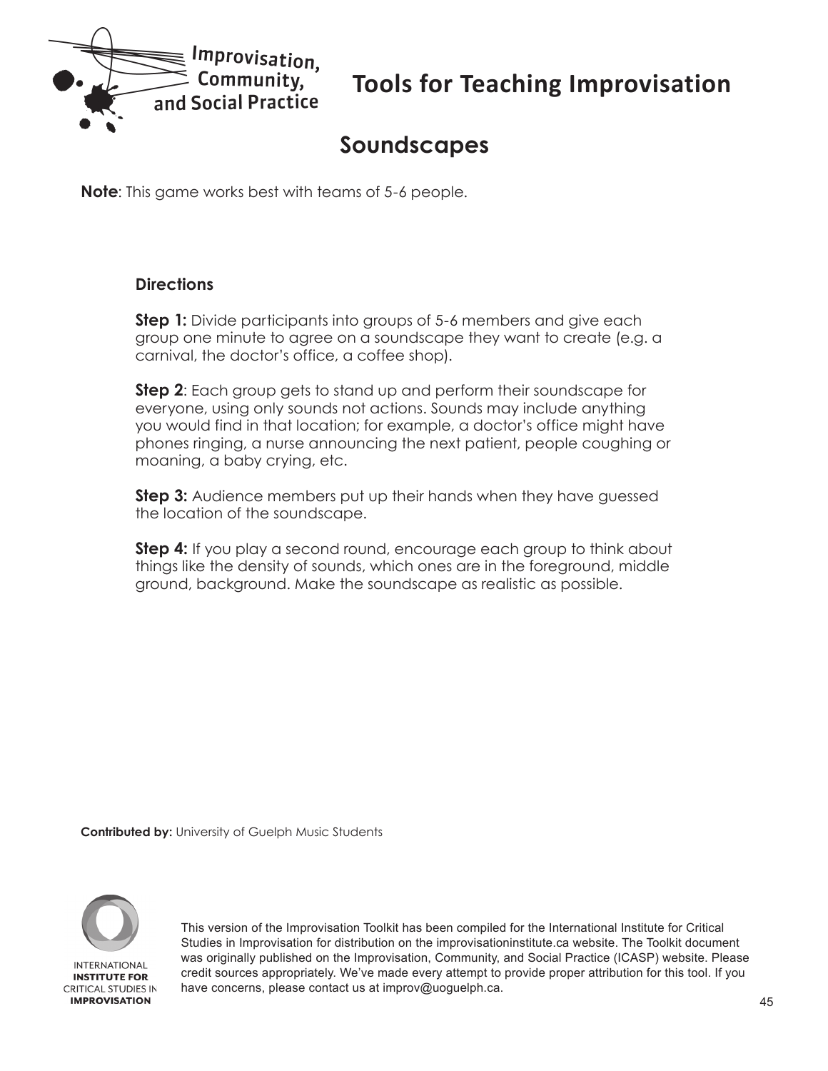# Tools for Teaching Improvisation

## Soundscapes

**Note**: This game works best with teams of 5-6 people.

### Directions

**Step 1:** Divide participants into groups of 5-6 members and give each group one minute to agree on a soundscape they want to create (e.g. a carnival, the doctor's office, a coffee shop).

**Step 2**: Each group gets to stand up and perform their soundscape for everyone, using only sounds not actions. Sounds may include anything you would find in that location; for example, a doctor's office might have phones ringing, a nurse announcing the next patient, people coughing or moaning, a baby crying, etc.

**Step 3:** Audience members put up their hands when they have guessed the location of the soundscape.

**Step 4:** If you play a second round, encourage each group to think about things like the density of sounds, which ones are in the foreground, middle ground, background. Make the soundscape as realistic as possible.

**Contributed by:** University of Guelph Music Students

This version of the Improvisation Toolkit has been compiled for the International Institute for Critical Studies in Improvisation for distribution on the improvisationinstitute.ca website. The Toolkit document was originally published on the Improvisation, Community, and Social Practice (ICASP) website. Please credit sources appropriately. We've made every attempt to provide proper attribution for this tool. If you have concerns, please contact us at improv@uoguelph.ca.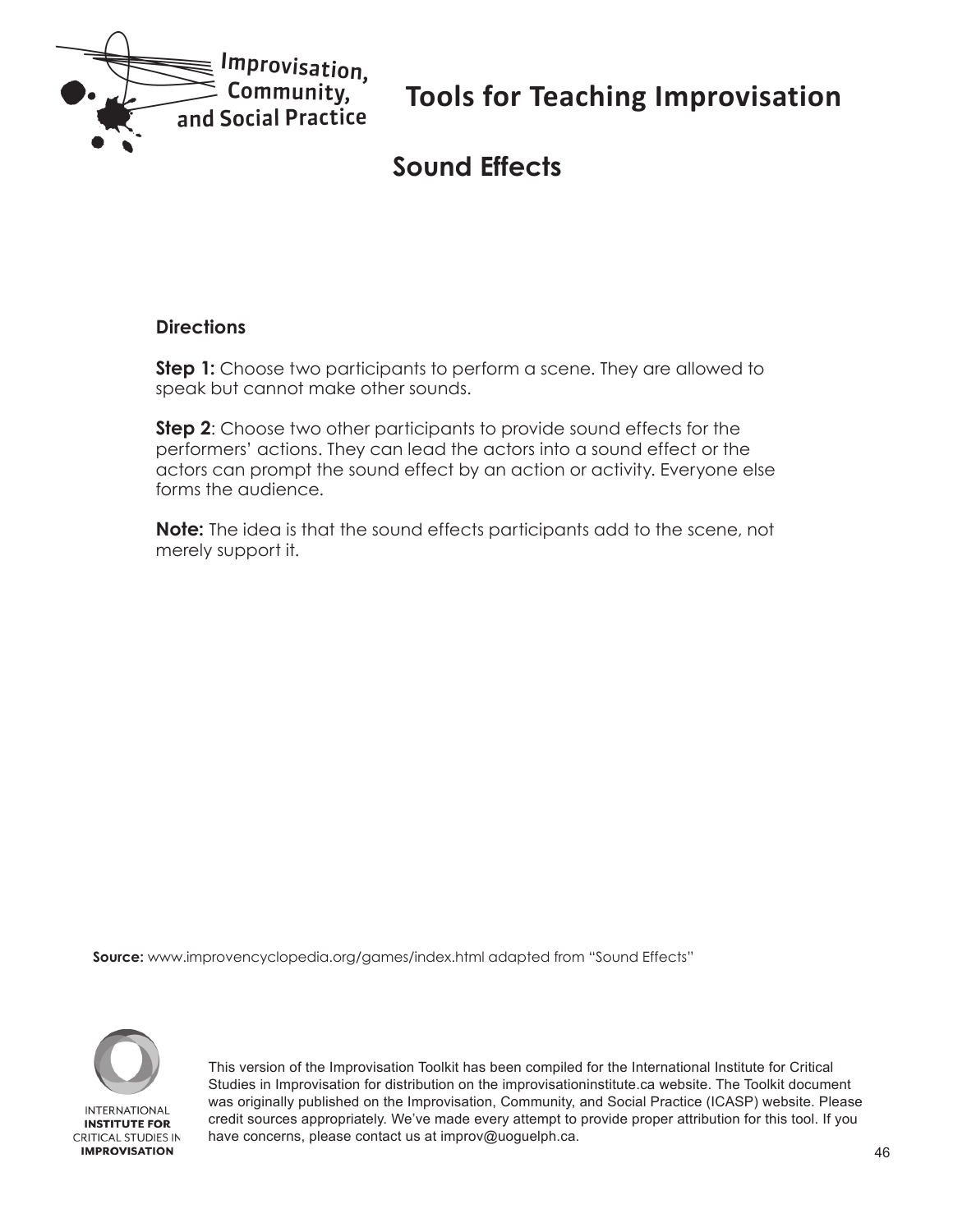# Tools for Teaching Improvisation

## Sound Effects

**Directions**

**Step 1:** Choose two participants to perform a scene. They are allowed to speak but cannot make other sounds.

**Step 2**: Choose two other participants to provide sound effects for the performers' actions. They can lead the actors into a sound effect or the actors can prompt the sound effect by an action or activity. Everyone else forms the audience.

**Note:** The idea is that the sound effects participants add to the scene, not merely support it.

**Source:** www.improvencyclopedia.org/games/index.html adapted from "Sound Effects"

This version of the Improvisation Toolkit has been compiled for the International Institute for Critical Studies in Improvisation for distribution on the improvisationinstitute.ca website. The Toolkit document was originally published on the Improvisation, Community, and Social Practice (ICASP) website. Please credit sources appropriately. We've made every attempt to provide proper attribution for this tool. If you have concerns, please contact us at improv@uoguelph.ca.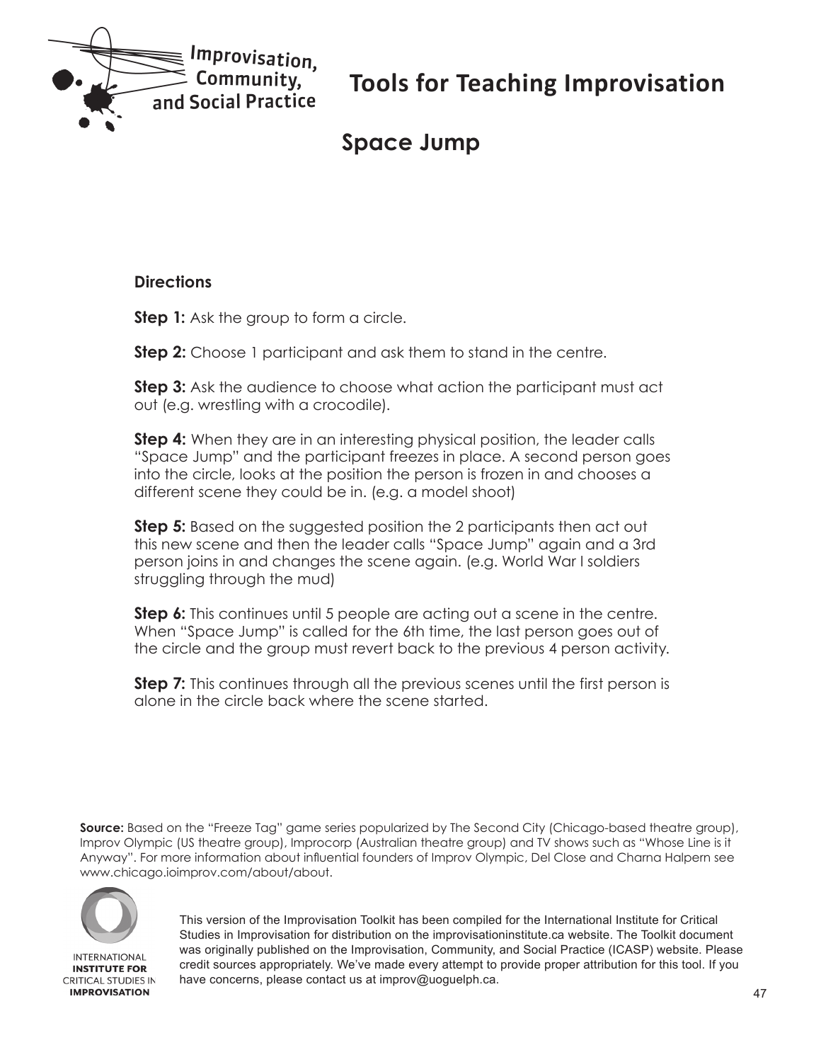# Tools for Teaching Improvisation

## Space Jump

### Directions

**Step 1:** Ask the group to form a circle.

**Step 2:** Choose 1 participant and ask them to stand in the centre.

**Step 3:** Ask the audience to choose what action the participant must act out (e.g. wrestling with a crocodile).

**Step 4:** When they are in an interesting physical position, the leader calls "Space Jump" and the participant freezes in place. A second person goes into the circle, looks at the position the person is frozen in and chooses a different scene they could be in. (e.g. a model shoot)

**Step 5:** Based on the suggested position the 2 participants then act out this new scene and then the leader calls "Space Jump" again and a 3rd person joins in and changes the scene again. (e.g. World War I soldiers struggling through the mud)

**Step 6:** This continues until 5 people are acting out a scene in the centre. When "Space Jump" is called for the 6th time, the last person goes out of the circle and the group must revert back to the previous 4 person activity.

**Step 7:** This continues through all the previous scenes until the first person is alone in the circle back where the scene started.

**Source:** Based on the "Freeze Tag" game series popularized by The Second City (Chicago-based theatre group), Improv Olympic (US theatre group), Improcorp (Australian theatre group) and TV shows such as "Whose Line is it Anyway". For more information about influential founders of Improv Olympic, Del Close and Charna Halpern see www.chicago.ioimprov.com/about/about.

This version of the Improvisation Toolkit has been compiled for the International Institute for Critical Studies in Improvisation for distribution on the improvisationinstitute.ca website. The Toolkit document was originally published on the Improvisation, Community, and Social Practice (ICASP) website. Please credit sources appropriately. We've made every attempt to provide proper attribution for this tool. If you have concerns, please contact us at improv@uoguelph.ca.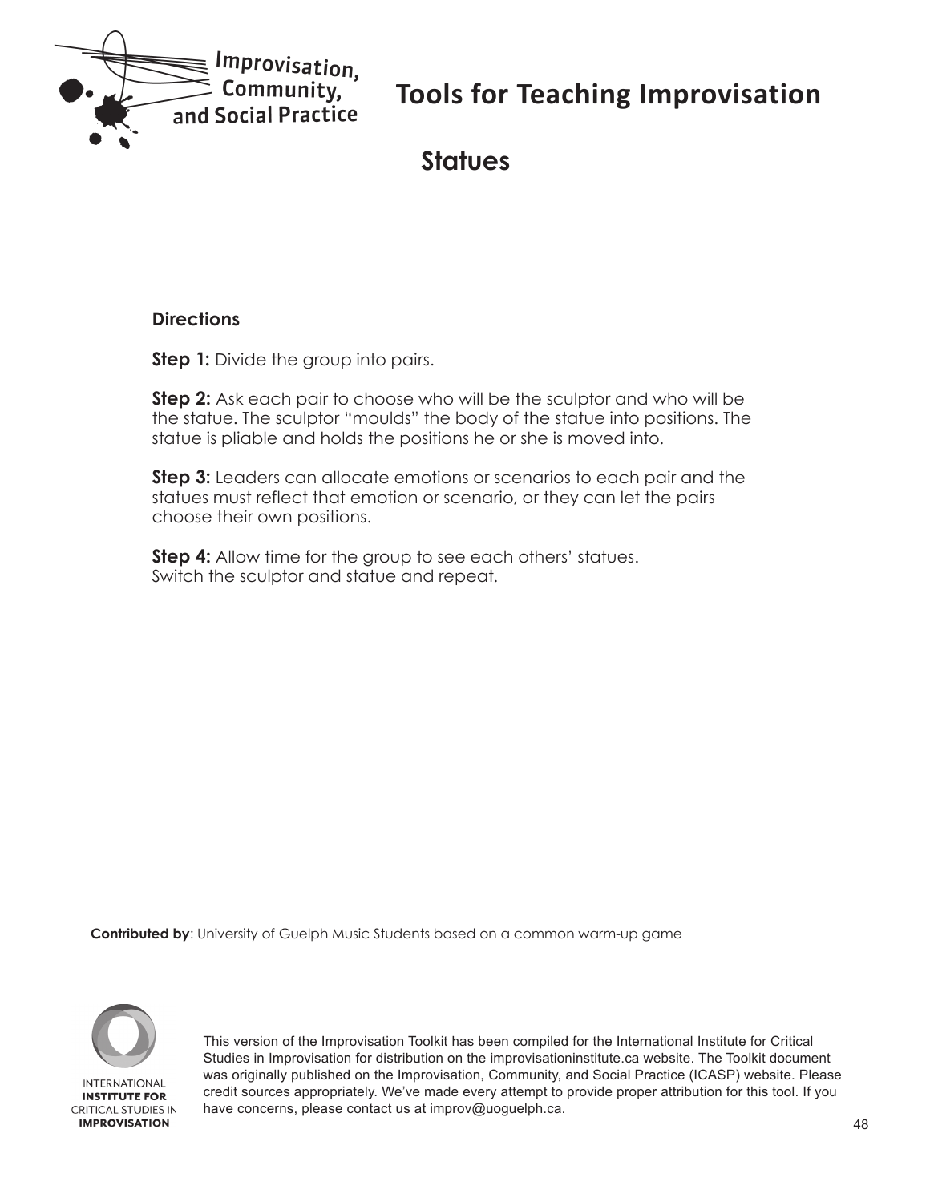# Tools for Teaching Improvisation

## Statues

### Directions

**Step 1:** Divide the group into pairs.

**Step 2:** Ask each pair to choose who will be the sculptor and who will be the statue. The sculptor "moulds" the body of the statue into positions. The statue is pliable and holds the positions he or she is moved into.

**Step 3:** Leaders can allocate emotions or scenarios to each pair and the statues must reflect that emotion or scenario, or they can let the pairs choose their own positions.

**Step 4:** Allow time for the group to see each others' statues. Switch the sculptor and statue and repeat.

**Contributed by**: University of Guelph Music Students based on a common warm-up game

This version of the Improvisation Toolkit has been compiled for the International Institute for Critical Studies in Improvisation for distribution on the improvisationinstitute.ca website. The Toolkit document was originally published on the Improvisation, Community, and Social Practice (ICASP) website. Please credit sources appropriately. We've made every attempt to provide proper attribution for this tool. If you have concerns, please contact us at improv@uoguelph.ca.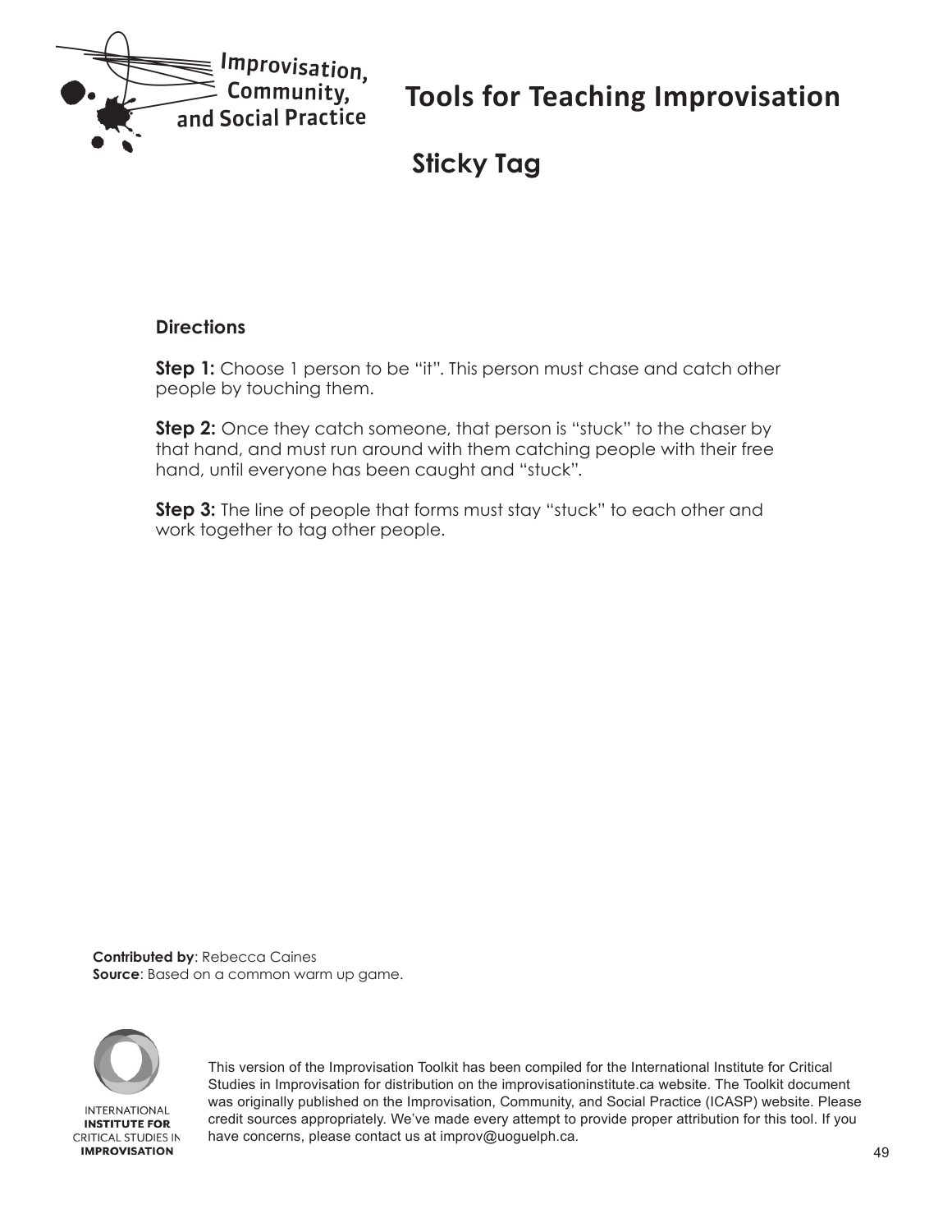# Tools for Teaching Improvisation

## Sticky Tag

### Directions

**Step 1:** Choose 1 person to be "it". This person must chase and catch other people by touching them.

**Step 2:** Once they catch someone, that person is "stuck" to the chaser by that hand, and must run around with them catching people with their free hand, until everyone has been caught and "stuck".

**Step 3:** The line of people that forms must stay "stuck" to each other and work together to tag other people.

**Contributed by**: Rebecca Caines
**Source**: Based on a common warm up game.

This version of the Improvisation Toolkit has been compiled for the International Institute for Critical Studies in Improvisation for distribution on the improvisationinstitute.ca website. The Toolkit document was originally published on the Improvisation, Community, and Social Practice (ICASP) website. Please credit sources appropriately. We've made every attempt to provide proper attribution for this tool. If you have concerns, please contact us at improv@uoguelph.ca.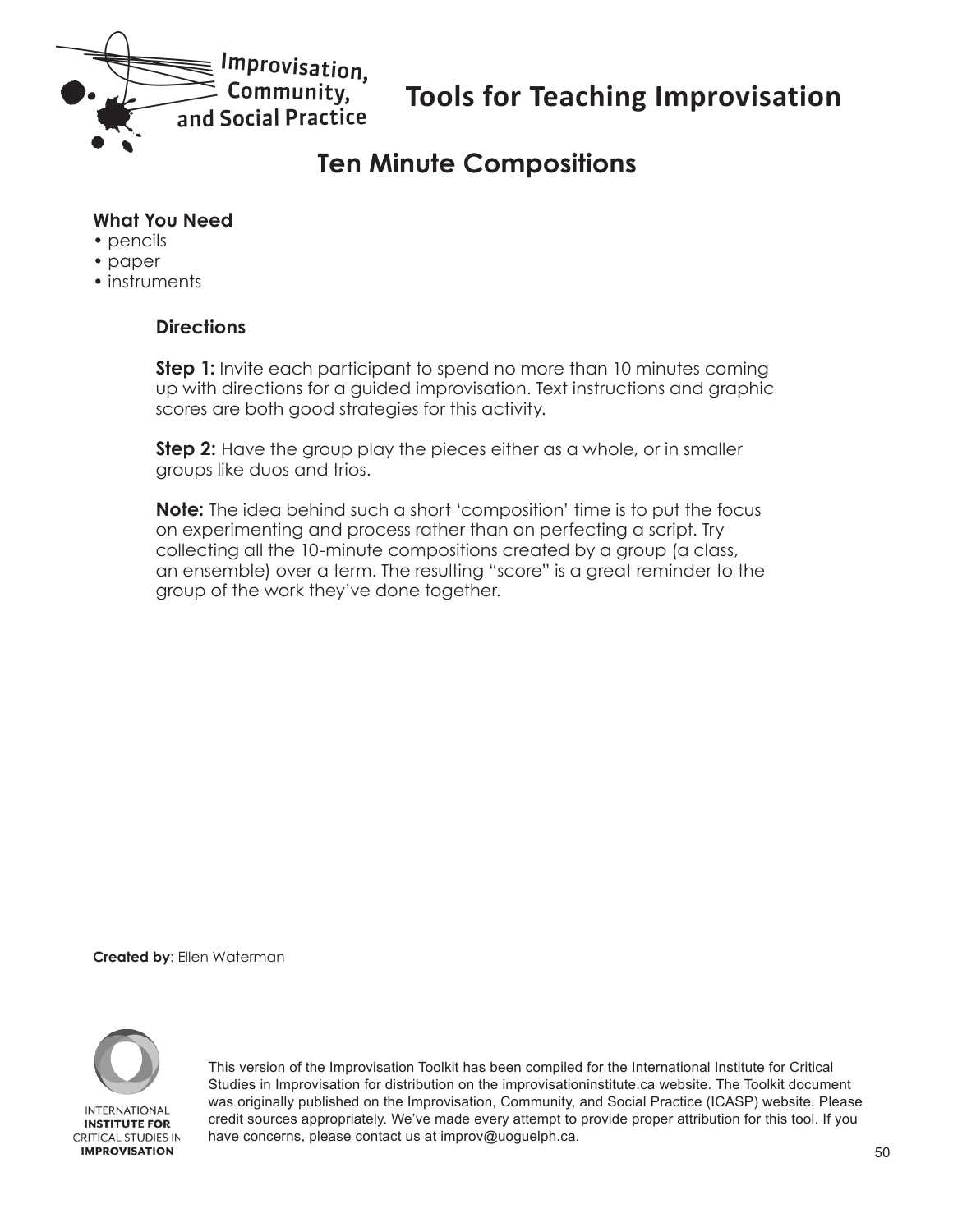# Tools for Teaching Improvisation

## Ten Minute Compositions

**What You Need**
- pencils
- paper
- instruments

**Directions**

**Step 1:** Invite each participant to spend no more than 10 minutes coming up with directions for a guided improvisation. Text instructions and graphic scores are both good strategies for this activity.

**Step 2:** Have the group play the pieces either as a whole, or in smaller groups like duos and trios.

**Note:** The idea behind such a short 'composition' time is to put the focus on experimenting and process rather than on perfecting a script. Try collecting all the 10-minute compositions created by a group (a class, an ensemble) over a term. The resulting "score" is a great reminder to the group of the work they've done together.

**Created by**: Ellen Waterman

This version of the Improvisation Toolkit has been compiled for the International Institute for Critical Studies in Improvisation for distribution on the improvisationinstitute.ca website. The Toolkit document was originally published on the Improvisation, Community, and Social Practice (ICASP) website. Please credit sources appropriately. We've made every attempt to provide proper attribution for this tool. If you have concerns, please contact us at improv@uoguelph.ca.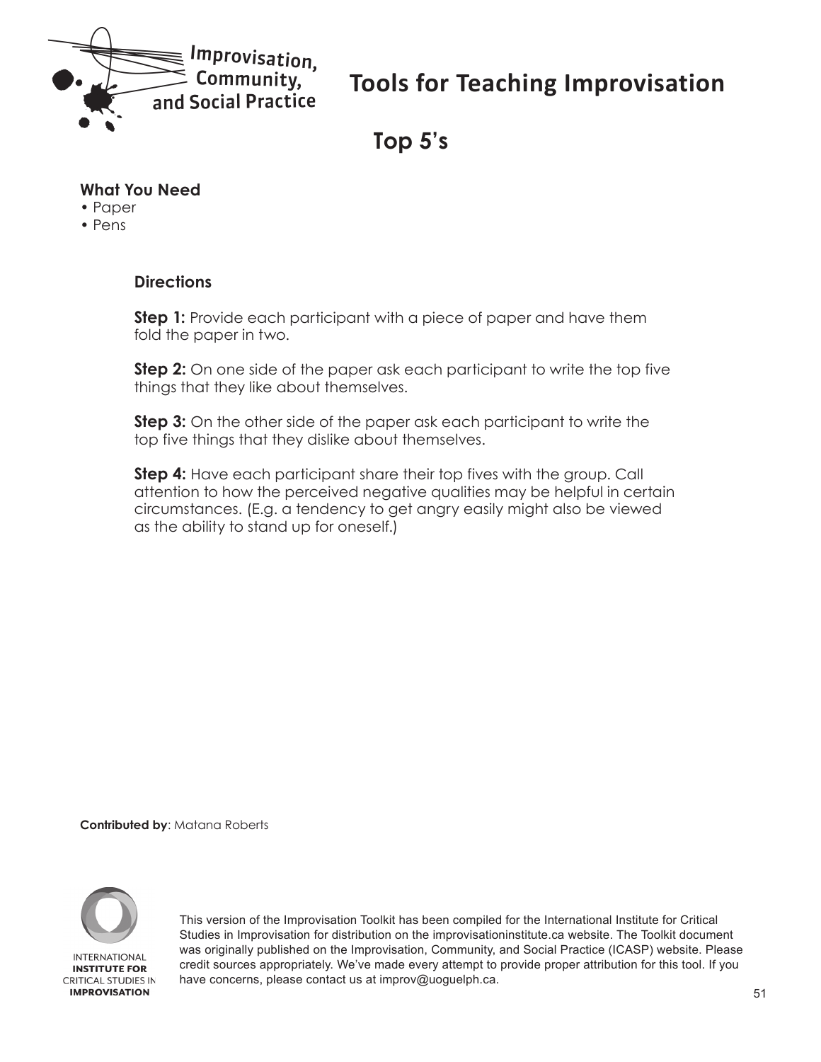# Tools for Teaching Improvisation

## Top 5's

**What You Need**

- Paper
- Pens

**Directions**

**Step 1:** Provide each participant with a piece of paper and have them fold the paper in two.

**Step 2:** On one side of the paper ask each participant to write the top five things that they like about themselves.

**Step 3:** On the other side of the paper ask each participant to write the top five things that they dislike about themselves.

**Step 4:** Have each participant share their top fives with the group. Call attention to how the perceived negative qualities may be helpful in certain circumstances. (E.g. a tendency to get angry easily might also be viewed as the ability to stand up for oneself.)

**Contributed by**: Matana Roberts

This version of the Improvisation Toolkit has been compiled for the International Institute for Critical Studies in Improvisation for distribution on the improvisationinstitute.ca website. The Toolkit document was originally published on the Improvisation, Community, and Social Practice (ICASP) website. Please credit sources appropriately. We've made every attempt to provide proper attribution for this tool. If you have concerns, please contact us at improv@uoguelph.ca.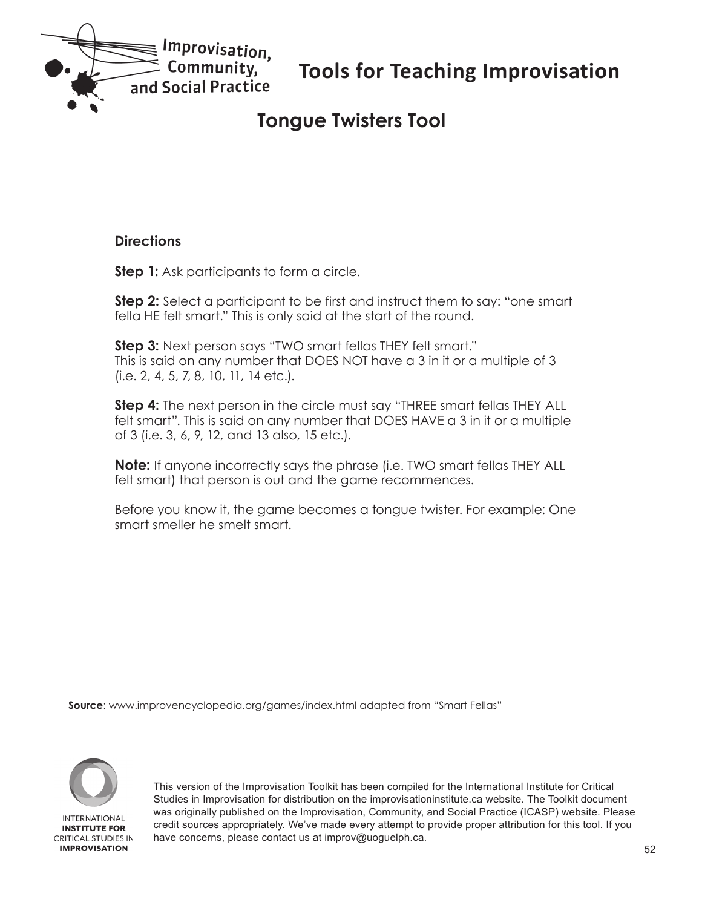# Tools for Teaching Improvisation

## Tongue Twisters Tool

**Directions**

**Step 1:** Ask participants to form a circle.

**Step 2:** Select a participant to be first and instruct them to say: "one smart fella HE felt smart." This is only said at the start of the round.

**Step 3:** Next person says "TWO smart fellas THEY felt smart." This is said on any number that DOES NOT have a 3 in it or a multiple of 3 (i.e. 2, 4, 5, 7, 8, 10, 11, 14 etc.).

**Step 4:** The next person in the circle must say "THREE smart fellas THEY ALL felt smart". This is said on any number that DOES HAVE a 3 in it or a multiple of 3 (i.e. 3, 6, 9, 12, and 13 also, 15 etc.).

**Note:** If anyone incorrectly says the phrase (i.e. TWO smart fellas THEY ALL felt smart) that person is out and the game recommences.

Before you know it, the game becomes a tongue twister. For example: One smart smeller he smelt smart.

**Source**: www.improvencyclopedia.org/games/index.html adapted from "Smart Fellas"

This version of the Improvisation Toolkit has been compiled for the International Institute for Critical Studies in Improvisation for distribution on the improvisationinstitute.ca website. The Toolkit document was originally published on the Improvisation, Community, and Social Practice (ICASP) website. Please credit sources appropriately. We've made every attempt to provide proper attribution for this tool. If you have concerns, please contact us at improv@uoguelph.ca.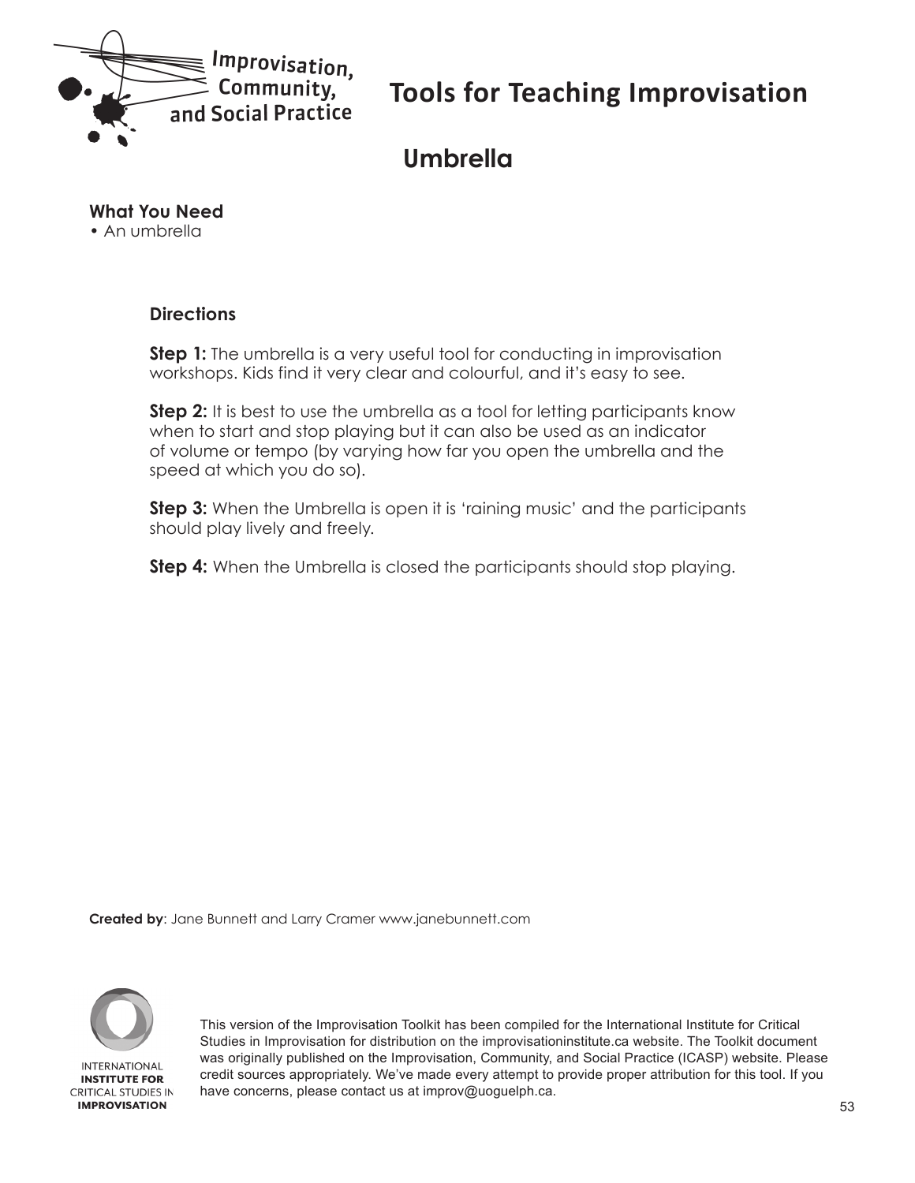# Tools for Teaching Improvisation

## Umbrella

**What You Need**
- An umbrella

**Directions**

**Step 1:** The umbrella is a very useful tool for conducting in improvisation workshops. Kids find it very clear and colourful, and it's easy to see.

**Step 2:** It is best to use the umbrella as a tool for letting participants know when to start and stop playing but it can also be used as an indicator of volume or tempo (by varying how far you open the umbrella and the speed at which you do so).

**Step 3:** When the Umbrella is open it is 'raining music' and the participants should play lively and freely.

**Step 4:** When the Umbrella is closed the participants should stop playing.

**Created by**: Jane Bunnett and Larry Cramer www.janebunnett.com

This version of the Improvisation Toolkit has been compiled for the International Institute for Critical Studies in Improvisation for distribution on the improvisationinstitute.ca website. The Toolkit document was originally published on the Improvisation, Community, and Social Practice (ICASP) website. Please credit sources appropriately. We've made every attempt to provide proper attribution for this tool. If you have concerns, please contact us at improv@uoguelph.ca.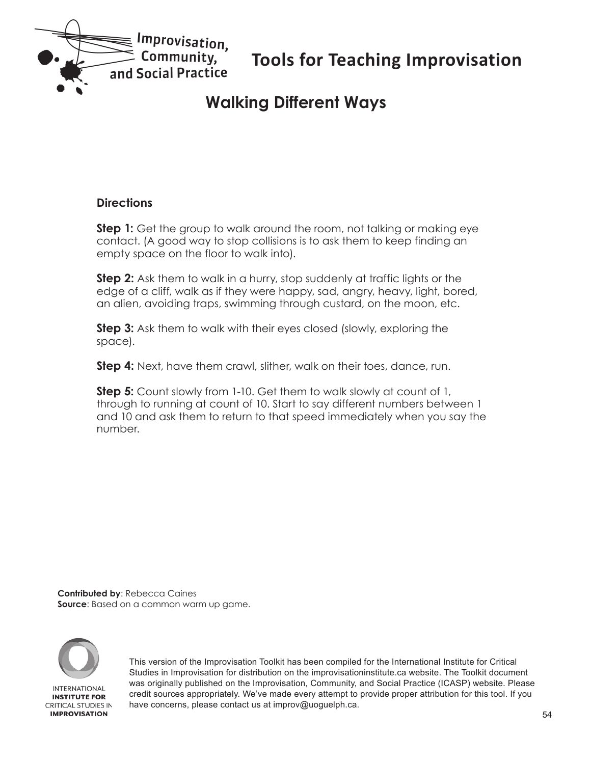# Walking Different Ways

**Directions**

**Step 1:** Get the group to walk around the room, not talking or making eye contact. (A good way to stop collisions is to ask them to keep finding an empty space on the floor to walk into).

**Step 2:** Ask them to walk in a hurry, stop suddenly at traffic lights or the edge of a cliff, walk as if they were happy, sad, angry, heavy, light, bored, an alien, avoiding traps, swimming through custard, on the moon, etc.

**Step 3:** Ask them to walk with their eyes closed (slowly, exploring the space).

**Step 4:** Next, have them crawl, slither, walk on their toes, dance, run.

**Step 5:** Count slowly from 1-10. Get them to walk slowly at count of 1, through to running at count of 10. Start to say different numbers between 1 and 10 and ask them to return to that speed immediately when you say the number.

**Contributed by**: Rebecca Caines
**Source**: Based on a common warm up game.

This version of the Improvisation Toolkit has been compiled for the International Institute for Critical Studies in Improvisation for distribution on the improvisationinstitute.ca website. The Toolkit document was originally published on the Improvisation, Community, and Social Practice (ICASP) website. Please credit sources appropriately. We've made every attempt to provide proper attribution for this tool. If you have concerns, please contact us at improv@uoguelph.ca.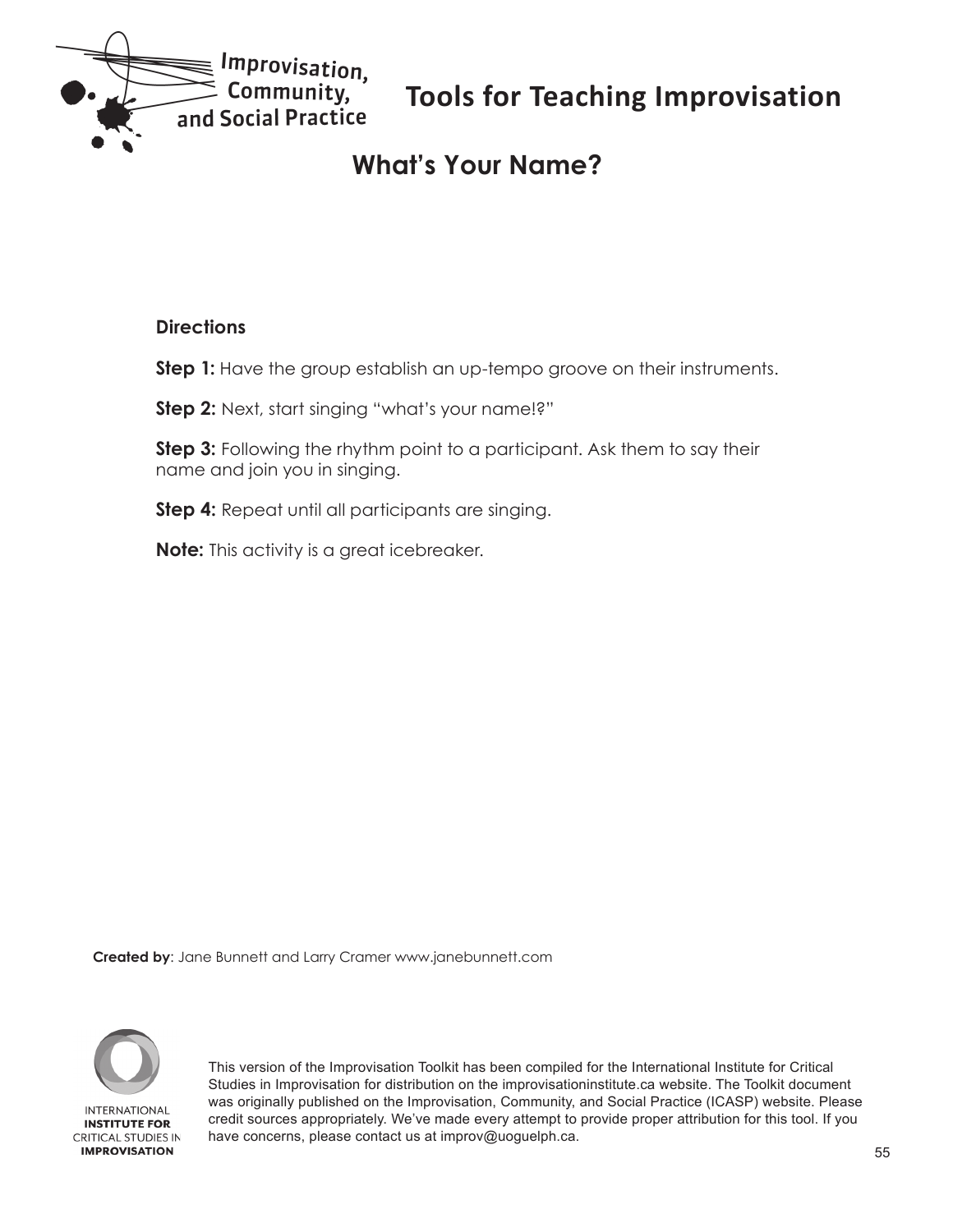# Tools for Teaching Improvisation

## What's Your Name?

**Directions**

**Step 1:** Have the group establish an up-tempo groove on their instruments.

**Step 2:** Next, start singing "what's your name!?"

**Step 3:** Following the rhythm point to a participant. Ask them to say their name and join you in singing.

**Step 4:** Repeat until all participants are singing.

**Note:** This activity is a great icebreaker.

**Created by**: Jane Bunnett and Larry Cramer www.janebunnett.com

This version of the Improvisation Toolkit has been compiled for the International Institute for Critical Studies in Improvisation for distribution on the improvisationinstitute.ca website. The Toolkit document was originally published on the Improvisation, Community, and Social Practice (ICASP) website. Please credit sources appropriately. We've made every attempt to provide proper attribution for this tool. If you have concerns, please contact us at improv@uoguelph.ca.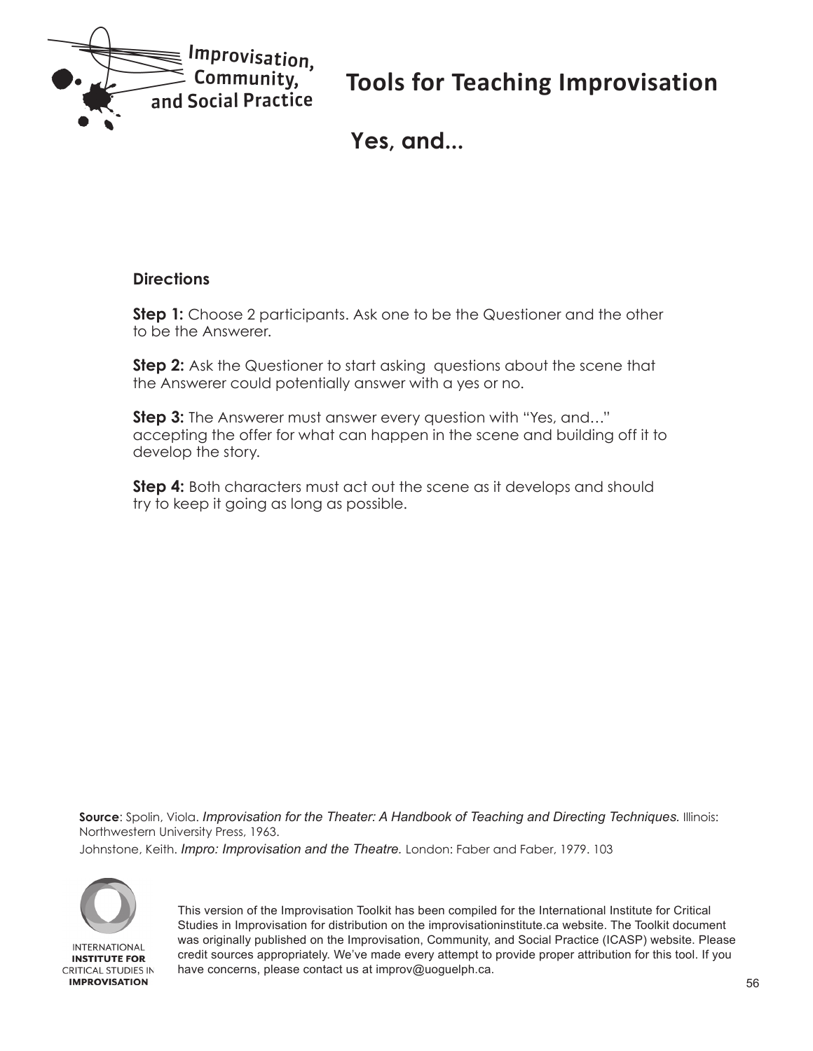# Tools for Teaching Improvisation

## Yes, and...

**Directions**

**Step 1:** Choose 2 participants. Ask one to be the Questioner and the other to be the Answerer.

**Step 2:** Ask the Questioner to start asking questions about the scene that the Answerer could potentially answer with a yes or no.

**Step 3:** The Answerer must answer every question with "Yes, and…" accepting the offer for what can happen in the scene and building off it to develop the story.

**Step 4:** Both characters must act out the scene as it develops and should try to keep it going as long as possible.

**Source**: Spolin, Viola. *Improvisation for the Theater: A Handbook of Teaching and Directing Techniques.* Illinois: Northwestern University Press, 1963.

Johnstone, Keith. *Impro: Improvisation and the Theatre.* London: Faber and Faber, 1979. 103

This version of the Improvisation Toolkit has been compiled for the International Institute for Critical Studies in Improvisation for distribution on the improvisationinstitute.ca website. The Toolkit document was originally published on the Improvisation, Community, and Social Practice (ICASP) website. Please credit sources appropriately. We've made every attempt to provide proper attribution for this tool. If you have concerns, please contact us at improv@uoguelph.ca.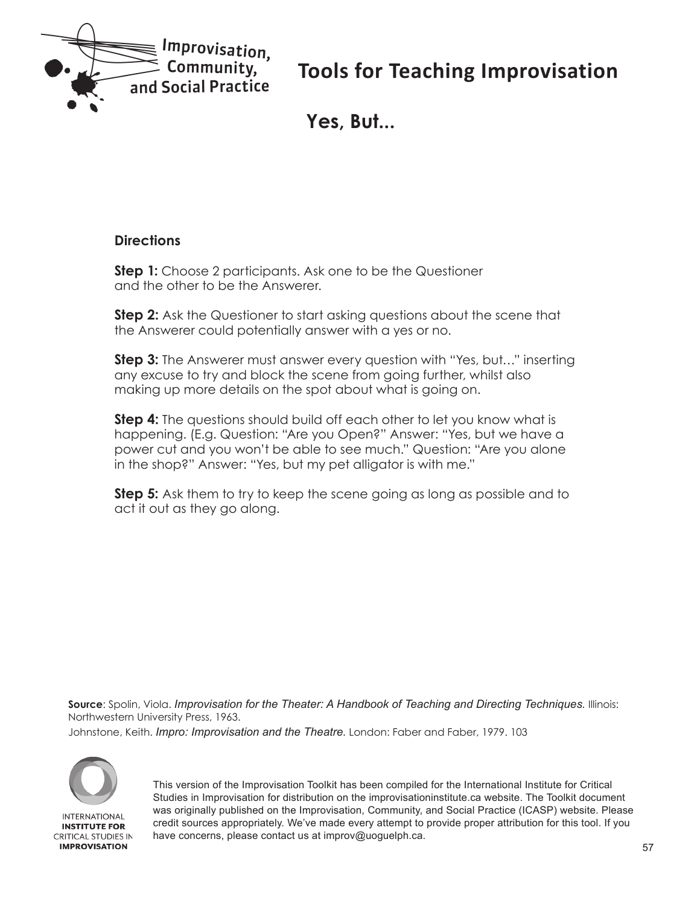# Tools for Teaching Improvisation

## Yes, But...

**Directions**

**Step 1:** Choose 2 participants. Ask one to be the Questioner and the other to be the Answerer.

**Step 2:** Ask the Questioner to start asking questions about the scene that the Answerer could potentially answer with a yes or no.

**Step 3:** The Answerer must answer every question with "Yes, but…" inserting any excuse to try and block the scene from going further, whilst also making up more details on the spot about what is going on.

**Step 4:** The questions should build off each other to let you know what is happening. (E.g. Question: "Are you Open?" Answer: "Yes, but we have a power cut and you won't be able to see much." Question: "Are you alone in the shop?" Answer: "Yes, but my pet alligator is with me."

**Step 5:** Ask them to try to keep the scene going as long as possible and to act it out as they go along.

**Source**: Spolin, Viola. *Improvisation for the Theater: A Handbook of Teaching and Directing Techniques.* Illinois: Northwestern University Press, 1963.

Johnstone, Keith. *Impro: Improvisation and the Theatre.* London: Faber and Faber, 1979. 103

This version of the Improvisation Toolkit has been compiled for the International Institute for Critical Studies in Improvisation for distribution on the improvisationinstitute.ca website. The Toolkit document was originally published on the Improvisation, Community, and Social Practice (ICASP) website. Please credit sources appropriately. We've made every attempt to provide proper attribution for this tool. If you have concerns, please contact us at improv@uoguelph.ca.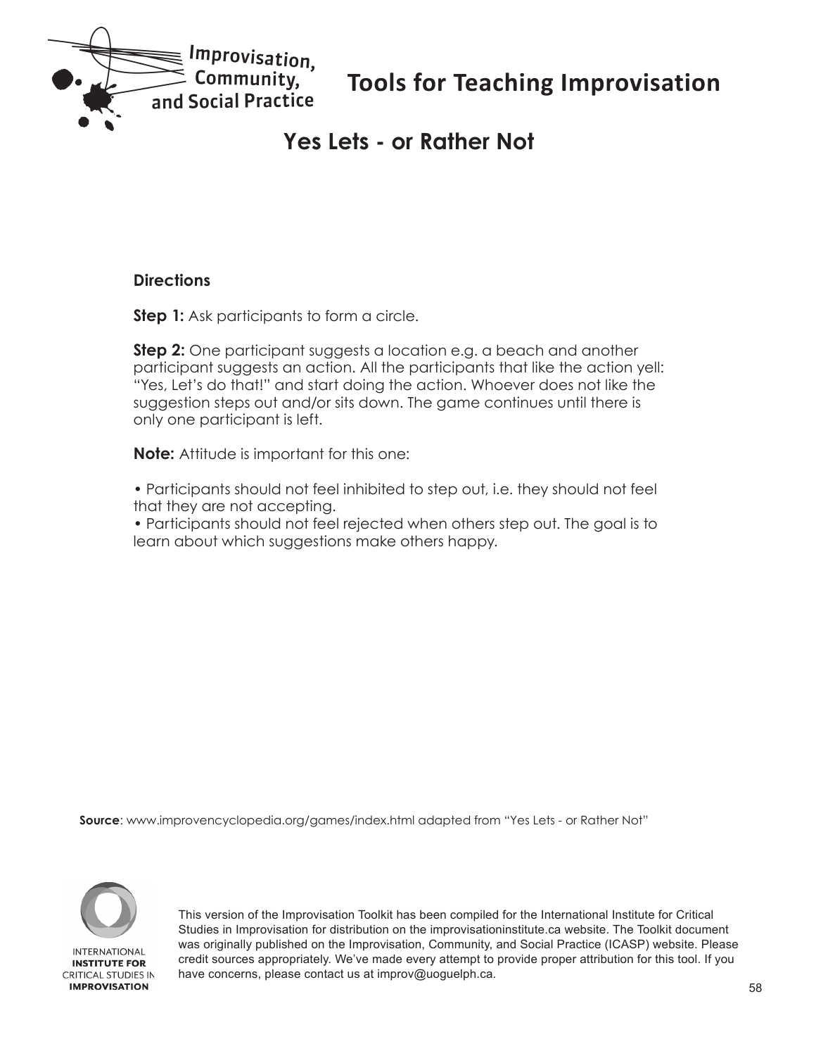# Tools for Teaching Improvisation

## Yes Lets - or Rather Not

**Directions**

**Step 1:** Ask participants to form a circle.

**Step 2:** One participant suggests a location e.g. a beach and another participant suggests an action. All the participants that like the action yell: "Yes, Let's do that!" and start doing the action. Whoever does not like the suggestion steps out and/or sits down. The game continues until there is only one participant is left.

**Note:** Attitude is important for this one:

- Participants should not feel inhibited to step out, i.e. they should not feel that they are not accepting.
- Participants should not feel rejected when others step out. The goal is to learn about which suggestions make others happy.

**Source**: www.improvencyclopedia.org/games/index.html adapted from "Yes Lets - or Rather Not"

This version of the Improvisation Toolkit has been compiled for the International Institute for Critical Studies in Improvisation for distribution on the improvisationinstitute.ca website. The Toolkit document was originally published on the Improvisation, Community, and Social Practice (ICASP) website. Please credit sources appropriately. We've made every attempt to provide proper attribution for this tool. If you have concerns, please contact us at improv@uoguelph.ca.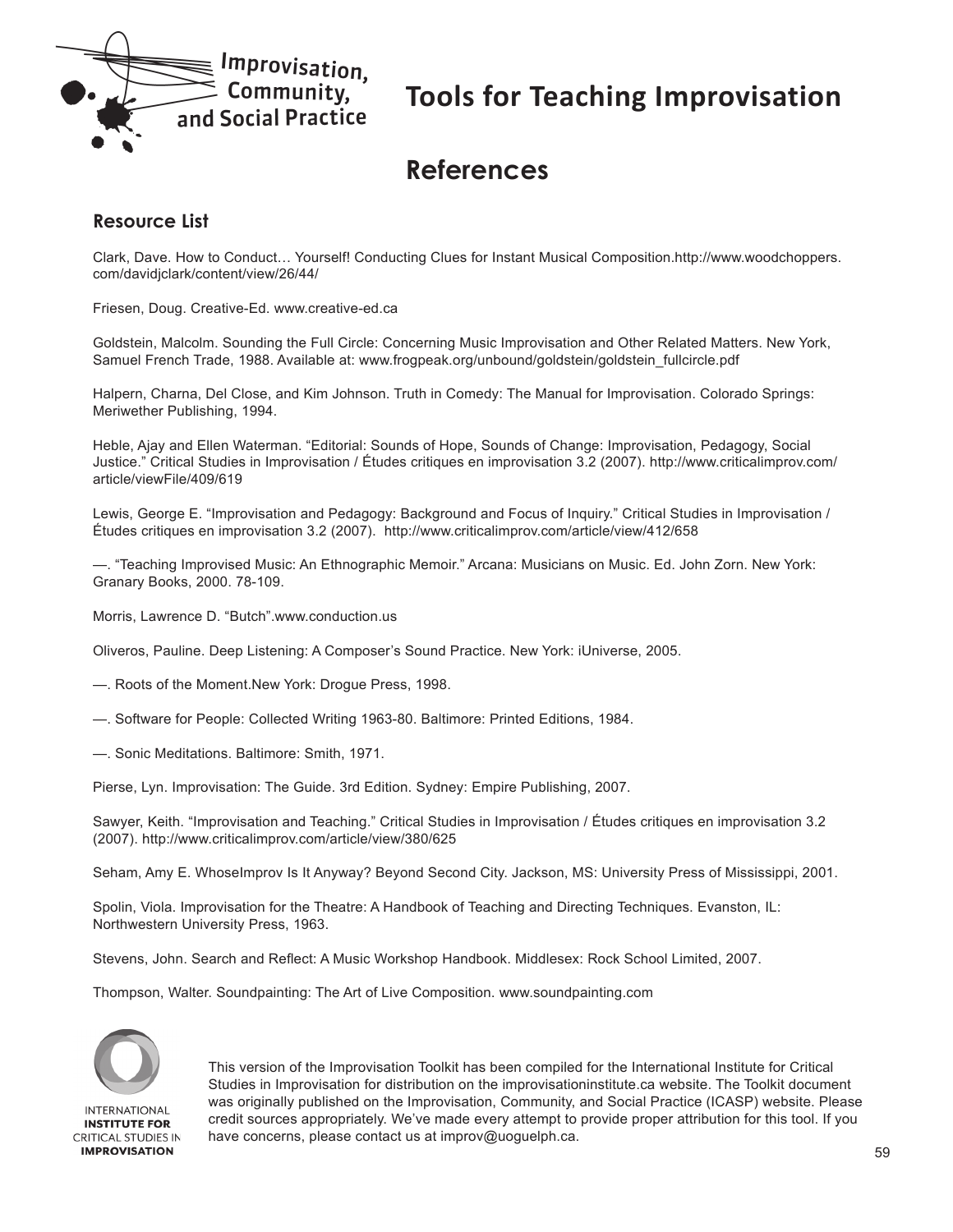# Tools for Teaching Improvisation

## References

### Resource List

Clark, Dave. How to Conduct… Yourself! Conducting Clues for Instant Musical Composition.http://www.woodchoppers.com/davidjclark/content/view/26/44/

Friesen, Doug. Creative-Ed. www.creative-ed.ca

Goldstein, Malcolm. Sounding the Full Circle: Concerning Music Improvisation and Other Related Matters. New York, Samuel French Trade, 1988. Available at: www.frogpeak.org/unbound/goldstein/goldstein_fullcircle.pdf

Halpern, Charna, Del Close, and Kim Johnson. Truth in Comedy: The Manual for Improvisation. Colorado Springs: Meriwether Publishing, 1994.

Heble, Ajay and Ellen Waterman. "Editorial: Sounds of Hope, Sounds of Change: Improvisation, Pedagogy, Social Justice." Critical Studies in Improvisation / Études critiques en improvisation 3.2 (2007). http://www.criticalimprov.com/article/viewFile/409/619

Lewis, George E. "Improvisation and Pedagogy: Background and Focus of Inquiry." Critical Studies in Improvisation / Études critiques en improvisation 3.2 (2007). http://www.criticalimprov.com/article/view/412/658

—. "Teaching Improvised Music: An Ethnographic Memoir." Arcana: Musicians on Music. Ed. John Zorn. New York: Granary Books, 2000. 78-109.

Morris, Lawrence D. "Butch".www.conduction.us

Oliveros, Pauline. Deep Listening: A Composer's Sound Practice. New York: iUniverse, 2005.

—. Roots of the Moment.New York: Drogue Press, 1998.

—. Software for People: Collected Writing 1963-80. Baltimore: Printed Editions, 1984.

—. Sonic Meditations. Baltimore: Smith, 1971.

Pierse, Lyn. Improvisation: The Guide. 3rd Edition. Sydney: Empire Publishing, 2007.

Sawyer, Keith. "Improvisation and Teaching." Critical Studies in Improvisation / Études critiques en improvisation 3.2 (2007). http://www.criticalimprov.com/article/view/380/625

Seham, Amy E. WhoseImprov Is It Anyway? Beyond Second City. Jackson, MS: University Press of Mississippi, 2001.

Spolin, Viola. Improvisation for the Theatre: A Handbook of Teaching and Directing Techniques. Evanston, IL: Northwestern University Press, 1963.

Stevens, John. Search and Reflect: A Music Workshop Handbook. Middlesex: Rock School Limited, 2007.

Thompson, Walter. Soundpainting: The Art of Live Composition. www.soundpainting.com

This version of the Improvisation Toolkit has been compiled for the International Institute for Critical Studies in Improvisation for distribution on the improvisationinstitute.ca website. The Toolkit document was originally published on the Improvisation, Community, and Social Practice (ICASP) website. Please credit sources appropriately. We've made every attempt to provide proper attribution for this tool. If you have concerns, please contact us at improv@uoguelph.ca.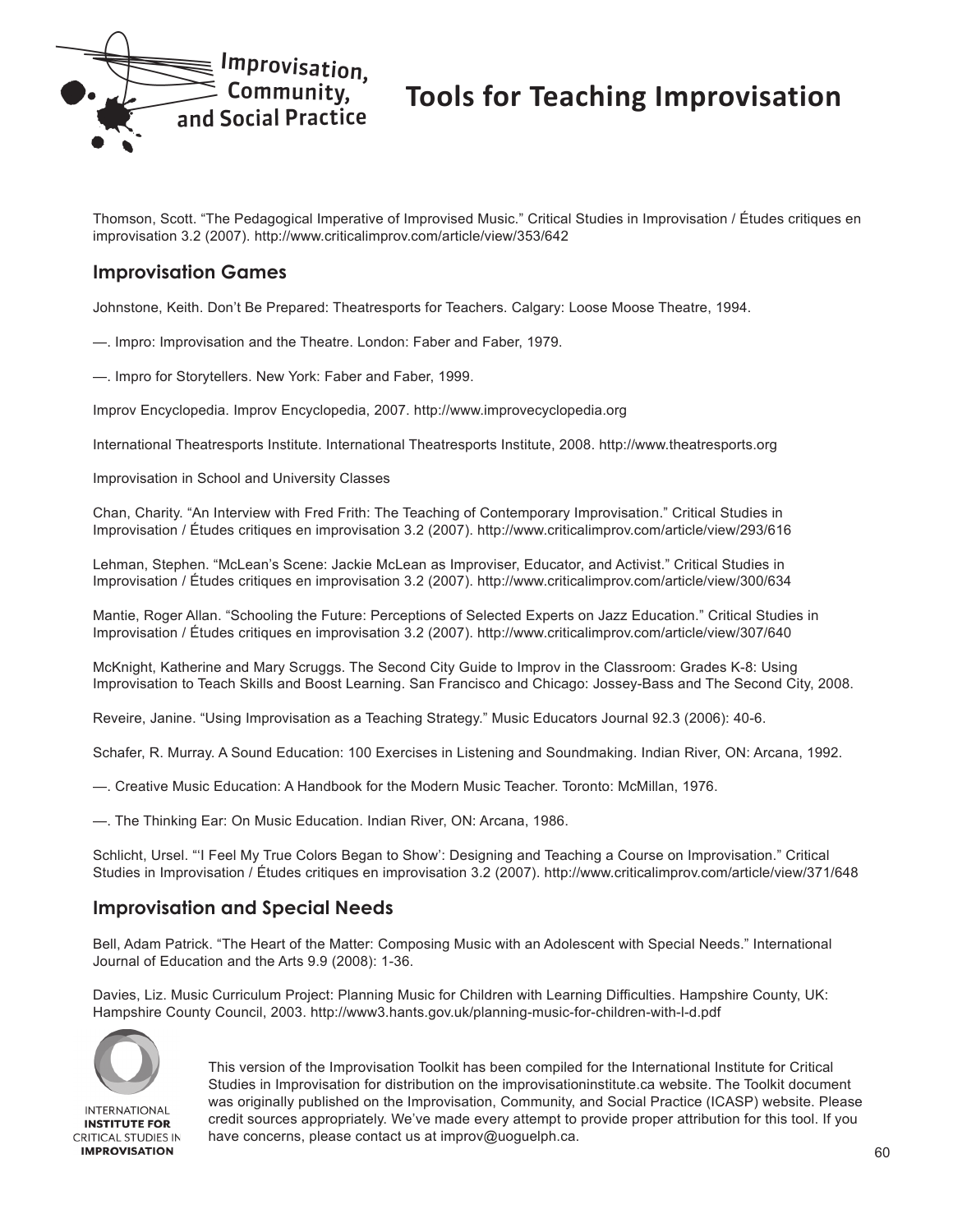Thomson, Scott. "The Pedagogical Imperative of Improvised Music." Critical Studies in Improvisation / Études critiques en improvisation 3.2 (2007). http://www.criticalimprov.com/article/view/353/642

## Improvisation Games

Johnstone, Keith. Don't Be Prepared: Theatresports for Teachers. Calgary: Loose Moose Theatre, 1994.

—. Impro: Improvisation and the Theatre. London: Faber and Faber, 1979.

—. Impro for Storytellers. New York: Faber and Faber, 1999.

Improv Encyclopedia. Improv Encyclopedia, 2007. http://www.improvecyclopedia.org

International Theatresports Institute. International Theatresports Institute, 2008. http://www.theatresports.org

Improvisation in School and University Classes

Chan, Charity. "An Interview with Fred Frith: The Teaching of Contemporary Improvisation." Critical Studies in Improvisation / Études critiques en improvisation 3.2 (2007). http://www.criticalimprov.com/article/view/293/616

Lehman, Stephen. "McLean's Scene: Jackie McLean as Improviser, Educator, and Activist." Critical Studies in Improvisation / Études critiques en improvisation 3.2 (2007). http://www.criticalimprov.com/article/view/300/634

Mantie, Roger Allan. "Schooling the Future: Perceptions of Selected Experts on Jazz Education." Critical Studies in Improvisation / Études critiques en improvisation 3.2 (2007). http://www.criticalimprov.com/article/view/307/640

McKnight, Katherine and Mary Scruggs. The Second City Guide to Improv in the Classroom: Grades K-8: Using Improvisation to Teach Skills and Boost Learning. San Francisco and Chicago: Jossey-Bass and The Second City, 2008.

Reveire, Janine. "Using Improvisation as a Teaching Strategy." Music Educators Journal 92.3 (2006): 40-6.

Schafer, R. Murray. A Sound Education: 100 Exercises in Listening and Soundmaking. Indian River, ON: Arcana, 1992.

—. Creative Music Education: A Handbook for the Modern Music Teacher. Toronto: McMillan, 1976.

—. The Thinking Ear: On Music Education. Indian River, ON: Arcana, 1986.

Schlicht, Ursel. "'I Feel My True Colors Began to Show': Designing and Teaching a Course on Improvisation." Critical Studies in Improvisation / Études critiques en improvisation 3.2 (2007). http://www.criticalimprov.com/article/view/371/648

## Improvisation and Special Needs

Bell, Adam Patrick. "The Heart of the Matter: Composing Music with an Adolescent with Special Needs." International Journal of Education and the Arts 9.9 (2008): 1-36.

Davies, Liz. Music Curriculum Project: Planning Music for Children with Learning Difficulties. Hampshire County, UK: Hampshire County Council, 2003. http://www3.hants.gov.uk/planning-music-for-children-with-l-d.pdf

This version of the Improvisation Toolkit has been compiled for the International Institute for Critical Studies in Improvisation for distribution on the improvisationinstitute.ca website. The Toolkit document was originally published on the Improvisation, Community, and Social Practice (ICASP) website. Please credit sources appropriately. We've made every attempt to provide proper attribution for this tool. If you have concerns, please contact us at improv@uoguelph.ca.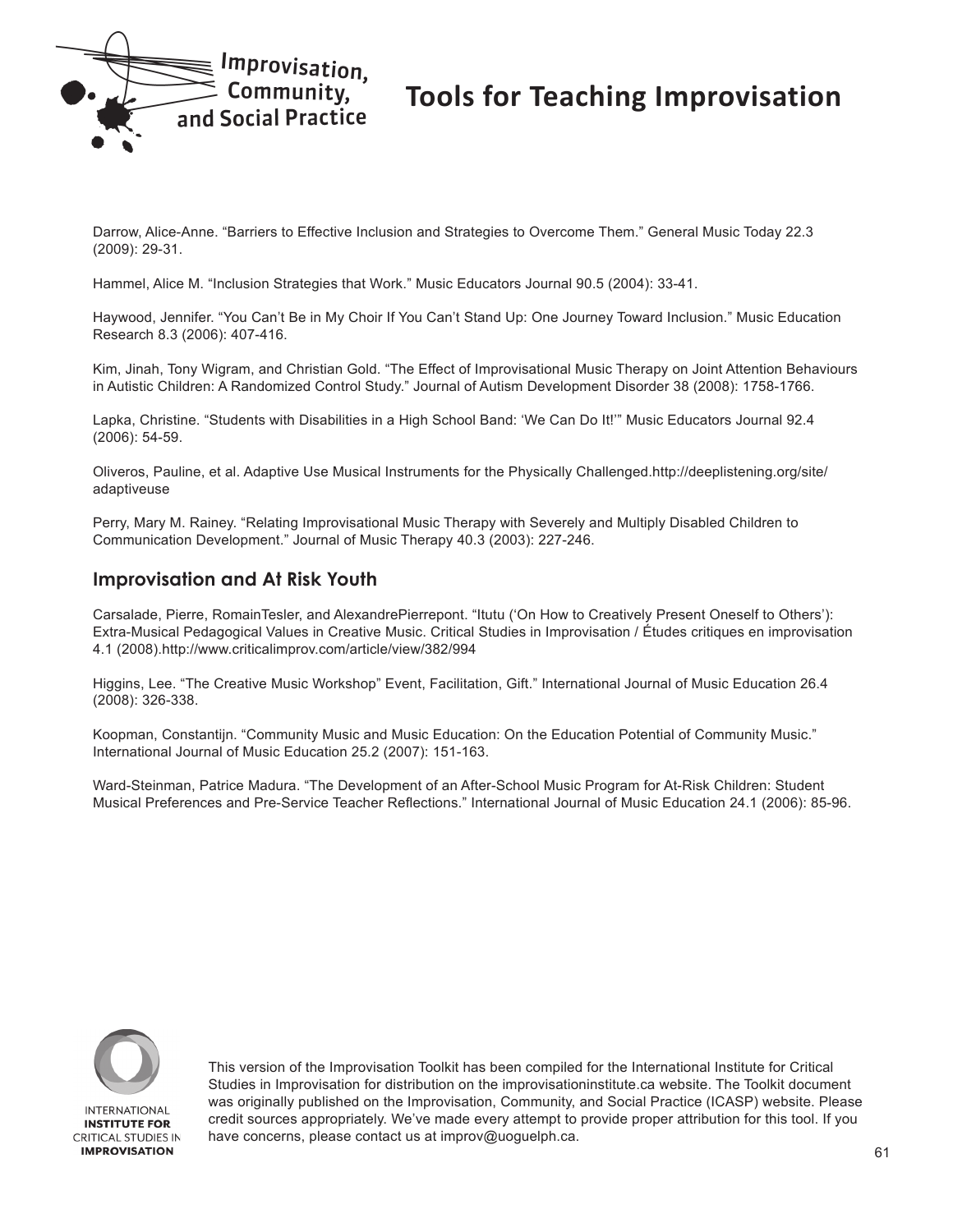Darrow, Alice-Anne. “Barriers to Effective Inclusion and Strategies to Overcome Them.” General Music Today 22.3 (2009): 29-31.

Hammel, Alice M. “Inclusion Strategies that Work.” Music Educators Journal 90.5 (2004): 33-41.

Haywood, Jennifer. “You Can’t Be in My Choir If You Can’t Stand Up: One Journey Toward Inclusion.” Music Education Research 8.3 (2006): 407-416.

Kim, Jinah, Tony Wigram, and Christian Gold. “The Effect of Improvisational Music Therapy on Joint Attention Behaviours in Autistic Children: A Randomized Control Study.” Journal of Autism Development Disorder 38 (2008): 1758-1766.

Lapka, Christine. “Students with Disabilities in a High School Band: ‘We Can Do It!’” Music Educators Journal 92.4 (2006): 54-59.

Oliveros, Pauline, et al. Adaptive Use Musical Instruments for the Physically Challenged.http://deeplistening.org/site/adaptiveuse

Perry, Mary M. Rainey. “Relating Improvisational Music Therapy with Severely and Multiply Disabled Children to Communication Development.” Journal of Music Therapy 40.3 (2003): 227-246.

## Improvisation and At Risk Youth

Carsalade, Pierre, RomainTesler, and AlexandrePierrepont. “Itutu (‘On How to Creatively Present Oneself to Others’): Extra-Musical Pedagogical Values in Creative Music. Critical Studies in Improvisation / Études critiques en improvisation 4.1 (2008).http://www.criticalimprov.com/article/view/382/994

Higgins, Lee. “The Creative Music Workshop” Event, Facilitation, Gift.” International Journal of Music Education 26.4 (2008): 326-338.

Koopman, Constantijn. “Community Music and Music Education: On the Education Potential of Community Music.” International Journal of Music Education 25.2 (2007): 151-163.

Ward-Steinman, Patrice Madura. “The Development of an After-School Music Program for At-Risk Children: Student Musical Preferences and Pre-Service Teacher Reflections.” International Journal of Music Education 24.1 (2006): 85-96.